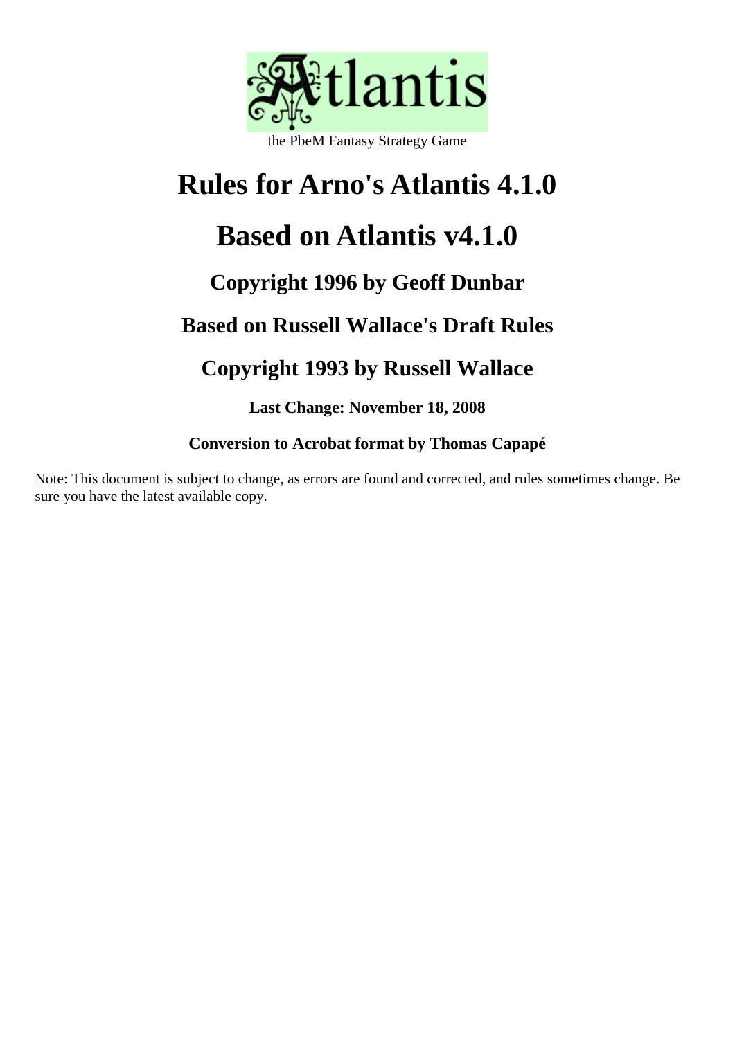Atlantis

the PbeM Fantasy Strategy Game

# Rules for Arno's Atlantis 4.1.0

# Based on Atlantis v4.1.0

## Copyright 1996 by Geoff Dunbar

## Based on Russell Wallace's Draft Rules

## Copyright 1993 by Russell Wallace

### Last Change: November 18, 2008

### Conversion to Acrobat format by Thomas Capapé

Note: This document is subject to change, as errors are found and corrected, and rules sometimes change. Be sure you have the latest available copy.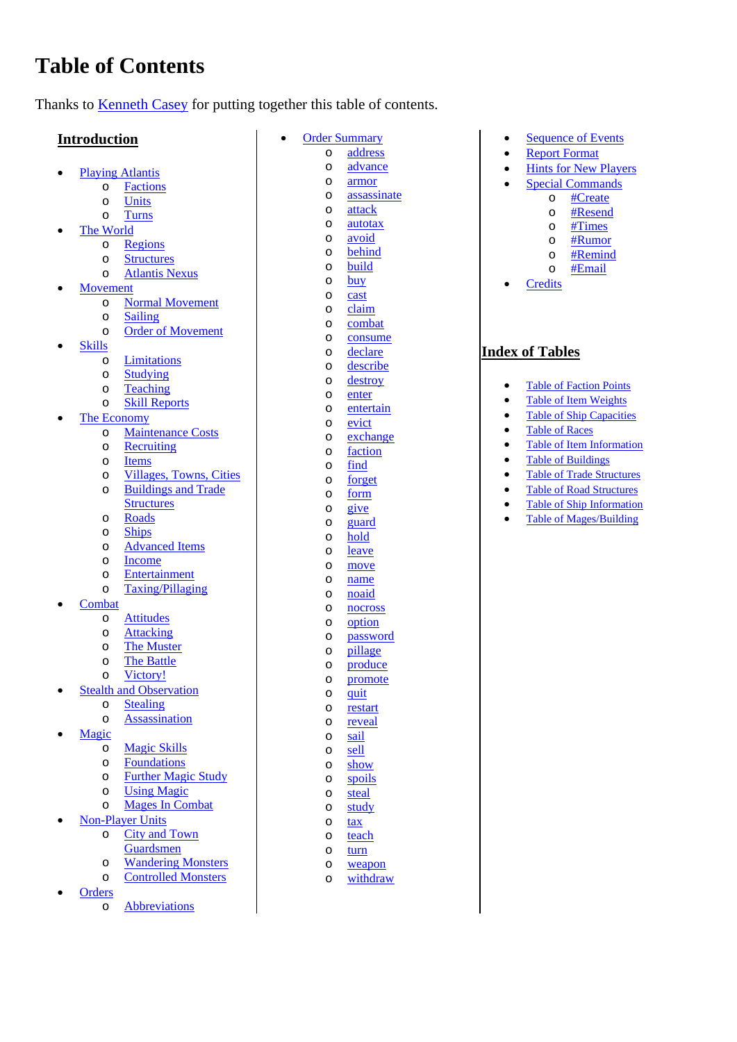# Table of Contents

Thanks to Kenneth Casey for putting together this table of contents.

## Introduction

- Playing Atlantis
  - Factions
  - Units
  - Turns
- The World
  - Regions
  - Structures
  - Atlantis Nexus
- Movement
  - Normal Movement
  - Sailing
  - Order of Movement
- Skills
  - Limitations
  - Studying
  - Teaching
  - Skill Reports
- The Economy
  - Maintenance Costs
  - Recruiting
  - Items
  - Villages, Towns, Cities
  - Buildings and Trade Structures
  - Roads
  - Ships
  - Advanced Items
  - Income
  - Entertainment
  - Taxing/Pillaging
- Combat
  - Attitudes
  - Attacking
  - The Muster
  - The Battle
  - Victory!
- Stealth and Observation
  - Stealing
  - Assassination
- Magic
  - Magic Skills
  - Foundations
  - Further Magic Study
  - Using Magic
  - Mages In Combat
- Non-Player Units
  - City and Town Guardsmen
  - Wandering Monsters
  - Controlled Monsters
- Orders
  - Abbreviations
- Order Summary
  - address
  - advance
  - armor
  - assassinate
  - attack
  - autotax
  - avoid
  - behind
  - build
  - buy
  - cast
  - claim
  - combat
  - consume
  - declare
  - describe
  - destroy
  - enter
  - entertain
  - evict
  - exchange
  - faction
  - find
  - forget
  - form
  - give
  - guard
  - hold
  - leave
  - move
  - name
  - noaid
  - nocross
  - option
  - password
  - pillage
  - produce
  - promote
  - quit
  - restart
  - reveal
  - sail
  - sell
  - show
  - spoils
  - steal
  - study
  - tax
  - teach
  - turn
  - weapon
  - withdraw
- Sequence of Events
- Report Format
- Hints for New Players
- Special Commands
  - #Create
  - #Resend
  - #Times
  - #Rumor
  - #Remind
  - #Email
- Credits

## Index of Tables

- Table of Faction Points
- Table of Item Weights
- Table of Ship Capacities
- Table of Races
- Table of Item Information
- Table of Buildings
- Table of Trade Structures
- Table of Road Structures
- Table of Ship Information
- Table of Mages/Building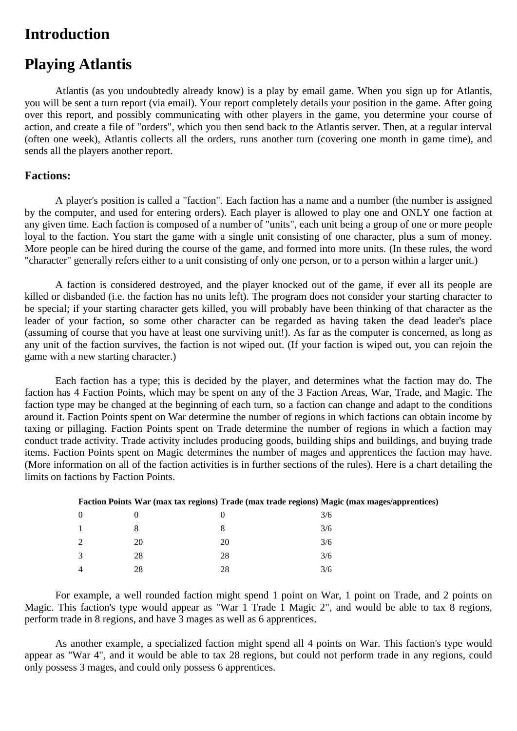# Introduction

# Playing Atlantis

Atlantis (as you undoubtedly already know) is a play by email game. When you sign up for Atlantis, you will be sent a turn report (via email). Your report completely details your position in the game. After going over this report, and possibly communicating with other players in the game, you determine your course of action, and create a file of "orders", which you then send back to the Atlantis server. Then, at a regular interval (often one week), Atlantis collects all the orders, runs another turn (covering one month in game time), and sends all the players another report.

### Factions:

A player's position is called a "faction". Each faction has a name and a number (the number is assigned by the computer, and used for entering orders). Each player is allowed to play one and ONLY one faction at any given time. Each faction is composed of a number of "units", each unit being a group of one or more people loyal to the faction. You start the game with a single unit consisting of one character, plus a sum of money. More people can be hired during the course of the game, and formed into more units. (In these rules, the word "character" generally refers either to a unit consisting of only one person, or to a person within a larger unit.)

A faction is considered destroyed, and the player knocked out of the game, if ever all its people are killed or disbanded (i.e. the faction has no units left). The program does not consider your starting character to be special; if your starting character gets killed, you will probably have been thinking of that character as the leader of your faction, so some other character can be regarded as having taken the dead leader's place (assuming of course that you have at least one surviving unit!). As far as the computer is concerned, as long as any unit of the faction survives, the faction is not wiped out. (If your faction is wiped out, you can rejoin the game with a new starting character.)

Each faction has a type; this is decided by the player, and determines what the faction may do. The faction has 4 Faction Points, which may be spent on any of the 3 Faction Areas, War, Trade, and Magic. The faction type may be changed at the beginning of each turn, so a faction can change and adapt to the conditions around it. Faction Points spent on War determine the number of regions in which factions can obtain income by taxing or pillaging. Faction Points spent on Trade determine the number of regions in which a faction may conduct trade activity. Trade activity includes producing goods, building ships and buildings, and buying trade items. Faction Points spent on Magic determines the number of mages and apprentices the faction may have. (More information on all of the faction activities is in further sections of the rules). Here is a chart detailing the limits on factions by Faction Points.

| Faction Points | War (max tax regions) | Trade (max trade regions) | Magic (max mages/apprentices) |
|---|---|---|---|
| 0 | 0 | 0 | 3/6 |
| 1 | 8 | 8 | 3/6 |
| 2 | 20 | 20 | 3/6 |
| 3 | 28 | 28 | 3/6 |
| 4 | 28 | 28 | 3/6 |

For example, a well rounded faction might spend 1 point on War, 1 point on Trade, and 2 points on Magic. This faction's type would appear as "War 1 Trade 1 Magic 2", and would be able to tax 8 regions, perform trade in 8 regions, and have 3 mages as well as 6 apprentices.

As another example, a specialized faction might spend all 4 points on War. This faction's type would appear as "War 4", and it would be able to tax 28 regions, but could not perform trade in any regions, could only possess 3 mages, and could only possess 6 apprentices.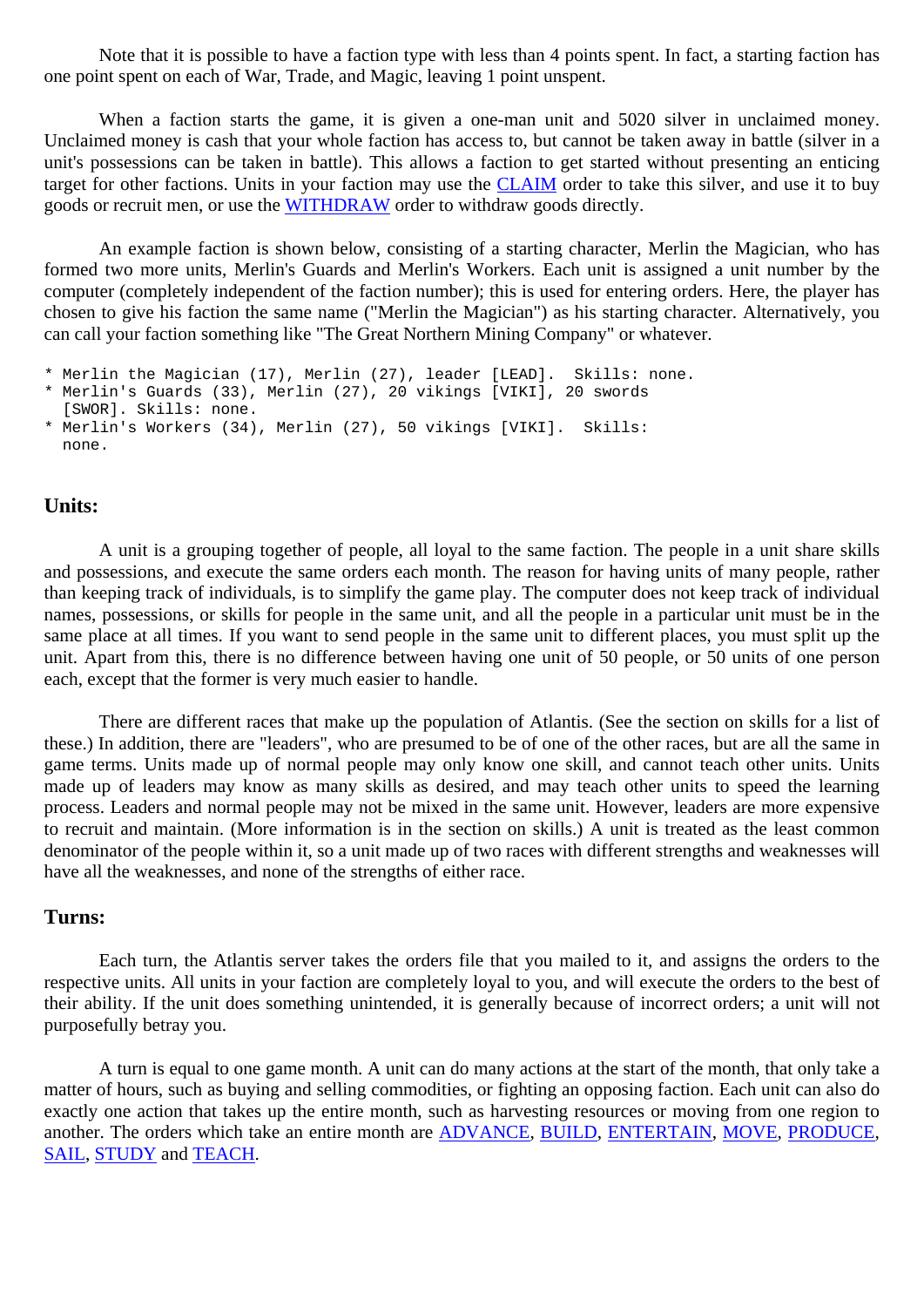Note that it is possible to have a faction type with less than 4 points spent. In fact, a starting faction has one point spent on each of War, Trade, and Magic, leaving 1 point unspent.

When a faction starts the game, it is given a one-man unit and 5020 silver in unclaimed money. Unclaimed money is cash that your whole faction has access to, but cannot be taken away in battle (silver in a unit's possessions can be taken in battle). This allows a faction to get started without presenting an enticing target for other factions. Units in your faction may use the CLAIM order to take this silver, and use it to buy goods or recruit men, or use the WITHDRAW order to withdraw goods directly.

An example faction is shown below, consisting of a starting character, Merlin the Magician, who has formed two more units, Merlin's Guards and Merlin's Workers. Each unit is assigned a unit number by the computer (completely independent of the faction number); this is used for entering orders. Here, the player has chosen to give his faction the same name ("Merlin the Magician") as his starting character. Alternatively, you can call your faction something like "The Great Northern Mining Company" or whatever.

```
* Merlin the Magician (17), Merlin (27), leader [LEAD].  Skills: none.
* Merlin's Guards (33), Merlin (27), 20 vikings [VIKI], 20 swords
  [SWOR]. Skills: none.
* Merlin's Workers (34), Merlin (27), 50 vikings [VIKI].  Skills:
  none.
```

## Units:

A unit is a grouping together of people, all loyal to the same faction. The people in a unit share skills and possessions, and execute the same orders each month. The reason for having units of many people, rather than keeping track of individuals, is to simplify the game play. The computer does not keep track of individual names, possessions, or skills for people in the same unit, and all the people in a particular unit must be in the same place at all times. If you want to send people in the same unit to different places, you must split up the unit. Apart from this, there is no difference between having one unit of 50 people, or 50 units of one person each, except that the former is very much easier to handle.

There are different races that make up the population of Atlantis. (See the section on skills for a list of these.) In addition, there are "leaders", who are presumed to be of one of the other races, but are all the same in game terms. Units made up of normal people may only know one skill, and cannot teach other units. Units made up of leaders may know as many skills as desired, and may teach other units to speed the learning process. Leaders and normal people may not be mixed in the same unit. However, leaders are more expensive to recruit and maintain. (More information is in the section on skills.) A unit is treated as the least common denominator of the people within it, so a unit made up of two races with different strengths and weaknesses will have all the weaknesses, and none of the strengths of either race.

## Turns:

Each turn, the Atlantis server takes the orders file that you mailed to it, and assigns the orders to the respective units. All units in your faction are completely loyal to you, and will execute the orders to the best of their ability. If the unit does something unintended, it is generally because of incorrect orders; a unit will not purposefully betray you.

A turn is equal to one game month. A unit can do many actions at the start of the month, that only take a matter of hours, such as buying and selling commodities, or fighting an opposing faction. Each unit can also do exactly one action that takes up the entire month, such as harvesting resources or moving from one region to another. The orders which take an entire month are ADVANCE, BUILD, ENTERTAIN, MOVE, PRODUCE, SAIL, STUDY and TEACH.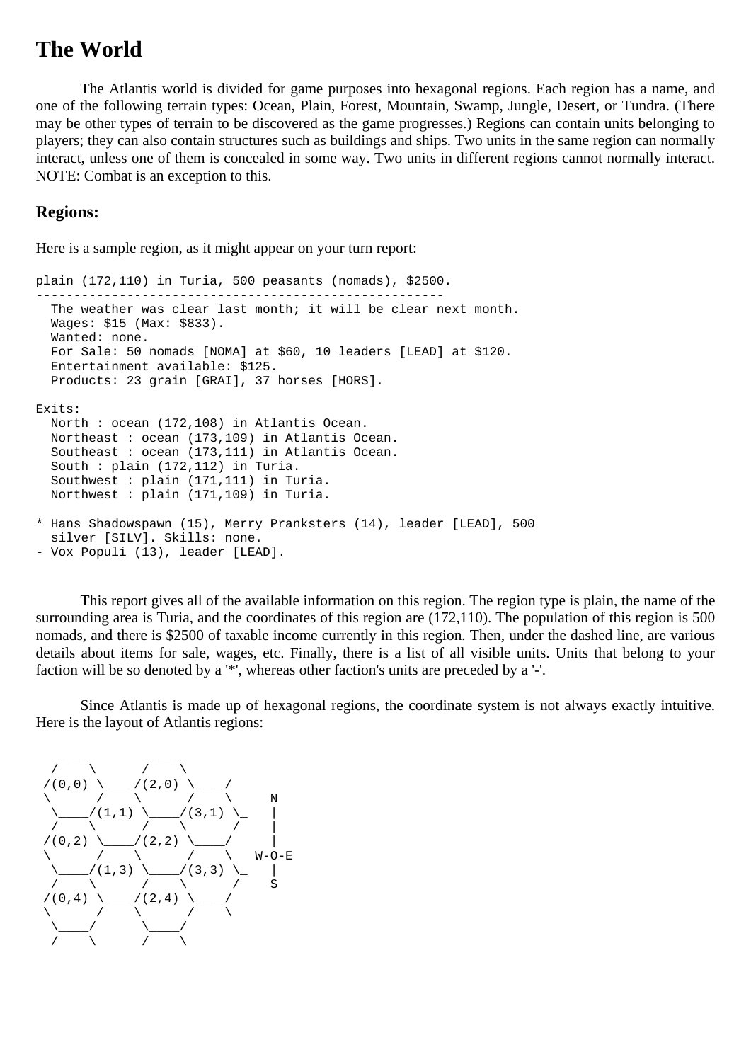# The World

The Atlantis world is divided for game purposes into hexagonal regions. Each region has a name, and one of the following terrain types: Ocean, Plain, Forest, Mountain, Swamp, Jungle, Desert, or Tundra. (There may be other types of terrain to be discovered as the game progresses.) Regions can contain units belonging to players; they can also contain structures such as buildings and ships. Two units in the same region can normally interact, unless one of them is concealed in some way. Two units in different regions cannot normally interact. NOTE: Combat is an exception to this.

## Regions:

Here is a sample region, as it might appear on your turn report:

```
plain (172,110) in Turia, 500 peasants (nomads), $2500.
------------------------------------------------------
  The weather was clear last month; it will be clear next month.
  Wages: $15 (Max: $833).
  Wanted: none.
  For Sale: 50 nomads [NOMA] at $60, 10 leaders [LEAD] at $120.
  Entertainment available: $125.
  Products: 23 grain [GRAI], 37 horses [HORS].

Exits:
  North : ocean (172,108) in Atlantis Ocean.
  Northeast : ocean (173,109) in Atlantis Ocean.
  Southeast : ocean (173,111) in Atlantis Ocean.
  South : plain (172,112) in Turia.
  Southwest : plain (171,111) in Turia.
  Northwest : plain (171,109) in Turia.

* Hans Shadowspawn (15), Merry Pranksters (14), leader [LEAD], 500
  silver [SILV]. Skills: none.
- Vox Populi (13), leader [LEAD].
```

This report gives all of the available information on this region. The region type is plain, the name of the surrounding area is Turia, and the coordinates of this region are (172,110). The population of this region is 500 nomads, and there is $2500 of taxable income currently in this region. Then, under the dashed line, are various details about items for sale, wages, etc. Finally, there is a list of all visible units. Units that belong to your faction will be so denoted by a '*', whereas other faction's units are preceded by a '-'.

Since Atlantis is made up of hexagonal regions, the coordinate system is not always exactly intuitive. Here is the layout of Atlantis regions:

```
   ____        ____
  /    \      /    \
 /(0,0) \____/(2,0) \____/
 \      /    \      /    \     N
  \____/(1,1) \____/(3,1) \_   |
  /    \      /    \      /    |
 /(0,2) \____/(2,2) \____/     |
 \      /    \      /    \   W-O-E
  \____/(1,3) \____/(3,3) \_   |
  /    \      /    \      /    S
 /(0,4) \____/(2,4) \____/
 \      /    \      /    \
  \____/      \____/
  /    \      /    \
```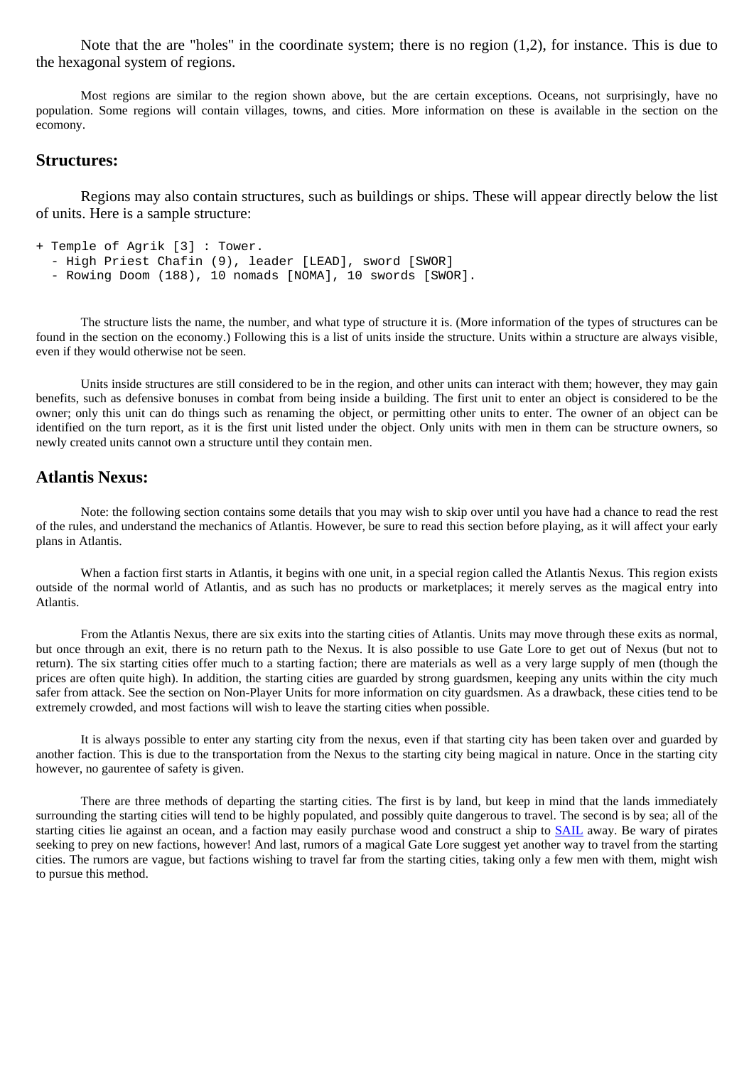Note that the are "holes" in the coordinate system; there is no region (1,2), for instance. This is due to the hexagonal system of regions.

Most regions are similar to the region shown above, but the are certain exceptions. Oceans, not surprisingly, have no population. Some regions will contain villages, towns, and cities. More information on these is available in the section on the ecomony.

## Structures:

Regions may also contain structures, such as buildings or ships. These will appear directly below the list of units. Here is a sample structure:

```
+ Temple of Agrik [3] : Tower.
  - High Priest Chafin (9), leader [LEAD], sword [SWOR]
  - Rowing Doom (188), 10 nomads [NOMA], 10 swords [SWOR].
```

The structure lists the name, the number, and what type of structure it is. (More information of the types of structures can be found in the section on the economy.) Following this is a list of units inside the structure. Units within a structure are always visible, even if they would otherwise not be seen.

Units inside structures are still considered to be in the region, and other units can interact with them; however, they may gain benefits, such as defensive bonuses in combat from being inside a building. The first unit to enter an object is considered to be the owner; only this unit can do things such as renaming the object, or permitting other units to enter. The owner of an object can be identified on the turn report, as it is the first unit listed under the object. Only units with men in them can be structure owners, so newly created units cannot own a structure until they contain men.

## Atlantis Nexus:

Note: the following section contains some details that you may wish to skip over until you have had a chance to read the rest of the rules, and understand the mechanics of Atlantis. However, be sure to read this section before playing, as it will affect your early plans in Atlantis.

When a faction first starts in Atlantis, it begins with one unit, in a special region called the Atlantis Nexus. This region exists outside of the normal world of Atlantis, and as such has no products or marketplaces; it merely serves as the magical entry into Atlantis.

From the Atlantis Nexus, there are six exits into the starting cities of Atlantis. Units may move through these exits as normal, but once through an exit, there is no return path to the Nexus. It is also possible to use Gate Lore to get out of Nexus (but not to return). The six starting cities offer much to a starting faction; there are materials as well as a very large supply of men (though the prices are often quite high). In addition, the starting cities are guarded by strong guardsmen, keeping any units within the city much safer from attack. See the section on Non-Player Units for more information on city guardsmen. As a drawback, these cities tend to be extremely crowded, and most factions will wish to leave the starting cities when possible.

It is always possible to enter any starting city from the nexus, even if that starting city has been taken over and guarded by another faction. This is due to the transportation from the Nexus to the starting city being magical in nature. Once in the starting city however, no gaurentee of safety is given.

There are three methods of departing the starting cities. The first is by land, but keep in mind that the lands immediately surrounding the starting cities will tend to be highly populated, and possibly quite dangerous to travel. The second is by sea; all of the starting cities lie against an ocean, and a faction may easily purchase wood and construct a ship to SAIL away. Be wary of pirates seeking to prey on new factions, however! And last, rumors of a magical Gate Lore suggest yet another way to travel from the starting cities. The rumors are vague, but factions wishing to travel far from the starting cities, taking only a few men with them, might wish to pursue this method.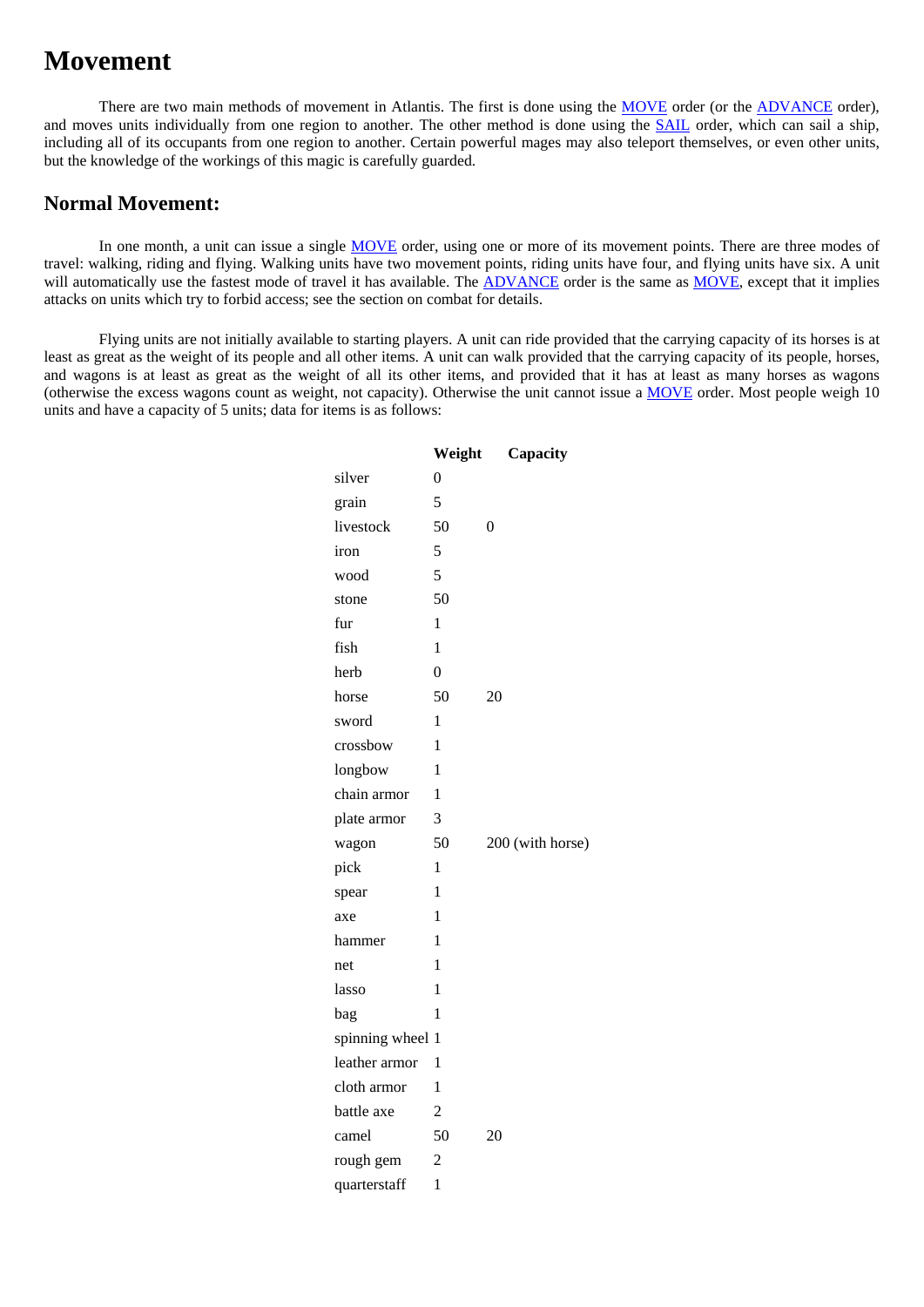# Movement

There are two main methods of movement in Atlantis. The first is done using the MOVE order (or the ADVANCE order), and moves units individually from one region to another. The other method is done using the SAIL order, which can sail a ship, including all of its occupants from one region to another. Certain powerful mages may also teleport themselves, or even other units, but the knowledge of the workings of this magic is carefully guarded.

## Normal Movement:

In one month, a unit can issue a single MOVE order, using one or more of its movement points. There are three modes of travel: walking, riding and flying. Walking units have two movement points, riding units have four, and flying units have six. A unit will automatically use the fastest mode of travel it has available. The ADVANCE order is the same as MOVE, except that it implies attacks on units which try to forbid access; see the section on combat for details.

Flying units are not initially available to starting players. A unit can ride provided that the carrying capacity of its horses is at least as great as the weight of its people and all other items. A unit can walk provided that the carrying capacity of its people, horses, and wagons is at least as great as the weight of all its other items, and provided that it has at least as many horses as wagons (otherwise the excess wagons count as weight, not capacity). Otherwise the unit cannot issue a MOVE order. Most people weigh 10 units and have a capacity of 5 units; data for items is as follows:

| | Weight | Capacity |
|---|---|---|
| silver | 0 | |
| grain | 5 | |
| livestock | 50 | 0 |
| iron | 5 | |
| wood | 5 | |
| stone | 50 | |
| fur | 1 | |
| fish | 1 | |
| herb | 0 | |
| horse | 50 | 20 |
| sword | 1 | |
| crossbow | 1 | |
| longbow | 1 | |
| chain armor | 1 | |
| plate armor | 3 | |
| wagon | 50 | 200 (with horse) |
| pick | 1 | |
| spear | 1 | |
| axe | 1 | |
| hammer | 1 | |
| net | 1 | |
| lasso | 1 | |
| bag | 1 | |
| spinning wheel | 1 | |
| leather armor | 1 | |
| cloth armor | 1 | |
| battle axe | 2 | |
| camel | 50 | 20 |
| rough gem | 2 | |
| quarterstaff | 1 | |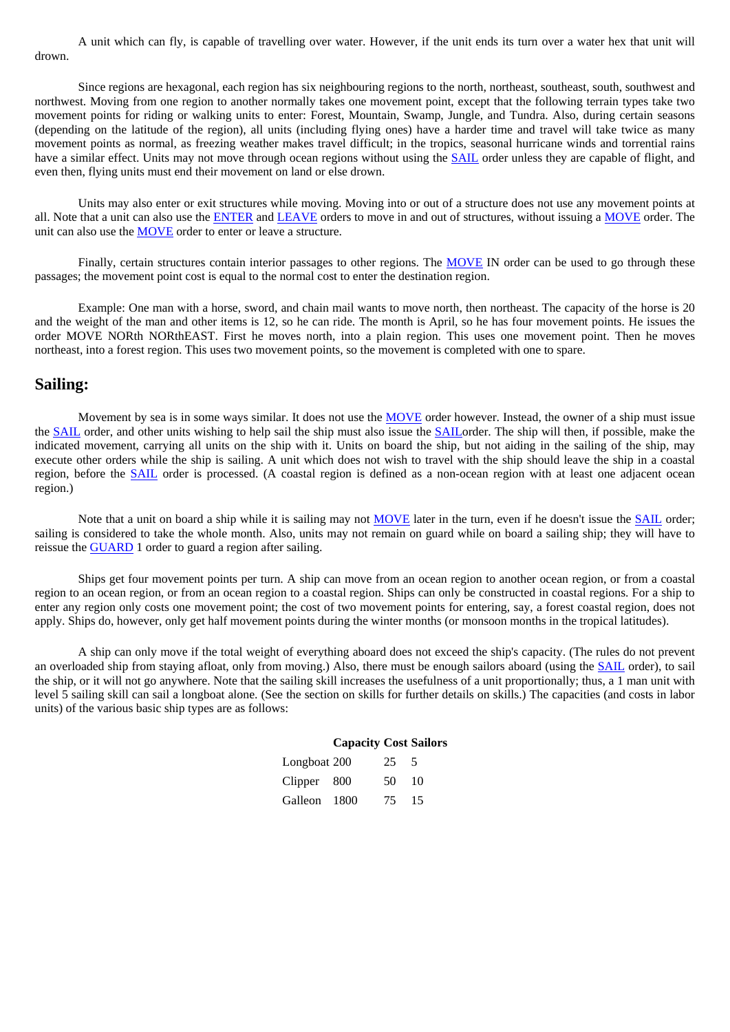A unit which can fly, is capable of travelling over water. However, if the unit ends its turn over a water hex that unit will drown.

Since regions are hexagonal, each region has six neighbouring regions to the north, northeast, southeast, south, southwest and northwest. Moving from one region to another normally takes one movement point, except that the following terrain types take two movement points for riding or walking units to enter: Forest, Mountain, Swamp, Jungle, and Tundra. Also, during certain seasons (depending on the latitude of the region), all units (including flying ones) have a harder time and travel will take twice as many movement points as normal, as freezing weather makes travel difficult; in the tropics, seasonal hurricane winds and torrential rains have a similar effect. Units may not move through ocean regions without using the SAIL order unless they are capable of flight, and even then, flying units must end their movement on land or else drown.

Units may also enter or exit structures while moving. Moving into or out of a structure does not use any movement points at all. Note that a unit can also use the ENTER and LEAVE orders to move in and out of structures, without issuing a MOVE order. The unit can also use the MOVE order to enter or leave a structure.

Finally, certain structures contain interior passages to other regions. The MOVE IN order can be used to go through these passages; the movement point cost is equal to the normal cost to enter the destination region.

Example: One man with a horse, sword, and chain mail wants to move north, then northeast. The capacity of the horse is 20 and the weight of the man and other items is 12, so he can ride. The month is April, so he has four movement points. He issues the order MOVE NORth NORthEAST. First he moves north, into a plain region. This uses one movement point. Then he moves northeast, into a forest region. This uses two movement points, so the movement is completed with one to spare.

## Sailing:

Movement by sea is in some ways similar. It does not use the MOVE order however. Instead, the owner of a ship must issue the SAIL order, and other units wishing to help sail the ship must also issue the SAILorder. The ship will then, if possible, make the indicated movement, carrying all units on the ship with it. Units on board the ship, but not aiding in the sailing of the ship, may execute other orders while the ship is sailing. A unit which does not wish to travel with the ship should leave the ship in a coastal region, before the SAIL order is processed. (A coastal region is defined as a non-ocean region with at least one adjacent ocean region.)

Note that a unit on board a ship while it is sailing may not MOVE later in the turn, even if he doesn't issue the SAIL order; sailing is considered to take the whole month. Also, units may not remain on guard while on board a sailing ship; they will have to reissue the GUARD 1 order to guard a region after sailing.

Ships get four movement points per turn. A ship can move from an ocean region to another ocean region, or from a coastal region to an ocean region, or from an ocean region to a coastal region. Ships can only be constructed in coastal regions. For a ship to enter any region only costs one movement point; the cost of two movement points for entering, say, a forest coastal region, does not apply. Ships do, however, only get half movement points during the winter months (or monsoon months in the tropical latitudes).

A ship can only move if the total weight of everything aboard does not exceed the ship's capacity. (The rules do not prevent an overloaded ship from staying afloat, only from moving.) Also, there must be enough sailors aboard (using the SAIL order), to sail the ship, or it will not go anywhere. Note that the sailing skill increases the usefulness of a unit proportionally; thus, a 1 man unit with level 5 sailing skill can sail a longboat alone. (See the section on skills for further details on skills.) The capacities (and costs in labor units) of the various basic ship types are as follows:

| | Capacity | Cost | Sailors |
|---|---|---|---|
| Longboat | 200 | 25 | 5 |
| Clipper | 800 | 50 | 10 |
| Galleon | 1800 | 75 | 15 |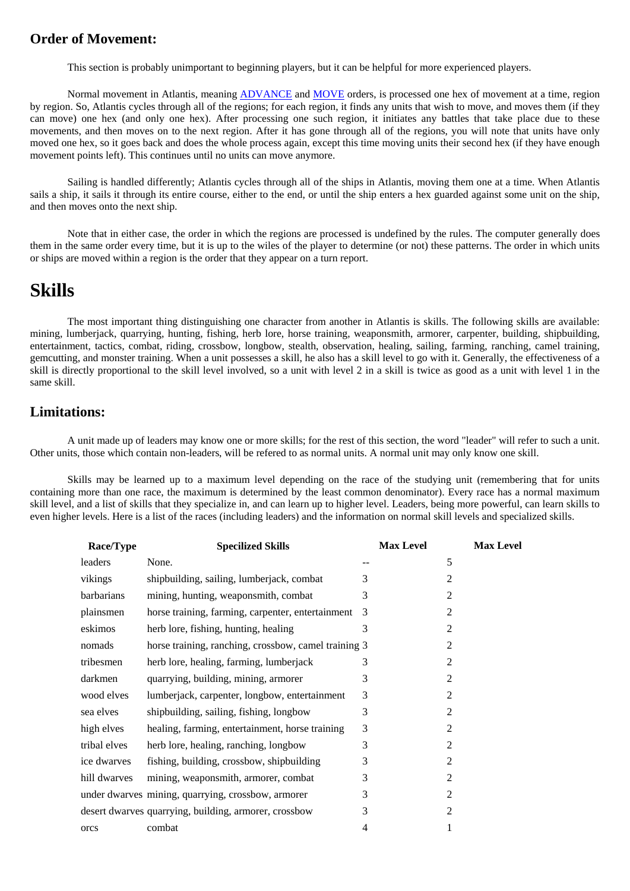## Order of Movement:

This section is probably unimportant to beginning players, but it can be helpful for more experienced players.

Normal movement in Atlantis, meaning ADVANCE and MOVE orders, is processed one hex of movement at a time, region by region. So, Atlantis cycles through all of the regions; for each region, it finds any units that wish to move, and moves them (if they can move) one hex (and only one hex). After processing one such region, it initiates any battles that take place due to these movements, and then moves on to the next region. After it has gone through all of the regions, you will note that units have only moved one hex, so it goes back and does the whole process again, except this time moving units their second hex (if they have enough movement points left). This continues until no units can move anymore.

Sailing is handled differently; Atlantis cycles through all of the ships in Atlantis, moving them one at a time. When Atlantis sails a ship, it sails it through its entire course, either to the end, or until the ship enters a hex guarded against some unit on the ship, and then moves onto the next ship.

Note that in either case, the order in which the regions are processed is undefined by the rules. The computer generally does them in the same order every time, but it is up to the wiles of the player to determine (or not) these patterns. The order in which units or ships are moved within a region is the order that they appear on a turn report.

# Skills

The most important thing distinguishing one character from another in Atlantis is skills. The following skills are available: mining, lumberjack, quarrying, hunting, fishing, herb lore, horse training, weaponsmith, armorer, carpenter, building, shipbuilding, entertainment, tactics, combat, riding, crossbow, longbow, stealth, observation, healing, sailing, farming, ranching, camel training, gemcutting, and monster training. When a unit possesses a skill, he also has a skill level to go with it. Generally, the effectiveness of a skill is directly proportional to the skill level involved, so a unit with level 2 in a skill is twice as good as a unit with level 1 in the same skill.

## Limitations:

A unit made up of leaders may know one or more skills; for the rest of this section, the word "leader" will refer to such a unit. Other units, those which contain non-leaders, will be refered to as normal units. A normal unit may only know one skill.

Skills may be learned up to a maximum level depending on the race of the studying unit (remembering that for units containing more than one race, the maximum is determined by the least common denominator). Every race has a normal maximum skill level, and a list of skills that they specialize in, and can learn up to higher level. Leaders, being more powerful, can learn skills to even higher levels. Here is a list of the races (including leaders) and the information on normal skill levels and specialized skills.

| Race/Type | Specilized Skills | Max Level | Max Level |
|---|---|---|---|
| leaders | None. | -- | 5 |
| vikings | shipbuilding, sailing, lumberjack, combat | 3 | 2 |
| barbarians | mining, hunting, weaponsmith, combat | 3 | 2 |
| plainsmen | horse training, farming, carpenter, entertainment | 3 | 2 |
| eskimos | herb lore, fishing, hunting, healing | 3 | 2 |
| nomads | horse training, ranching, crossbow, camel training | 3 | 2 |
| tribesmen | herb lore, healing, farming, lumberjack | 3 | 2 |
| darkmen | quarrying, building, mining, armorer | 3 | 2 |
| wood elves | lumberjack, carpenter, longbow, entertainment | 3 | 2 |
| sea elves | shipbuilding, sailing, fishing, longbow | 3 | 2 |
| high elves | healing, farming, entertainment, horse training | 3 | 2 |
| tribal elves | herb lore, healing, ranching, longbow | 3 | 2 |
| ice dwarves | fishing, building, crossbow, shipbuilding | 3 | 2 |
| hill dwarves | mining, weaponsmith, armorer, combat | 3 | 2 |
| under dwarves | mining, quarrying, crossbow, armorer | 3 | 2 |
| desert dwarves | quarrying, building, armorer, crossbow | 3 | 2 |
| orcs | combat | 4 | 1 |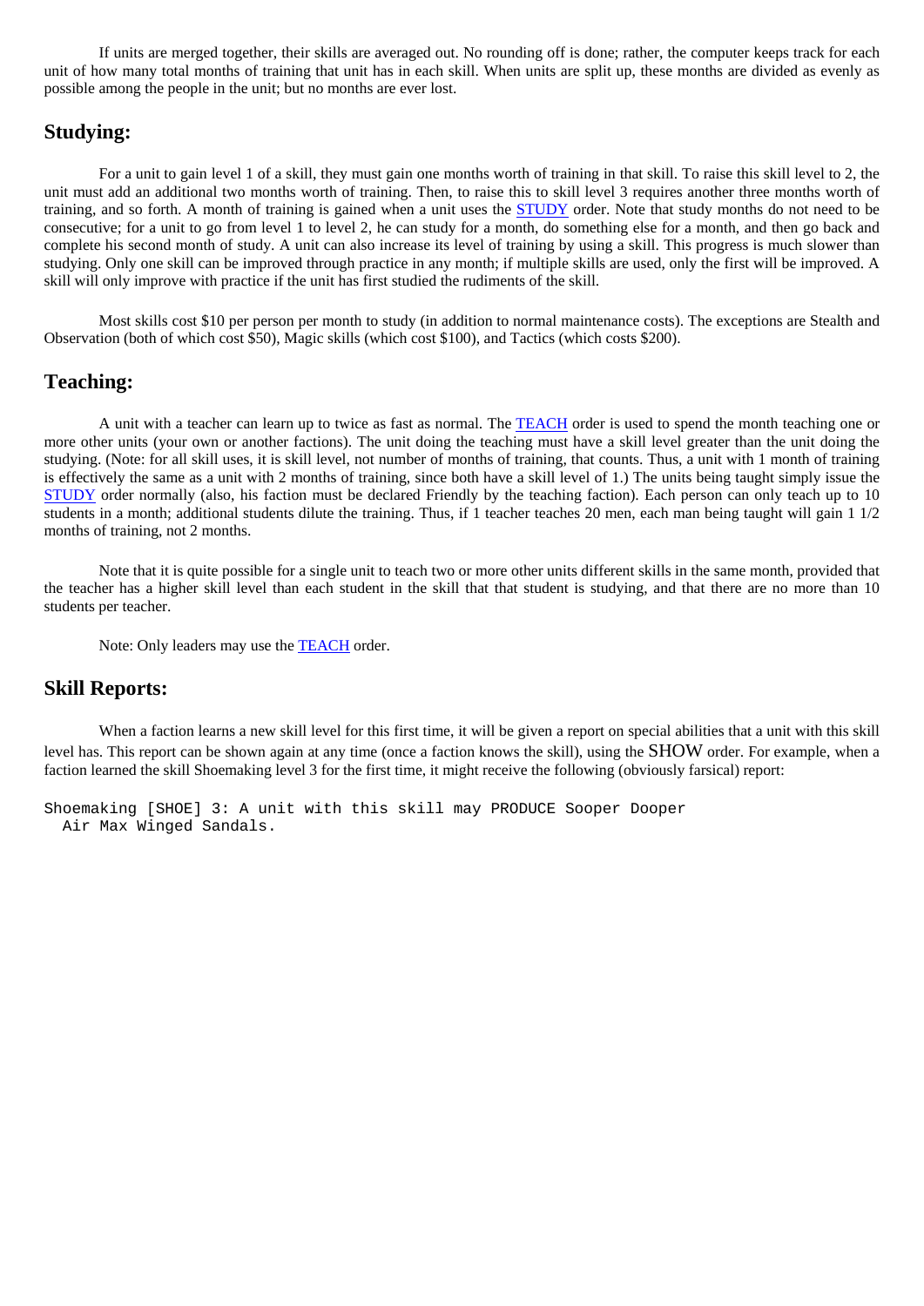If units are merged together, their skills are averaged out. No rounding off is done; rather, the computer keeps track for each unit of how many total months of training that unit has in each skill. When units are split up, these months are divided as evenly as possible among the people in the unit; but no months are ever lost.

## Studying:

For a unit to gain level 1 of a skill, they must gain one months worth of training in that skill. To raise this skill level to 2, the unit must add an additional two months worth of training. Then, to raise this to skill level 3 requires another three months worth of training, and so forth. A month of training is gained when a unit uses the STUDY order. Note that study months do not need to be consecutive; for a unit to go from level 1 to level 2, he can study for a month, do something else for a month, and then go back and complete his second month of study. A unit can also increase its level of training by using a skill. This progress is much slower than studying. Only one skill can be improved through practice in any month; if multiple skills are used, only the first will be improved. A skill will only improve with practice if the unit has first studied the rudiments of the skill.

Most skills cost $10 per person per month to study (in addition to normal maintenance costs). The exceptions are Stealth and Observation (both of which cost $50), Magic skills (which cost $100), and Tactics (which costs $200).

## Teaching:

A unit with a teacher can learn up to twice as fast as normal. The TEACH order is used to spend the month teaching one or more other units (your own or another factions). The unit doing the teaching must have a skill level greater than the unit doing the studying. (Note: for all skill uses, it is skill level, not number of months of training, that counts. Thus, a unit with 1 month of training is effectively the same as a unit with 2 months of training, since both have a skill level of 1.) The units being taught simply issue the STUDY order normally (also, his faction must be declared Friendly by the teaching faction). Each person can only teach up to 10 students in a month; additional students dilute the training. Thus, if 1 teacher teaches 20 men, each man being taught will gain 1 1/2 months of training, not 2 months.

Note that it is quite possible for a single unit to teach two or more other units different skills in the same month, provided that the teacher has a higher skill level than each student in the skill that that student is studying, and that there are no more than 10 students per teacher.

Note: Only leaders may use the TEACH order.

## Skill Reports:

When a faction learns a new skill level for this first time, it will be given a report on special abilities that a unit with this skill level has. This report can be shown again at any time (once a faction knows the skill), using the SHOW order. For example, when a faction learned the skill Shoemaking level 3 for the first time, it might receive the following (obviously farsical) report:

```
Shoemaking [SHOE] 3: A unit with this skill may PRODUCE Sooper Dooper
  Air Max Winged Sandals.
```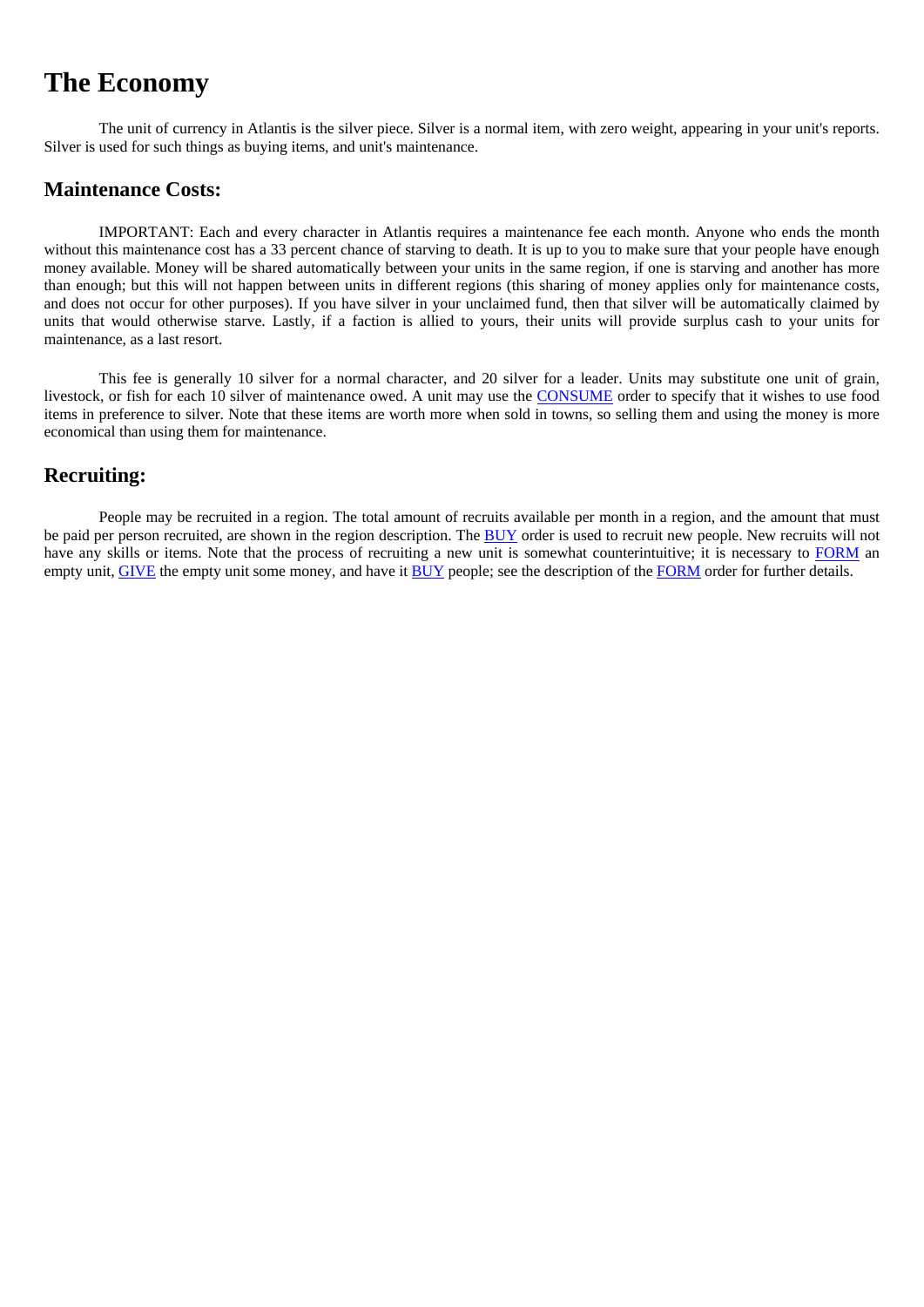# The Economy

The unit of currency in Atlantis is the silver piece. Silver is a normal item, with zero weight, appearing in your unit's reports. Silver is used for such things as buying items, and unit's maintenance.

## Maintenance Costs:

IMPORTANT: Each and every character in Atlantis requires a maintenance fee each month. Anyone who ends the month without this maintenance cost has a 33 percent chance of starving to death. It is up to you to make sure that your people have enough money available. Money will be shared automatically between your units in the same region, if one is starving and another has more than enough; but this will not happen between units in different regions (this sharing of money applies only for maintenance costs, and does not occur for other purposes). If you have silver in your unclaimed fund, then that silver will be automatically claimed by units that would otherwise starve. Lastly, if a faction is allied to yours, their units will provide surplus cash to your units for maintenance, as a last resort.

This fee is generally 10 silver for a normal character, and 20 silver for a leader. Units may substitute one unit of grain, livestock, or fish for each 10 silver of maintenance owed. A unit may use the CONSUME order to specify that it wishes to use food items in preference to silver. Note that these items are worth more when sold in towns, so selling them and using the money is more economical than using them for maintenance.

## Recruiting:

People may be recruited in a region. The total amount of recruits available per month in a region, and the amount that must be paid per person recruited, are shown in the region description. The BUY order is used to recruit new people. New recruits will not have any skills or items. Note that the process of recruiting a new unit is somewhat counterintuitive; it is necessary to FORM an empty unit, GIVE the empty unit some money, and have it BUY people; see the description of the FORM order for further details.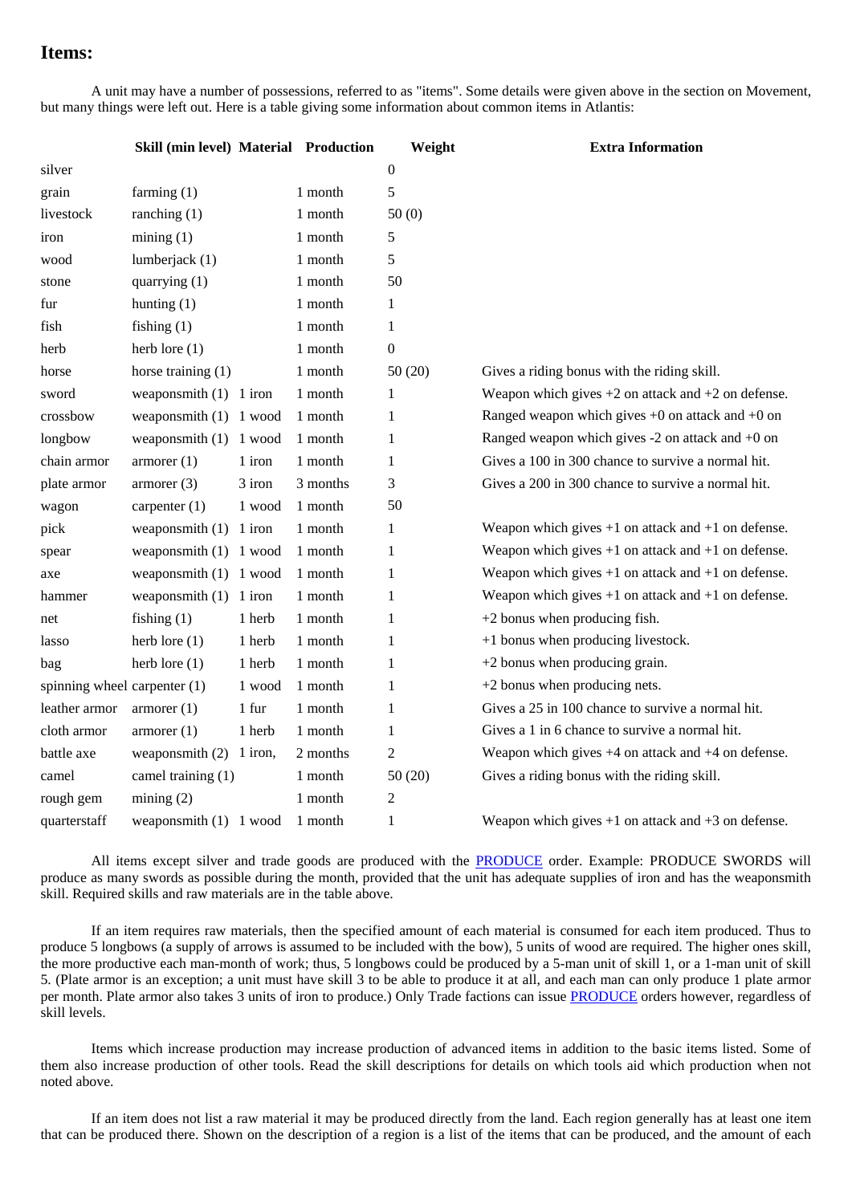## Items:

A unit may have a number of possessions, referred to as "items". Some details were given above in the section on Movement, but many things were left out. Here is a table giving some information about common items in Atlantis:

| | Skill (min level) | Material | Production | Weight | Extra Information |
|---|---|---|---|---|---|
| silver | | | | 0 | |
| grain | farming (1) | | 1 month | 5 | |
| livestock | ranching (1) | | 1 month | 50 (0) | |
| iron | mining (1) | | 1 month | 5 | |
| wood | lumberjack (1) | | 1 month | 5 | |
| stone | quarrying (1) | | 1 month | 50 | |
| fur | hunting (1) | | 1 month | 1 | |
| fish | fishing (1) | | 1 month | 1 | |
| herb | herb lore (1) | | 1 month | 0 | |
| horse | horse training (1) | | 1 month | 50 (20) | Gives a riding bonus with the riding skill. |
| sword | weaponsmith (1) | 1 iron | 1 month | 1 | Weapon which gives +2 on attack and +2 on defense. |
| crossbow | weaponsmith (1) | 1 wood | 1 month | 1 | Ranged weapon which gives +0 on attack and +0 on |
| longbow | weaponsmith (1) | 1 wood | 1 month | 1 | Ranged weapon which gives -2 on attack and +0 on |
| chain armor | armorer (1) | 1 iron | 1 month | 1 | Gives a 100 in 300 chance to survive a normal hit. |
| plate armor | armorer (3) | 3 iron | 3 months | 3 | Gives a 200 in 300 chance to survive a normal hit. |
| wagon | carpenter (1) | 1 wood | 1 month | 50 | |
| pick | weaponsmith (1) | 1 iron | 1 month | 1 | Weapon which gives +1 on attack and +1 on defense. |
| spear | weaponsmith (1) | 1 wood | 1 month | 1 | Weapon which gives +1 on attack and +1 on defense. |
| axe | weaponsmith (1) | 1 wood | 1 month | 1 | Weapon which gives +1 on attack and +1 on defense. |
| hammer | weaponsmith (1) | 1 iron | 1 month | 1 | Weapon which gives +1 on attack and +1 on defense. |
| net | fishing (1) | 1 herb | 1 month | 1 | +2 bonus when producing fish. |
| lasso | herb lore (1) | 1 herb | 1 month | 1 | +1 bonus when producing livestock. |
| bag | herb lore (1) | 1 herb | 1 month | 1 | +2 bonus when producing grain. |
| spinning wheel | carpenter (1) | 1 wood | 1 month | 1 | +2 bonus when producing nets. |
| leather armor | armorer (1) | 1 fur | 1 month | 1 | Gives a 25 in 100 chance to survive a normal hit. |
| cloth armor | armorer (1) | 1 herb | 1 month | 1 | Gives a 1 in 6 chance to survive a normal hit. |
| battle axe | weaponsmith (2) | 1 iron, | 2 months | 2 | Weapon which gives +4 on attack and +4 on defense. |
| camel | camel training (1) | | 1 month | 50 (20) | Gives a riding bonus with the riding skill. |
| rough gem | mining (2) | | 1 month | 2 | |
| quarterstaff | weaponsmith (1) | 1 wood | 1 month | 1 | Weapon which gives +1 on attack and +3 on defense. |

All items except silver and trade goods are produced with the PRODUCE order. Example: PRODUCE SWORDS will produce as many swords as possible during the month, provided that the unit has adequate supplies of iron and has the weaponsmith skill. Required skills and raw materials are in the table above.

If an item requires raw materials, then the specified amount of each material is consumed for each item produced. Thus to produce 5 longbows (a supply of arrows is assumed to be included with the bow), 5 units of wood are required. The higher ones skill, the more productive each man-month of work; thus, 5 longbows could be produced by a 5-man unit of skill 1, or a 1-man unit of skill 5. (Plate armor is an exception; a unit must have skill 3 to be able to produce it at all, and each man can only produce 1 plate armor per month. Plate armor also takes 3 units of iron to produce.) Only Trade factions can issue PRODUCE orders however, regardless of skill levels.

Items which increase production may increase production of advanced items in addition to the basic items listed. Some of them also increase production of other tools. Read the skill descriptions for details on which tools aid which production when not noted above.

If an item does not list a raw material it may be produced directly from the land. Each region generally has at least one item that can be produced there. Shown on the description of a region is a list of the items that can be produced, and the amount of each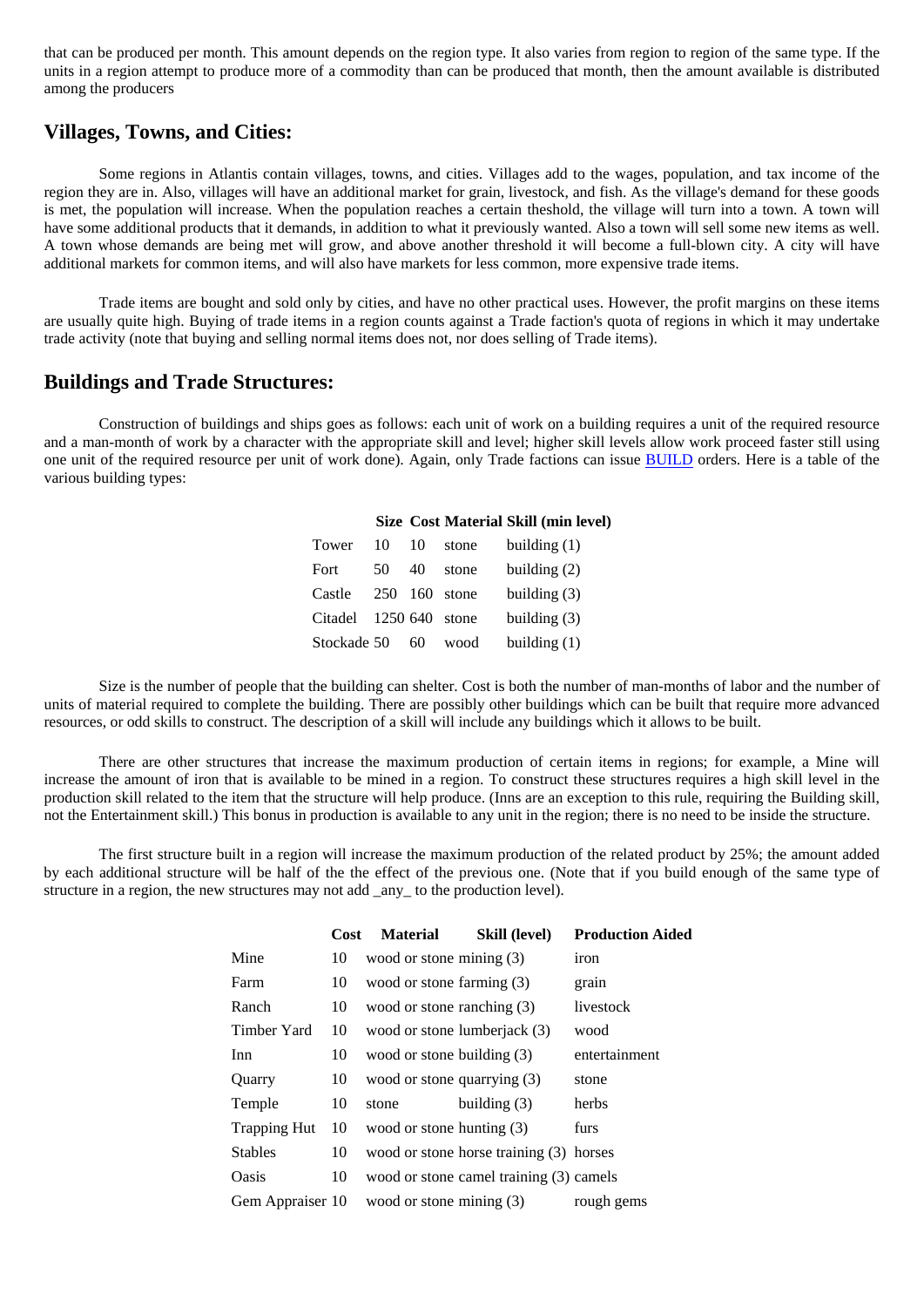that can be produced per month. This amount depends on the region type. It also varies from region to region of the same type. If the units in a region attempt to produce more of a commodity than can be produced that month, then the amount available is distributed among the producers

## Villages, Towns, and Cities:

Some regions in Atlantis contain villages, towns, and cities. Villages add to the wages, population, and tax income of the region they are in. Also, villages will have an additional market for grain, livestock, and fish. As the village's demand for these goods is met, the population will increase. When the population reaches a certain theshold, the village will turn into a town. A town will have some additional products that it demands, in addition to what it previously wanted. Also a town will sell some new items as well. A town whose demands are being met will grow, and above another threshold it will become a full-blown city. A city will have additional markets for common items, and will also have markets for less common, more expensive trade items.

Trade items are bought and sold only by cities, and have no other practical uses. However, the profit margins on these items are usually quite high. Buying of trade items in a region counts against a Trade faction's quota of regions in which it may undertake trade activity (note that buying and selling normal items does not, nor does selling of Trade items).

## Buildings and Trade Structures:

Construction of buildings and ships goes as follows: each unit of work on a building requires a unit of the required resource and a man-month of work by a character with the appropriate skill and level; higher skill levels allow work proceed faster still using one unit of the required resource per unit of work done). Again, only Trade factions can issue BUILD orders. Here is a table of the various building types:

| | Size | Cost | Material | Skill (min level) |
|---|---|---|---|---|
| Tower | 10 | 10 | stone | building (1) |
| Fort | 50 | 40 | stone | building (2) |
| Castle | 250 | 160 | stone | building (3) |
| Citadel | 1250 | 640 | stone | building (3) |
| Stockade | 50 | 60 | wood | building (1) |

Size is the number of people that the building can shelter. Cost is both the number of man-months of labor and the number of units of material required to complete the building. There are possibly other buildings which can be built that require more advanced resources, or odd skills to construct. The description of a skill will include any buildings which it allows to be built.

There are other structures that increase the maximum production of certain items in regions; for example, a Mine will increase the amount of iron that is available to be mined in a region. To construct these structures requires a high skill level in the production skill related to the item that the structure will help produce. (Inns are an exception to this rule, requiring the Building skill, not the Entertainment skill.) This bonus in production is available to any unit in the region; there is no need to be inside the structure.

The first structure built in a region will increase the maximum production of the related product by 25%; the amount added by each additional structure will be half of the the effect of the previous one. (Note that if you build enough of the same type of structure in a region, the new structures may not add _any_ to the production level).

| | Cost | Material | Skill (level) | Production Aided |
|---|---|---|---|---|
| Mine | 10 | wood or stone | mining (3) | iron |
| Farm | 10 | wood or stone | farming (3) | grain |
| Ranch | 10 | wood or stone | ranching (3) | livestock |
| Timber Yard | 10 | wood or stone | lumberjack (3) | wood |
| Inn | 10 | wood or stone | building (3) | entertainment |
| Quarry | 10 | wood or stone | quarrying (3) | stone |
| Temple | 10 | stone | building (3) | herbs |
| Trapping Hut | 10 | wood or stone | hunting (3) | furs |
| Stables | 10 | wood or stone | horse training (3) | horses |
| Oasis | 10 | wood or stone | camel training (3) | camels |
| Gem Appraiser | 10 | wood or stone | mining (3) | rough gems |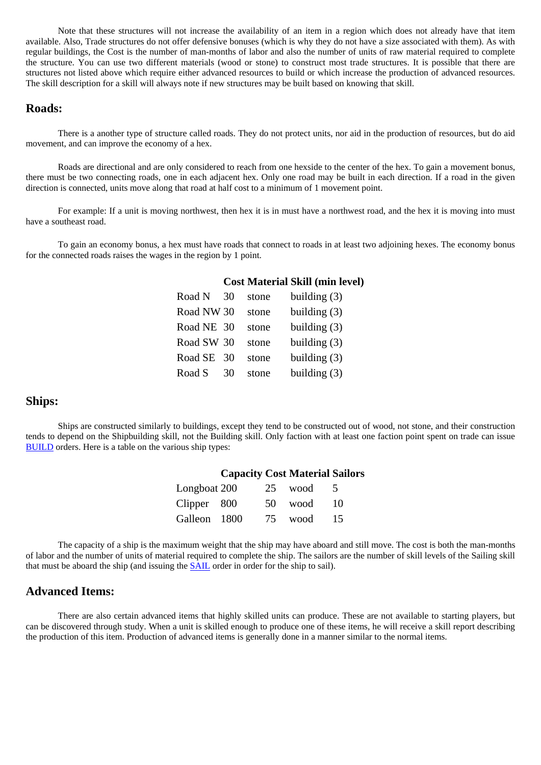Note that these structures will not increase the availability of an item in a region which does not already have that item available. Also, Trade structures do not offer defensive bonuses (which is why they do not have a size associated with them). As with regular buildings, the Cost is the number of man-months of labor and also the number of units of raw material required to complete the structure. You can use two different materials (wood or stone) to construct most trade structures. It is possible that there are structures not listed above which require either advanced resources to build or which increase the production of advanced resources. The skill description for a skill will always note if new structures may be built based on knowing that skill.

## Roads:

There is a another type of structure called roads. They do not protect units, nor aid in the production of resources, but do aid movement, and can improve the economy of a hex.

Roads are directional and are only considered to reach from one hexside to the center of the hex. To gain a movement bonus, there must be two connecting roads, one in each adjacent hex. Only one road may be built in each direction. If a road in the given direction is connected, units move along that road at half cost to a minimum of 1 movement point.

For example: If a unit is moving northwest, then hex it is in must have a northwest road, and the hex it is moving into must have a southeast road.

To gain an economy bonus, a hex must have roads that connect to roads in at least two adjoining hexes. The economy bonus for the connected roads raises the wages in the region by 1 point.

| | Cost | Material | Skill (min level) |
|---|---|---|---|
| Road N | 30 | stone | building (3) |
| Road NW | 30 | stone | building (3) |
| Road NE | 30 | stone | building (3) |
| Road SW | 30 | stone | building (3) |
| Road SE | 30 | stone | building (3) |
| Road S | 30 | stone | building (3) |

## Ships:

Ships are constructed similarly to buildings, except they tend to be constructed out of wood, not stone, and their construction tends to depend on the Shipbuilding skill, not the Building skill. Only faction with at least one faction point spent on trade can issue BUILD orders. Here is a table on the various ship types:

| | Capacity | Cost | Material | Sailors |
|---|---|---|---|---|
| Longboat | 200 | 25 | wood | 5 |
| Clipper | 800 | 50 | wood | 10 |
| Galleon | 1800 | 75 | wood | 15 |

The capacity of a ship is the maximum weight that the ship may have aboard and still move. The cost is both the man-months of labor and the number of units of material required to complete the ship. The sailors are the number of skill levels of the Sailing skill that must be aboard the ship (and issuing the SAIL order in order for the ship to sail).

## Advanced Items:

There are also certain advanced items that highly skilled units can produce. These are not available to starting players, but can be discovered through study. When a unit is skilled enough to produce one of these items, he will receive a skill report describing the production of this item. Production of advanced items is generally done in a manner similar to the normal items.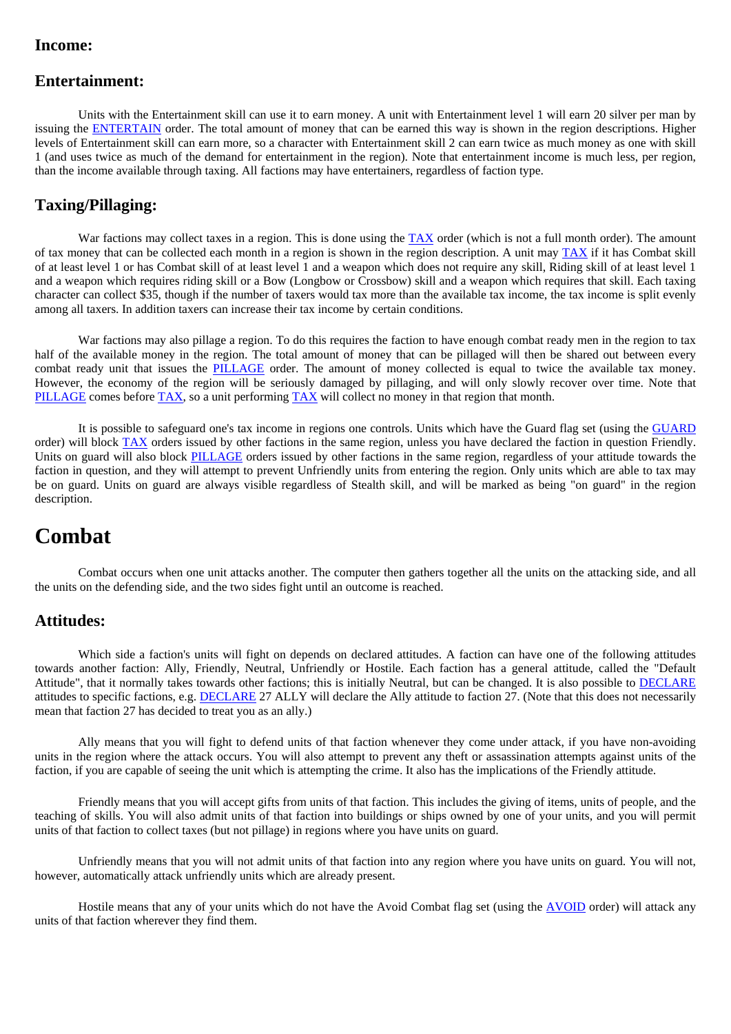### Income:

### Entertainment:

Units with the Entertainment skill can use it to earn money. A unit with Entertainment level 1 will earn 20 silver per man by issuing the ENTERTAIN order. The total amount of money that can be earned this way is shown in the region descriptions. Higher levels of Entertainment skill can earn more, so a character with Entertainment skill 2 can earn twice as much money as one with skill 1 (and uses twice as much of the demand for entertainment in the region). Note that entertainment income is much less, per region, than the income available through taxing. All factions may have entertainers, regardless of faction type.

### Taxing/Pillaging:

War factions may collect taxes in a region. This is done using the TAX order (which is not a full month order). The amount of tax money that can be collected each month in a region is shown in the region description. A unit may TAX if it has Combat skill of at least level 1 or has Combat skill of at least level 1 and a weapon which does not require any skill, Riding skill of at least level 1 and a weapon which requires riding skill or a Bow (Longbow or Crossbow) skill and a weapon which requires that skill. Each taxing character can collect $35, though if the number of taxers would tax more than the available tax income, the tax income is split evenly among all taxers. In addition taxers can increase their tax income by certain conditions.

War factions may also pillage a region. To do this requires the faction to have enough combat ready men in the region to tax half of the available money in the region. The total amount of money that can be pillaged will then be shared out between every combat ready unit that issues the PILLAGE order. The amount of money collected is equal to twice the available tax money. However, the economy of the region will be seriously damaged by pillaging, and will only slowly recover over time. Note that PILLAGE comes before TAX, so a unit performing TAX will collect no money in that region that month.

It is possible to safeguard one's tax income in regions one controls. Units which have the Guard flag set (using the GUARD order) will block TAX orders issued by other factions in the same region, unless you have declared the faction in question Friendly. Units on guard will also block PILLAGE orders issued by other factions in the same region, regardless of your attitude towards the faction in question, and they will attempt to prevent Unfriendly units from entering the region. Only units which are able to tax may be on guard. Units on guard are always visible regardless of Stealth skill, and will be marked as being "on guard" in the region description.

# Combat

Combat occurs when one unit attacks another. The computer then gathers together all the units on the attacking side, and all the units on the defending side, and the two sides fight until an outcome is reached.

### Attitudes:

Which side a faction's units will fight on depends on declared attitudes. A faction can have one of the following attitudes towards another faction: Ally, Friendly, Neutral, Unfriendly or Hostile. Each faction has a general attitude, called the "Default Attitude", that it normally takes towards other factions; this is initially Neutral, but can be changed. It is also possible to DECLARE attitudes to specific factions, e.g. DECLARE 27 ALLY will declare the Ally attitude to faction 27. (Note that this does not necessarily mean that faction 27 has decided to treat you as an ally.)

Ally means that you will fight to defend units of that faction whenever they come under attack, if you have non-avoiding units in the region where the attack occurs. You will also attempt to prevent any theft or assassination attempts against units of the faction, if you are capable of seeing the unit which is attempting the crime. It also has the implications of the Friendly attitude.

Friendly means that you will accept gifts from units of that faction. This includes the giving of items, units of people, and the teaching of skills. You will also admit units of that faction into buildings or ships owned by one of your units, and you will permit units of that faction to collect taxes (but not pillage) in regions where you have units on guard.

Unfriendly means that you will not admit units of that faction into any region where you have units on guard. You will not, however, automatically attack unfriendly units which are already present.

Hostile means that any of your units which do not have the Avoid Combat flag set (using the AVOID order) will attack any units of that faction wherever they find them.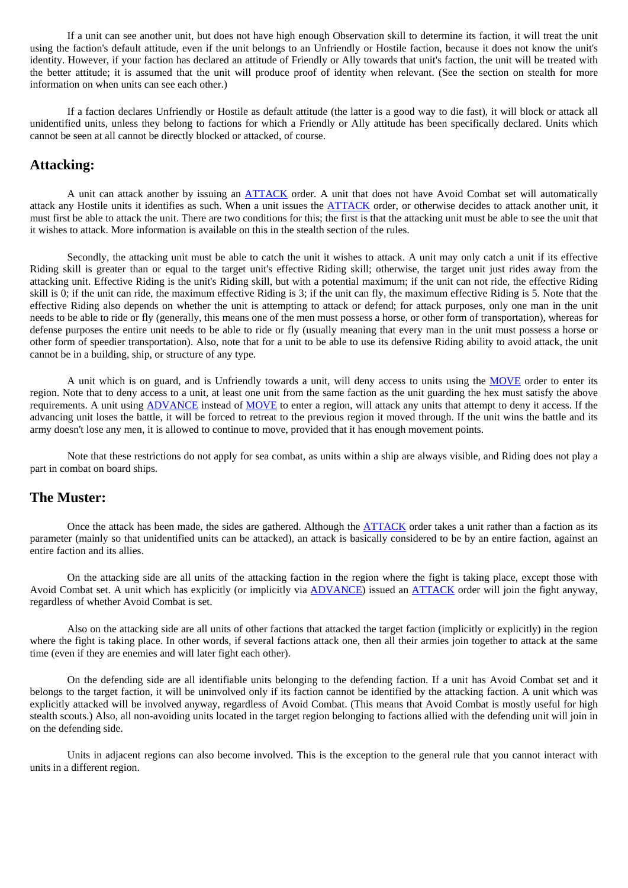If a unit can see another unit, but does not have high enough Observation skill to determine its faction, it will treat the unit using the faction's default attitude, even if the unit belongs to an Unfriendly or Hostile faction, because it does not know the unit's identity. However, if your faction has declared an attitude of Friendly or Ally towards that unit's faction, the unit will be treated with the better attitude; it is assumed that the unit will produce proof of identity when relevant. (See the section on stealth for more information on when units can see each other.)

If a faction declares Unfriendly or Hostile as default attitude (the latter is a good way to die fast), it will block or attack all unidentified units, unless they belong to factions for which a Friendly or Ally attitude has been specifically declared. Units which cannot be seen at all cannot be directly blocked or attacked, of course.

## Attacking:

A unit can attack another by issuing an ATTACK order. A unit that does not have Avoid Combat set will automatically attack any Hostile units it identifies as such. When a unit issues the ATTACK order, or otherwise decides to attack another unit, it must first be able to attack the unit. There are two conditions for this; the first is that the attacking unit must be able to see the unit that it wishes to attack. More information is available on this in the stealth section of the rules.

Secondly, the attacking unit must be able to catch the unit it wishes to attack. A unit may only catch a unit if its effective Riding skill is greater than or equal to the target unit's effective Riding skill; otherwise, the target unit just rides away from the attacking unit. Effective Riding is the unit's Riding skill, but with a potential maximum; if the unit can not ride, the effective Riding skill is 0; if the unit can ride, the maximum effective Riding is 3; if the unit can fly, the maximum effective Riding is 5. Note that the effective Riding also depends on whether the unit is attempting to attack or defend; for attack purposes, only one man in the unit needs to be able to ride or fly (generally, this means one of the men must possess a horse, or other form of transportation), whereas for defense purposes the entire unit needs to be able to ride or fly (usually meaning that every man in the unit must possess a horse or other form of speedier transportation). Also, note that for a unit to be able to use its defensive Riding ability to avoid attack, the unit cannot be in a building, ship, or structure of any type.

A unit which is on guard, and is Unfriendly towards a unit, will deny access to units using the MOVE order to enter its region. Note that to deny access to a unit, at least one unit from the same faction as the unit guarding the hex must satisfy the above requirements. A unit using ADVANCE instead of MOVE to enter a region, will attack any units that attempt to deny it access. If the advancing unit loses the battle, it will be forced to retreat to the previous region it moved through. If the unit wins the battle and its army doesn't lose any men, it is allowed to continue to move, provided that it has enough movement points.

Note that these restrictions do not apply for sea combat, as units within a ship are always visible, and Riding does not play a part in combat on board ships.

## The Muster:

Once the attack has been made, the sides are gathered. Although the ATTACK order takes a unit rather than a faction as its parameter (mainly so that unidentified units can be attacked), an attack is basically considered to be by an entire faction, against an entire faction and its allies.

On the attacking side are all units of the attacking faction in the region where the fight is taking place, except those with Avoid Combat set. A unit which has explicitly (or implicitly via ADVANCE) issued an ATTACK order will join the fight anyway, regardless of whether Avoid Combat is set.

Also on the attacking side are all units of other factions that attacked the target faction (implicitly or explicitly) in the region where the fight is taking place. In other words, if several factions attack one, then all their armies join together to attack at the same time (even if they are enemies and will later fight each other).

On the defending side are all identifiable units belonging to the defending faction. If a unit has Avoid Combat set and it belongs to the target faction, it will be uninvolved only if its faction cannot be identified by the attacking faction. A unit which was explicitly attacked will be involved anyway, regardless of Avoid Combat. (This means that Avoid Combat is mostly useful for high stealth scouts.) Also, all non-avoiding units located in the target region belonging to factions allied with the defending unit will join in on the defending side.

Units in adjacent regions can also become involved. This is the exception to the general rule that you cannot interact with units in a different region.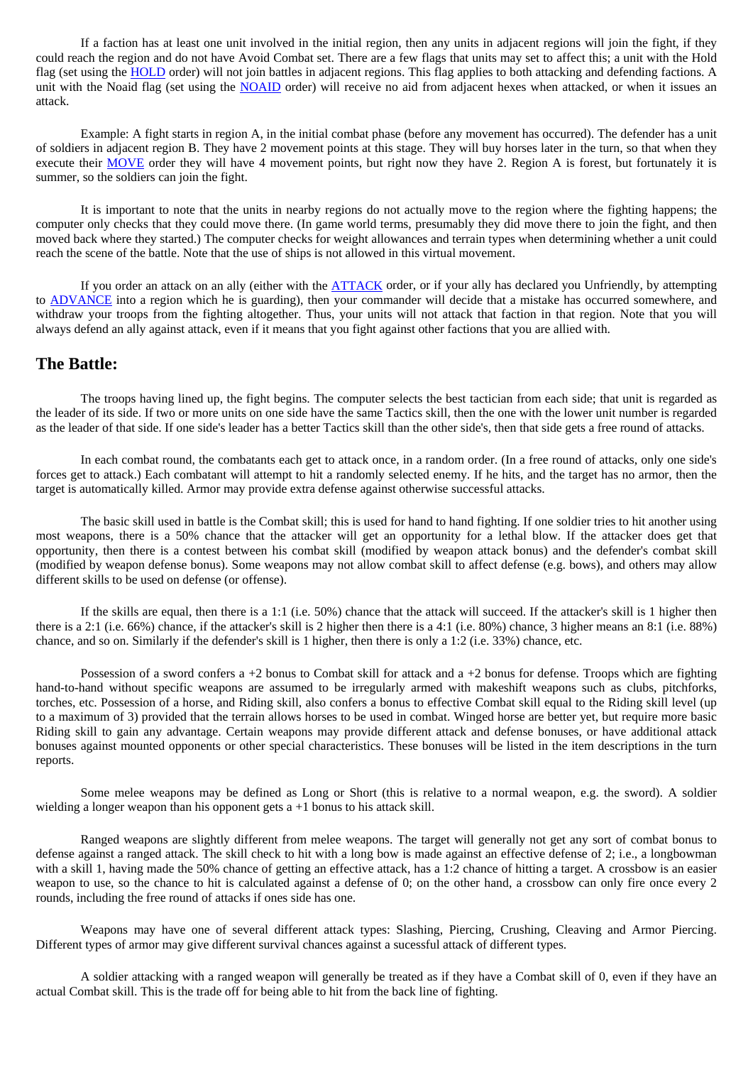If a faction has at least one unit involved in the initial region, then any units in adjacent regions will join the fight, if they could reach the region and do not have Avoid Combat set. There are a few flags that units may set to affect this; a unit with the Hold flag (set using the [HOLD] order) will not join battles in adjacent regions. This flag applies to both attacking and defending factions. A unit with the Noaid flag (set using the [NOAID] order) will receive no aid from adjacent hexes when attacked, or when it issues an attack.

Example: A fight starts in region A, in the initial combat phase (before any movement has occurred). The defender has a unit of soldiers in adjacent region B. They have 2 movement points at this stage. They will buy horses later in the turn, so that when they execute their [MOVE] order they will have 4 movement points, but right now they have 2. Region A is forest, but fortunately it is summer, so the soldiers can join the fight.

It is important to note that the units in nearby regions do not actually move to the region where the fighting happens; the computer only checks that they could move there. (In game world terms, presumably they did move there to join the fight, and then moved back where they started.) The computer checks for weight allowances and terrain types when determining whether a unit could reach the scene of the battle. Note that the use of ships is not allowed in this virtual movement.

If you order an attack on an ally (either with the [ATTACK] order, or if your ally has declared you Unfriendly, by attempting to [ADVANCE] into a region which he is guarding), then your commander will decide that a mistake has occurred somewhere, and withdraw your troops from the fighting altogether. Thus, your units will not attack that faction in that region. Note that you will always defend an ally against attack, even if it means that you fight against other factions that you are allied with.

## The Battle:

The troops having lined up, the fight begins. The computer selects the best tactician from each side; that unit is regarded as the leader of its side. If two or more units on one side have the same Tactics skill, then the one with the lower unit number is regarded as the leader of that side. If one side's leader has a better Tactics skill than the other side's, then that side gets a free round of attacks.

In each combat round, the combatants each get to attack once, in a random order. (In a free round of attacks, only one side's forces get to attack.) Each combatant will attempt to hit a randomly selected enemy. If he hits, and the target has no armor, then the target is automatically killed. Armor may provide extra defense against otherwise successful attacks.

The basic skill used in battle is the Combat skill; this is used for hand to hand fighting. If one soldier tries to hit another using most weapons, there is a 50% chance that the attacker will get an opportunity for a lethal blow. If the attacker does get that opportunity, then there is a contest between his combat skill (modified by weapon attack bonus) and the defender's combat skill (modified by weapon defense bonus). Some weapons may not allow combat skill to affect defense (e.g. bows), and others may allow different skills to be used on defense (or offense).

If the skills are equal, then there is a 1:1 (i.e. 50%) chance that the attack will succeed. If the attacker's skill is 1 higher then there is a 2:1 (i.e. 66%) chance, if the attacker's skill is 2 higher then there is a 4:1 (i.e. 80%) chance, 3 higher means an 8:1 (i.e. 88%) chance, and so on. Similarly if the defender's skill is 1 higher, then there is only a 1:2 (i.e. 33%) chance, etc.

Possession of a sword confers a +2 bonus to Combat skill for attack and a +2 bonus for defense. Troops which are fighting hand-to-hand without specific weapons are assumed to be irregularly armed with makeshift weapons such as clubs, pitchforks, torches, etc. Possession of a horse, and Riding skill, also confers a bonus to effective Combat skill equal to the Riding skill level (up to a maximum of 3) provided that the terrain allows horses to be used in combat. Winged horse are better yet, but require more basic Riding skill to gain any advantage. Certain weapons may provide different attack and defense bonuses, or have additional attack bonuses against mounted opponents or other special characteristics. These bonuses will be listed in the item descriptions in the turn reports.

Some melee weapons may be defined as Long or Short (this is relative to a normal weapon, e.g. the sword). A soldier wielding a longer weapon than his opponent gets a +1 bonus to his attack skill.

Ranged weapons are slightly different from melee weapons. The target will generally not get any sort of combat bonus to defense against a ranged attack. The skill check to hit with a long bow is made against an effective defense of 2; i.e., a longbowman with a skill 1, having made the 50% chance of getting an effective attack, has a 1:2 chance of hitting a target. A crossbow is an easier weapon to use, so the chance to hit is calculated against a defense of 0; on the other hand, a crossbow can only fire once every 2 rounds, including the free round of attacks if ones side has one.

Weapons may have one of several different attack types: Slashing, Piercing, Crushing, Cleaving and Armor Piercing. Different types of armor may give different survival chances against a sucessful attack of different types.

A soldier attacking with a ranged weapon will generally be treated as if they have a Combat skill of 0, even if they have an actual Combat skill. This is the trade off for being able to hit from the back line of fighting.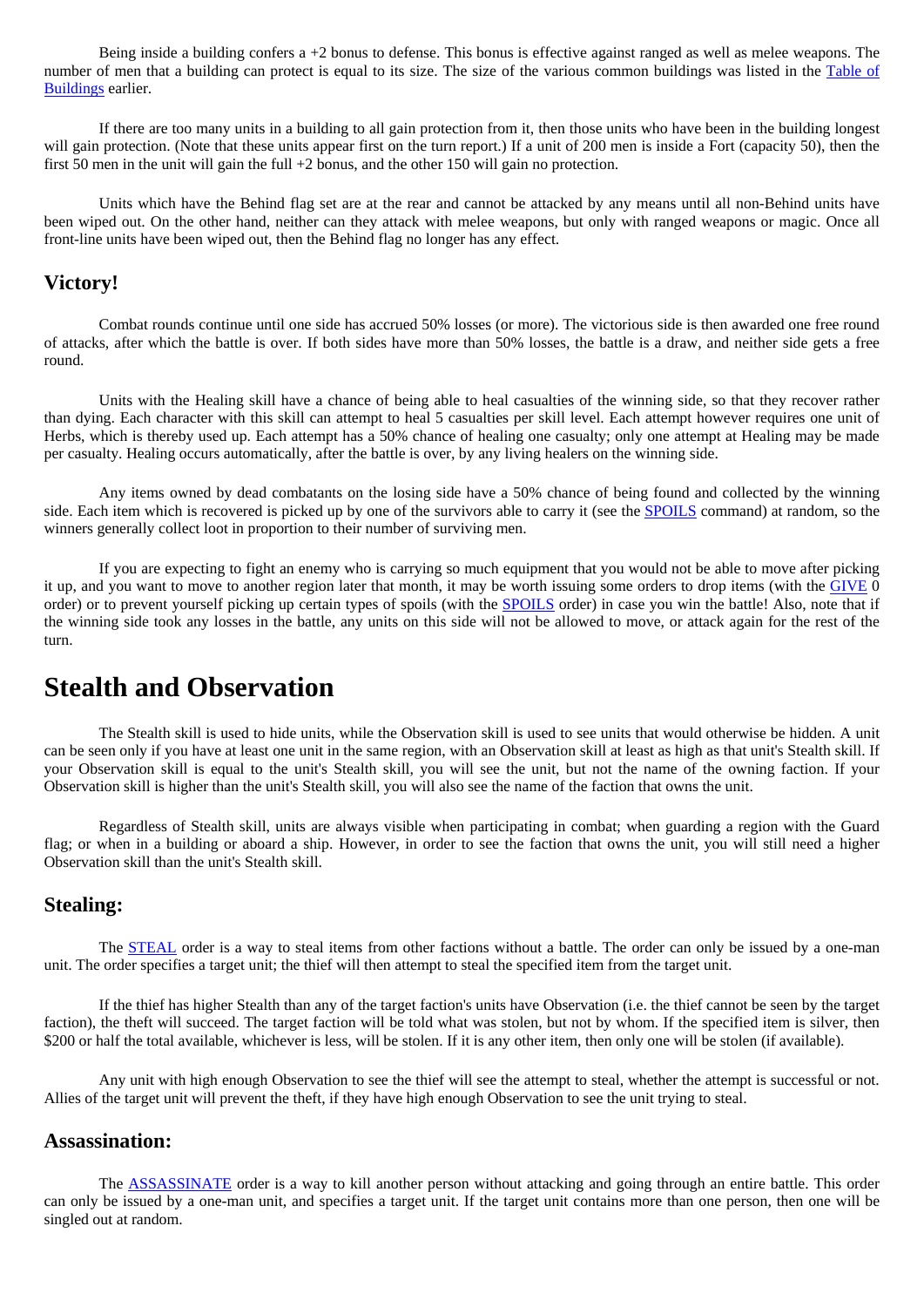Being inside a building confers a +2 bonus to defense. This bonus is effective against ranged as well as melee weapons. The number of men that a building can protect is equal to its size. The size of the various common buildings was listed in the Table of Buildings earlier.

If there are too many units in a building to all gain protection from it, then those units who have been in the building longest will gain protection. (Note that these units appear first on the turn report.) If a unit of 200 men is inside a Fort (capacity 50), then the first 50 men in the unit will gain the full +2 bonus, and the other 150 will gain no protection.

Units which have the Behind flag set are at the rear and cannot be attacked by any means until all non-Behind units have been wiped out. On the other hand, neither can they attack with melee weapons, but only with ranged weapons or magic. Once all front-line units have been wiped out, then the Behind flag no longer has any effect.

## Victory!

Combat rounds continue until one side has accrued 50% losses (or more). The victorious side is then awarded one free round of attacks, after which the battle is over. If both sides have more than 50% losses, the battle is a draw, and neither side gets a free round.

Units with the Healing skill have a chance of being able to heal casualties of the winning side, so that they recover rather than dying. Each character with this skill can attempt to heal 5 casualties per skill level. Each attempt however requires one unit of Herbs, which is thereby used up. Each attempt has a 50% chance of healing one casualty; only one attempt at Healing may be made per casualty. Healing occurs automatically, after the battle is over, by any living healers on the winning side.

Any items owned by dead combatants on the losing side have a 50% chance of being found and collected by the winning side. Each item which is recovered is picked up by one of the survivors able to carry it (see the SPOILS command) at random, so the winners generally collect loot in proportion to their number of surviving men.

If you are expecting to fight an enemy who is carrying so much equipment that you would not be able to move after picking it up, and you want to move to another region later that month, it may be worth issuing some orders to drop items (with the GIVE 0 order) or to prevent yourself picking up certain types of spoils (with the SPOILS order) in case you win the battle! Also, note that if the winning side took any losses in the battle, any units on this side will not be allowed to move, or attack again for the rest of the turn.

# Stealth and Observation

The Stealth skill is used to hide units, while the Observation skill is used to see units that would otherwise be hidden. A unit can be seen only if you have at least one unit in the same region, with an Observation skill at least as high as that unit's Stealth skill. If your Observation skill is equal to the unit's Stealth skill, you will see the unit, but not the name of the owning faction. If your Observation skill is higher than the unit's Stealth skill, you will also see the name of the faction that owns the unit.

Regardless of Stealth skill, units are always visible when participating in combat; when guarding a region with the Guard flag; or when in a building or aboard a ship. However, in order to see the faction that owns the unit, you will still need a higher Observation skill than the unit's Stealth skill.

## Stealing:

The STEAL order is a way to steal items from other factions without a battle. The order can only be issued by a one-man unit. The order specifies a target unit; the thief will then attempt to steal the specified item from the target unit.

If the thief has higher Stealth than any of the target faction's units have Observation (i.e. the thief cannot be seen by the target faction), the theft will succeed. The target faction will be told what was stolen, but not by whom. If the specified item is silver, then $200 or half the total available, whichever is less, will be stolen. If it is any other item, then only one will be stolen (if available).

Any unit with high enough Observation to see the thief will see the attempt to steal, whether the attempt is successful or not. Allies of the target unit will prevent the theft, if they have high enough Observation to see the unit trying to steal.

## Assassination:

The ASSASSINATE order is a way to kill another person without attacking and going through an entire battle. This order can only be issued by a one-man unit, and specifies a target unit. If the target unit contains more than one person, then one will be singled out at random.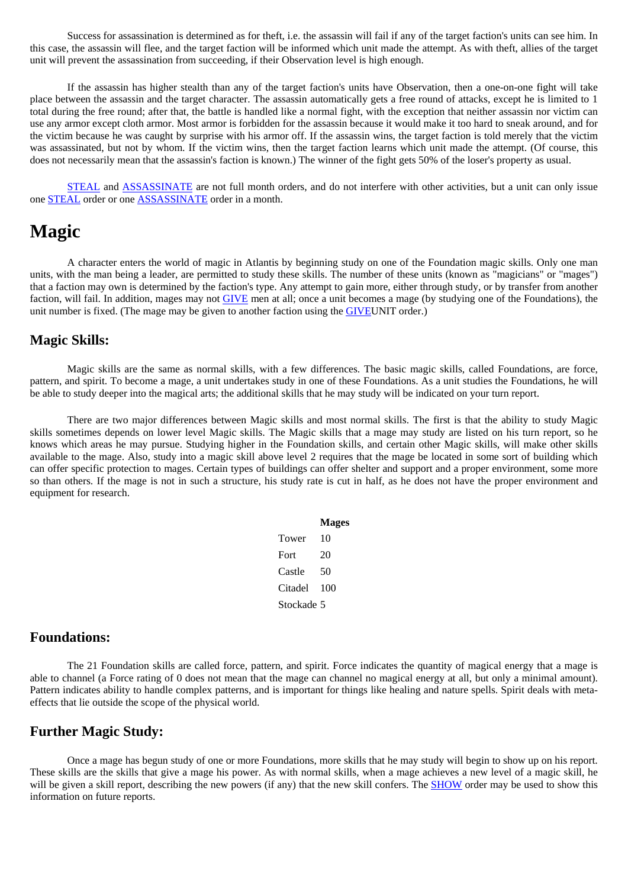Success for assassination is determined as for theft, i.e. the assassin will fail if any of the target faction's units can see him. In this case, the assassin will flee, and the target faction will be informed which unit made the attempt. As with theft, allies of the target unit will prevent the assassination from succeeding, if their Observation level is high enough.

If the assassin has higher stealth than any of the target faction's units have Observation, then a one-on-one fight will take place between the assassin and the target character. The assassin automatically gets a free round of attacks, except he is limited to 1 total during the free round; after that, the battle is handled like a normal fight, with the exception that neither assassin nor victim can use any armor except cloth armor. Most armor is forbidden for the assassin because it would make it too hard to sneak around, and for the victim because he was caught by surprise with his armor off. If the assassin wins, the target faction is told merely that the victim was assassinated, but not by whom. If the victim wins, then the target faction learns which unit made the attempt. (Of course, this does not necessarily mean that the assassin's faction is known.) The winner of the fight gets 50% of the loser's property as usual.

STEAL and ASSASSINATE are not full month orders, and do not interfere with other activities, but a unit can only issue one STEAL order or one ASSASSINATE order in a month.

# Magic

A character enters the world of magic in Atlantis by beginning study on one of the Foundation magic skills. Only one man units, with the man being a leader, are permitted to study these skills. The number of these units (known as "magicians" or "mages") that a faction may own is determined by the faction's type. Any attempt to gain more, either through study, or by transfer from another faction, will fail. In addition, mages may not GIVE men at all; once a unit becomes a mage (by studying one of the Foundations), the unit number is fixed. (The mage may be given to another faction using the GIVEUNIT order.)

## Magic Skills:

Magic skills are the same as normal skills, with a few differences. The basic magic skills, called Foundations, are force, pattern, and spirit. To become a mage, a unit undertakes study in one of these Foundations. As a unit studies the Foundations, he will be able to study deeper into the magical arts; the additional skills that he may study will be indicated on your turn report.

There are two major differences between Magic skills and most normal skills. The first is that the ability to study Magic skills sometimes depends on lower level Magic skills. The Magic skills that a mage may study are listed on his turn report, so he knows which areas he may pursue. Studying higher in the Foundation skills, and certain other Magic skills, will make other skills available to the mage. Also, study into a magic skill above level 2 requires that the mage be located in some sort of building which can offer specific protection to mages. Certain types of buildings can offer shelter and support and a proper environment, some more so than others. If the mage is not in such a structure, his study rate is cut in half, as he does not have the proper environment and equipment for research.

| | Mages |
|---|---|
| Tower | 10 |
| Fort | 20 |
| Castle | 50 |
| Citadel | 100 |
| Stockade | 5 |

## Foundations:

The 21 Foundation skills are called force, pattern, and spirit. Force indicates the quantity of magical energy that a mage is able to channel (a Force rating of 0 does not mean that the mage can channel no magical energy at all, but only a minimal amount). Pattern indicates ability to handle complex patterns, and is important for things like healing and nature spells. Spirit deals with meta-effects that lie outside the scope of the physical world.

## Further Magic Study:

Once a mage has begun study of one or more Foundations, more skills that he may study will begin to show up on his report. These skills are the skills that give a mage his power. As with normal skills, when a mage achieves a new level of a magic skill, he will be given a skill report, describing the new powers (if any) that the new skill confers. The SHOW order may be used to show this information on future reports.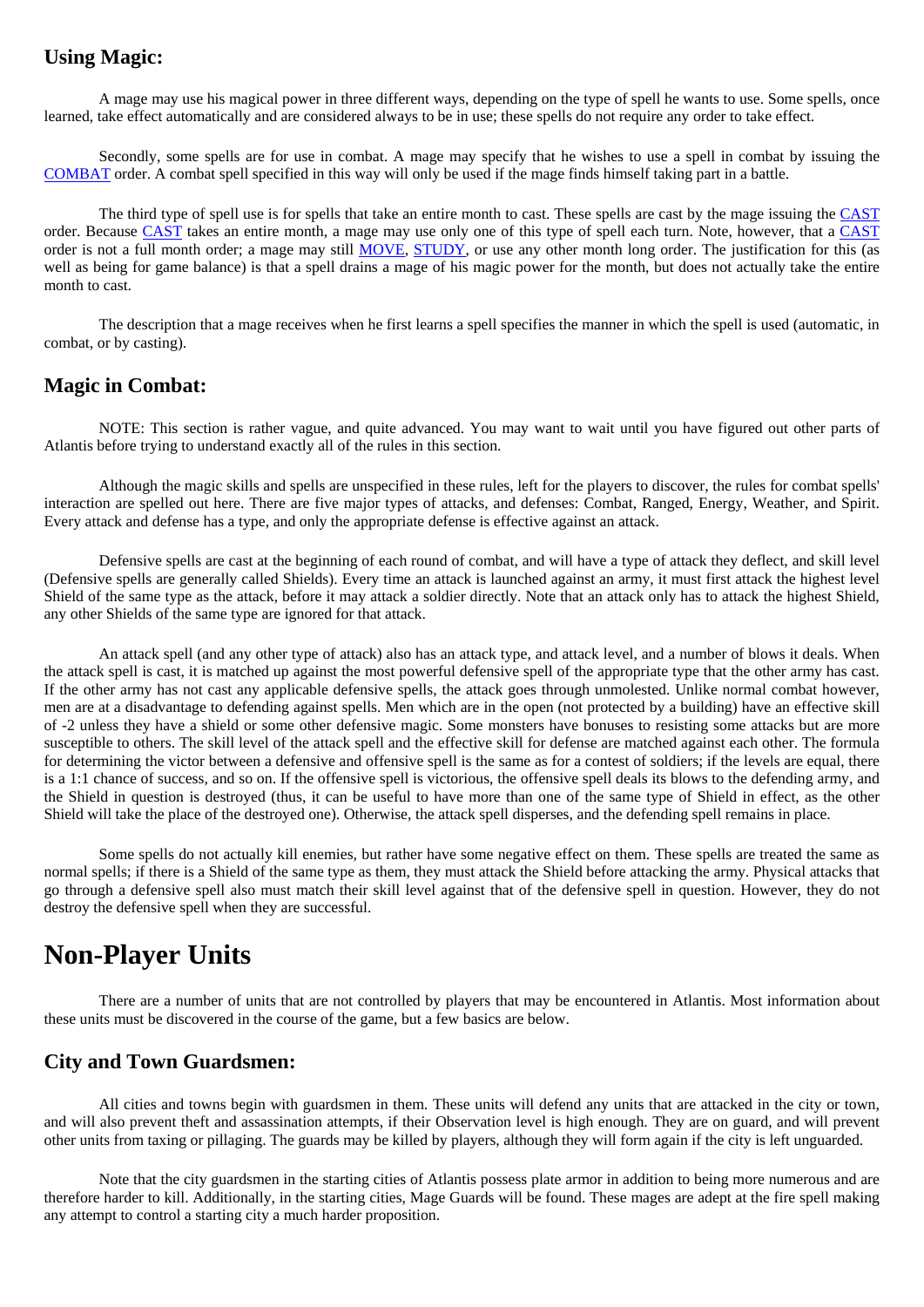### Using Magic:

A mage may use his magical power in three different ways, depending on the type of spell he wants to use. Some spells, once learned, take effect automatically and are considered always to be in use; these spells do not require any order to take effect.

Secondly, some spells are for use in combat. A mage may specify that he wishes to use a spell in combat by issuing the COMBAT order. A combat spell specified in this way will only be used if the mage finds himself taking part in a battle.

The third type of spell use is for spells that take an entire month to cast. These spells are cast by the mage issuing the CAST order. Because CAST takes an entire month, a mage may use only one of this type of spell each turn. Note, however, that a CAST order is not a full month order; a mage may still MOVE, STUDY, or use any other month long order. The justification for this (as well as being for game balance) is that a spell drains a mage of his magic power for the month, but does not actually take the entire month to cast.

The description that a mage receives when he first learns a spell specifies the manner in which the spell is used (automatic, in combat, or by casting).

### Magic in Combat:

NOTE: This section is rather vague, and quite advanced. You may want to wait until you have figured out other parts of Atlantis before trying to understand exactly all of the rules in this section.

Although the magic skills and spells are unspecified in these rules, left for the players to discover, the rules for combat spells' interaction are spelled out here. There are five major types of attacks, and defenses: Combat, Ranged, Energy, Weather, and Spirit. Every attack and defense has a type, and only the appropriate defense is effective against an attack.

Defensive spells are cast at the beginning of each round of combat, and will have a type of attack they deflect, and skill level (Defensive spells are generally called Shields). Every time an attack is launched against an army, it must first attack the highest level Shield of the same type as the attack, before it may attack a soldier directly. Note that an attack only has to attack the highest Shield, any other Shields of the same type are ignored for that attack.

An attack spell (and any other type of attack) also has an attack type, and attack level, and a number of blows it deals. When the attack spell is cast, it is matched up against the most powerful defensive spell of the appropriate type that the other army has cast. If the other army has not cast any applicable defensive spells, the attack goes through unmolested. Unlike normal combat however, men are at a disadvantage to defending against spells. Men which are in the open (not protected by a building) have an effective skill of -2 unless they have a shield or some other defensive magic. Some monsters have bonuses to resisting some attacks but are more susceptible to others. The skill level of the attack spell and the effective skill for defense are matched against each other. The formula for determining the victor between a defensive and offensive spell is the same as for a contest of soldiers; if the levels are equal, there is a 1:1 chance of success, and so on. If the offensive spell is victorious, the offensive spell deals its blows to the defending army, and the Shield in question is destroyed (thus, it can be useful to have more than one of the same type of Shield in effect, as the other Shield will take the place of the destroyed one). Otherwise, the attack spell disperses, and the defending spell remains in place.

Some spells do not actually kill enemies, but rather have some negative effect on them. These spells are treated the same as normal spells; if there is a Shield of the same type as them, they must attack the Shield before attacking the army. Physical attacks that go through a defensive spell also must match their skill level against that of the defensive spell in question. However, they do not destroy the defensive spell when they are successful.

## Non-Player Units

There are a number of units that are not controlled by players that may be encountered in Atlantis. Most information about these units must be discovered in the course of the game, but a few basics are below.

### City and Town Guardsmen:

All cities and towns begin with guardsmen in them. These units will defend any units that are attacked in the city or town, and will also prevent theft and assassination attempts, if their Observation level is high enough. They are on guard, and will prevent other units from taxing or pillaging. The guards may be killed by players, although they will form again if the city is left unguarded.

Note that the city guardsmen in the starting cities of Atlantis possess plate armor in addition to being more numerous and are therefore harder to kill. Additionally, in the starting cities, Mage Guards will be found. These mages are adept at the fire spell making any attempt to control a starting city a much harder proposition.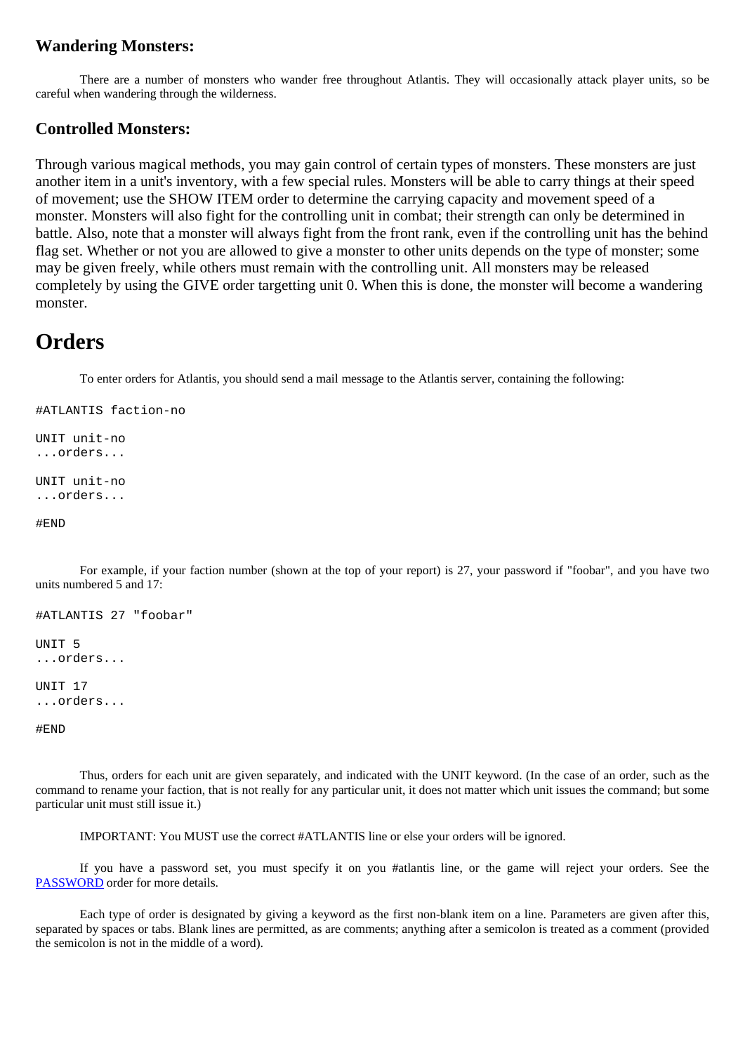### Wandering Monsters:

There are a number of monsters who wander free throughout Atlantis. They will occasionally attack player units, so be careful when wandering through the wilderness.

### Controlled Monsters:

Through various magical methods, you may gain control of certain types of monsters. These monsters are just another item in a unit's inventory, with a few special rules. Monsters will be able to carry things at their speed of movement; use the SHOW ITEM order to determine the carrying capacity and movement speed of a monster. Monsters will also fight for the controlling unit in combat; their strength can only be determined in battle. Also, note that a monster will always fight from the front rank, even if the controlling unit has the behind flag set. Whether or not you are allowed to give a monster to other units depends on the type of monster; some may be given freely, while others must remain with the controlling unit. All monsters may be released completely by using the GIVE order targetting unit 0. When this is done, the monster will become a wandering monster.

## Orders

To enter orders for Atlantis, you should send a mail message to the Atlantis server, containing the following:

```
#ATLANTIS faction-no

UNIT unit-no
...orders...

UNIT unit-no
...orders...

#END
```

For example, if your faction number (shown at the top of your report) is 27, your password if "foobar", and you have two units numbered 5 and 17:

```
#ATLANTIS 27 "foobar"

UNIT 5
...orders...

UNIT 17
...orders...

#END
```

Thus, orders for each unit are given separately, and indicated with the UNIT keyword. (In the case of an order, such as the command to rename your faction, that is not really for any particular unit, it does not matter which unit issues the command; but some particular unit must still issue it.)

IMPORTANT: You MUST use the correct #ATLANTIS line or else your orders will be ignored.

If you have a password set, you must specify it on you #atlantis line, or the game will reject your orders. See the PASSWORD order for more details.

Each type of order is designated by giving a keyword as the first non-blank item on a line. Parameters are given after this, separated by spaces or tabs. Blank lines are permitted, as are comments; anything after a semicolon is treated as a comment (provided the semicolon is not in the middle of a word).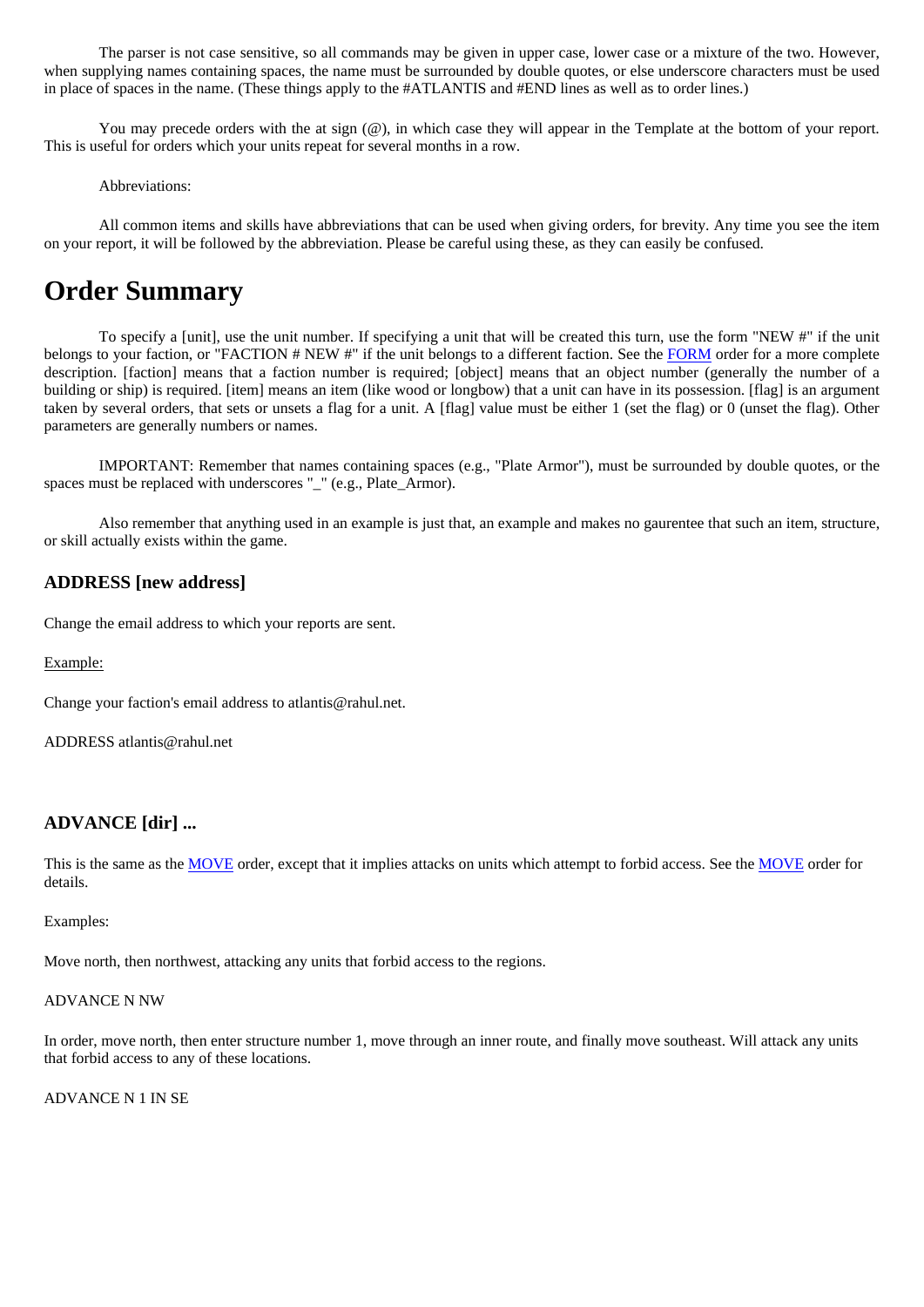The parser is not case sensitive, so all commands may be given in upper case, lower case or a mixture of the two. However, when supplying names containing spaces, the name must be surrounded by double quotes, or else underscore characters must be used in place of spaces in the name. (These things apply to the #ATLANTIS and #END lines as well as to order lines.)

You may precede orders with the at sign (@), in which case they will appear in the Template at the bottom of your report. This is useful for orders which your units repeat for several months in a row.

Abbreviations:

All common items and skills have abbreviations that can be used when giving orders, for brevity. Any time you see the item on your report, it will be followed by the abbreviation. Please be careful using these, as they can easily be confused.

# Order Summary

To specify a [unit], use the unit number. If specifying a unit that will be created this turn, use the form "NEW #" if the unit belongs to your faction, or "FACTION # NEW #" if the unit belongs to a different faction. See the FORM order for a more complete description. [faction] means that a faction number is required; [object] means that an object number (generally the number of a building or ship) is required. [item] means an item (like wood or longbow) that a unit can have in its possession. [flag] is an argument taken by several orders, that sets or unsets a flag for a unit. A [flag] value must be either 1 (set the flag) or 0 (unset the flag). Other parameters are generally numbers or names.

IMPORTANT: Remember that names containing spaces (e.g., "Plate Armor"), must be surrounded by double quotes, or the spaces must be replaced with underscores "_" (e.g., Plate_Armor).

Also remember that anything used in an example is just that, an example and makes no gaurentee that such an item, structure, or skill actually exists within the game.

### ADDRESS [new address]

Change the email address to which your reports are sent.

Example:

Change your faction's email address to atlantis@rahul.net.

ADDRESS atlantis@rahul.net

### ADVANCE [dir] ...

This is the same as the MOVE order, except that it implies attacks on units which attempt to forbid access. See the MOVE order for details.

Examples:

Move north, then northwest, attacking any units that forbid access to the regions.

ADVANCE N NW

In order, move north, then enter structure number 1, move through an inner route, and finally move southeast. Will attack any units that forbid access to any of these locations.

ADVANCE N 1 IN SE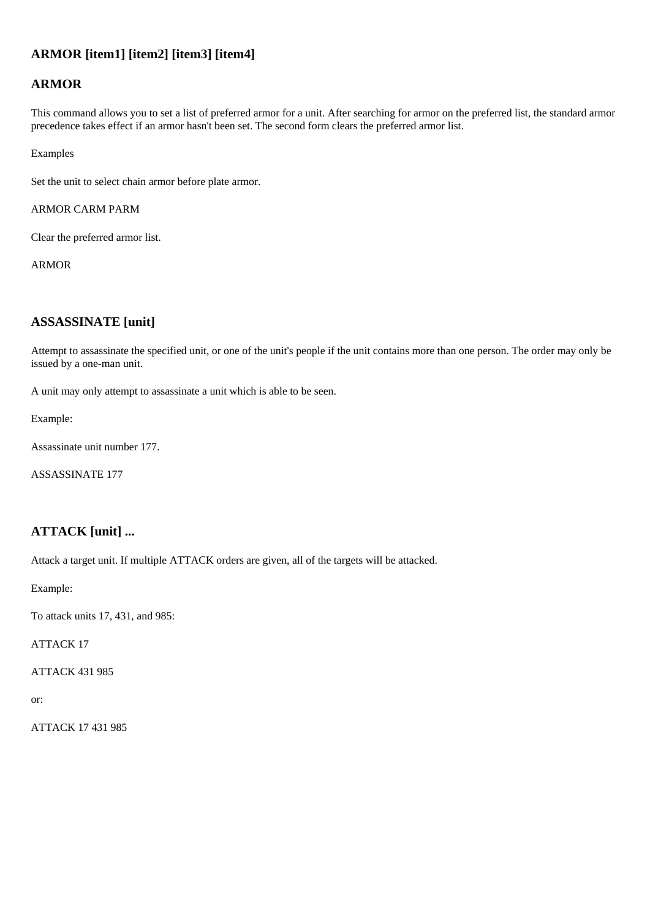### ARMOR [item1] [item2] [item3] [item4]

### ARMOR

This command allows you to set a list of preferred armor for a unit. After searching for armor on the preferred list, the standard armor precedence takes effect if an armor hasn't been set. The second form clears the preferred armor list.

Examples

Set the unit to select chain armor before plate armor.

ARMOR CARM PARM

Clear the preferred armor list.

ARMOR

### ASSASSINATE [unit]

Attempt to assassinate the specified unit, or one of the unit's people if the unit contains more than one person. The order may only be issued by a one-man unit.

A unit may only attempt to assassinate a unit which is able to be seen.

Example:

Assassinate unit number 177.

ASSASSINATE 177

### ATTACK [unit] ...

Attack a target unit. If multiple ATTACK orders are given, all of the targets will be attacked.

Example:

To attack units 17, 431, and 985:

ATTACK 17

ATTACK 431 985

or:

ATTACK 17 431 985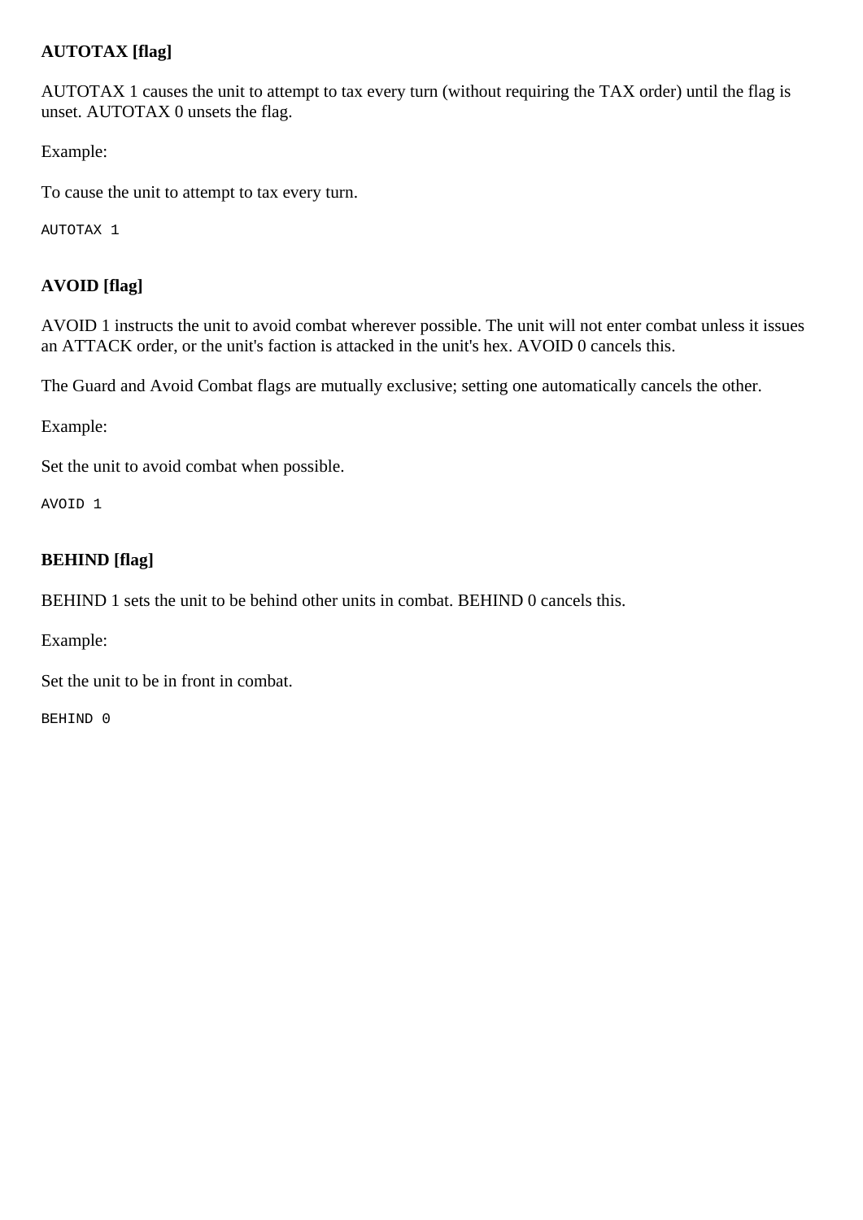**AUTOTAX [flag]**

AUTOTAX 1 causes the unit to attempt to tax every turn (without requiring the TAX order) until the flag is unset. AUTOTAX 0 unsets the flag.

Example:

To cause the unit to attempt to tax every turn.

```
AUTOTAX 1
```

**AVOID [flag]**

AVOID 1 instructs the unit to avoid combat wherever possible. The unit will not enter combat unless it issues an ATTACK order, or the unit's faction is attacked in the unit's hex. AVOID 0 cancels this.

The Guard and Avoid Combat flags are mutually exclusive; setting one automatically cancels the other.

Example:

Set the unit to avoid combat when possible.

```
AVOID 1
```

**BEHIND [flag]**

BEHIND 1 sets the unit to be behind other units in combat. BEHIND 0 cancels this.

Example:

Set the unit to be in front in combat.

```
BEHIND 0
```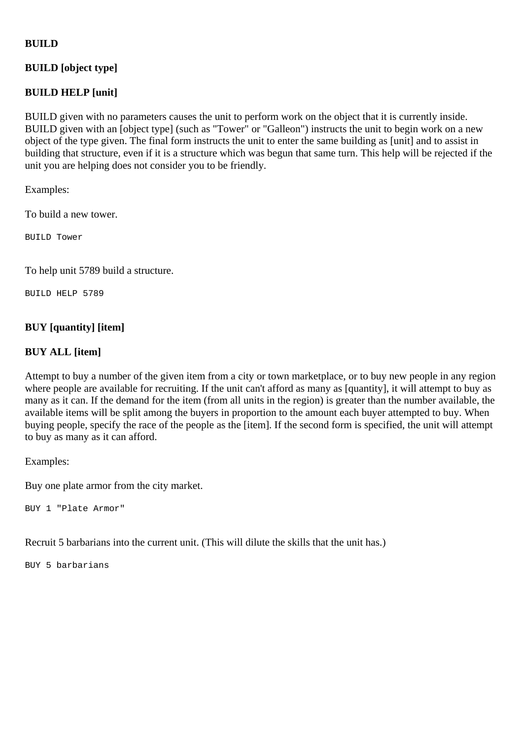**BUILD**

**BUILD [object type]**

**BUILD HELP [unit]**

BUILD given with no parameters causes the unit to perform work on the object that it is currently inside. BUILD given with an [object type] (such as "Tower" or "Galleon") instructs the unit to begin work on a new object of the type given. The final form instructs the unit to enter the same building as [unit] and to assist in building that structure, even if it is a structure which was begun that same turn. This help will be rejected if the unit you are helping does not consider you to be friendly.

Examples:

To build a new tower.

```
BUILD Tower
```

To help unit 5789 build a structure.

```
BUILD HELP 5789
```

**BUY [quantity] [item]**

**BUY ALL [item]**

Attempt to buy a number of the given item from a city or town marketplace, or to buy new people in any region where people are available for recruiting. If the unit can't afford as many as [quantity], it will attempt to buy as many as it can. If the demand for the item (from all units in the region) is greater than the number available, the available items will be split among the buyers in proportion to the amount each buyer attempted to buy. When buying people, specify the race of the people as the [item]. If the second form is specified, the unit will attempt to buy as many as it can afford.

Examples:

Buy one plate armor from the city market.

```
BUY 1 "Plate Armor"
```

Recruit 5 barbarians into the current unit. (This will dilute the skills that the unit has.)

```
BUY 5 barbarians
```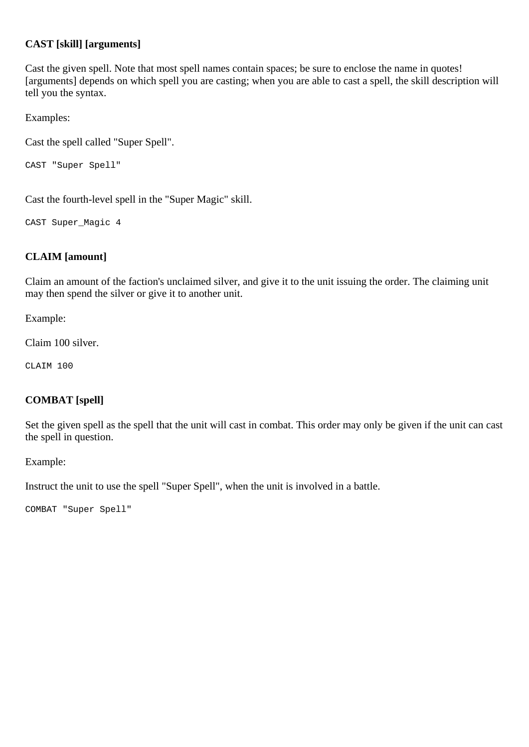**CAST [skill] [arguments]**

Cast the given spell. Note that most spell names contain spaces; be sure to enclose the name in quotes! [arguments] depends on which spell you are casting; when you are able to cast a spell, the skill description will tell you the syntax.

Examples:

Cast the spell called "Super Spell".

```
CAST "Super Spell"
```

Cast the fourth-level spell in the "Super Magic" skill.

```
CAST Super_Magic 4
```

**CLAIM [amount]**

Claim an amount of the faction's unclaimed silver, and give it to the unit issuing the order. The claiming unit may then spend the silver or give it to another unit.

Example:

Claim 100 silver.

```
CLAIM 100
```

**COMBAT [spell]**

Set the given spell as the spell that the unit will cast in combat. This order may only be given if the unit can cast the spell in question.

Example:

Instruct the unit to use the spell "Super Spell", when the unit is involved in a battle.

```
COMBAT "Super Spell"
```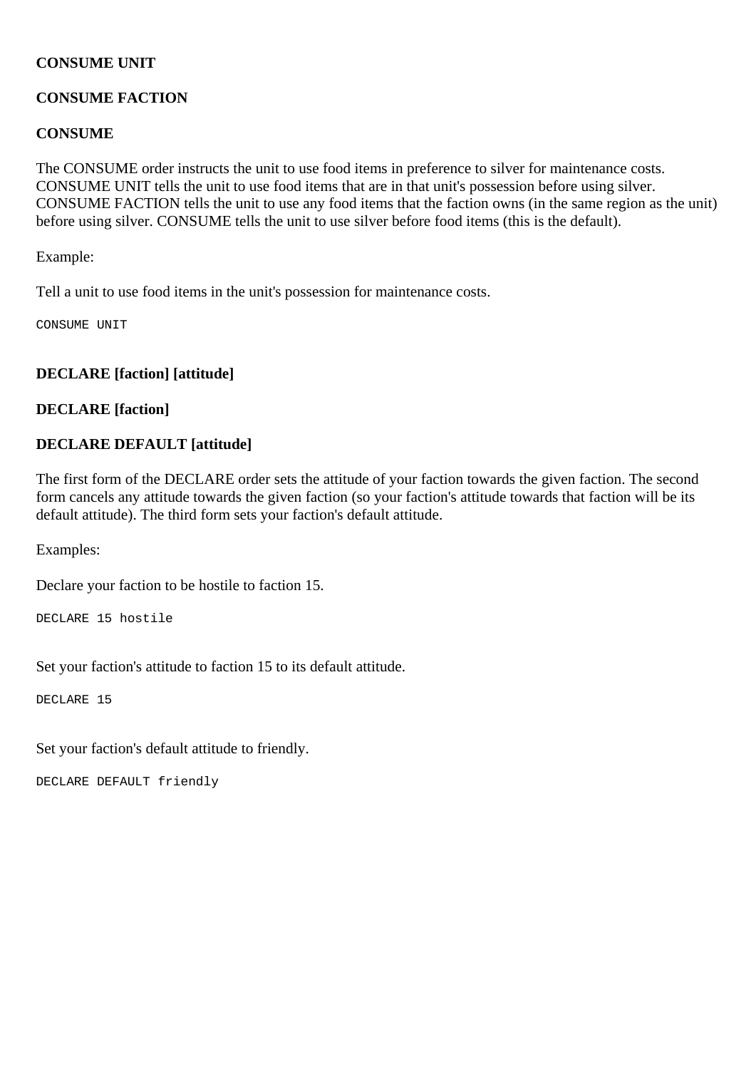**CONSUME UNIT**

**CONSUME FACTION**

**CONSUME**

The CONSUME order instructs the unit to use food items in preference to silver for maintenance costs. CONSUME UNIT tells the unit to use food items that are in that unit's possession before using silver. CONSUME FACTION tells the unit to use any food items that the faction owns (in the same region as the unit) before using silver. CONSUME tells the unit to use silver before food items (this is the default).

Example:

Tell a unit to use food items in the unit's possession for maintenance costs.

```
CONSUME UNIT
```

**DECLARE [faction] [attitude]**

**DECLARE [faction]**

**DECLARE DEFAULT [attitude]**

The first form of the DECLARE order sets the attitude of your faction towards the given faction. The second form cancels any attitude towards the given faction (so your faction's attitude towards that faction will be its default attitude). The third form sets your faction's default attitude.

Examples:

Declare your faction to be hostile to faction 15.

```
DECLARE 15 hostile
```

Set your faction's attitude to faction 15 to its default attitude.

```
DECLARE 15
```

Set your faction's default attitude to friendly.

```
DECLARE DEFAULT friendly
```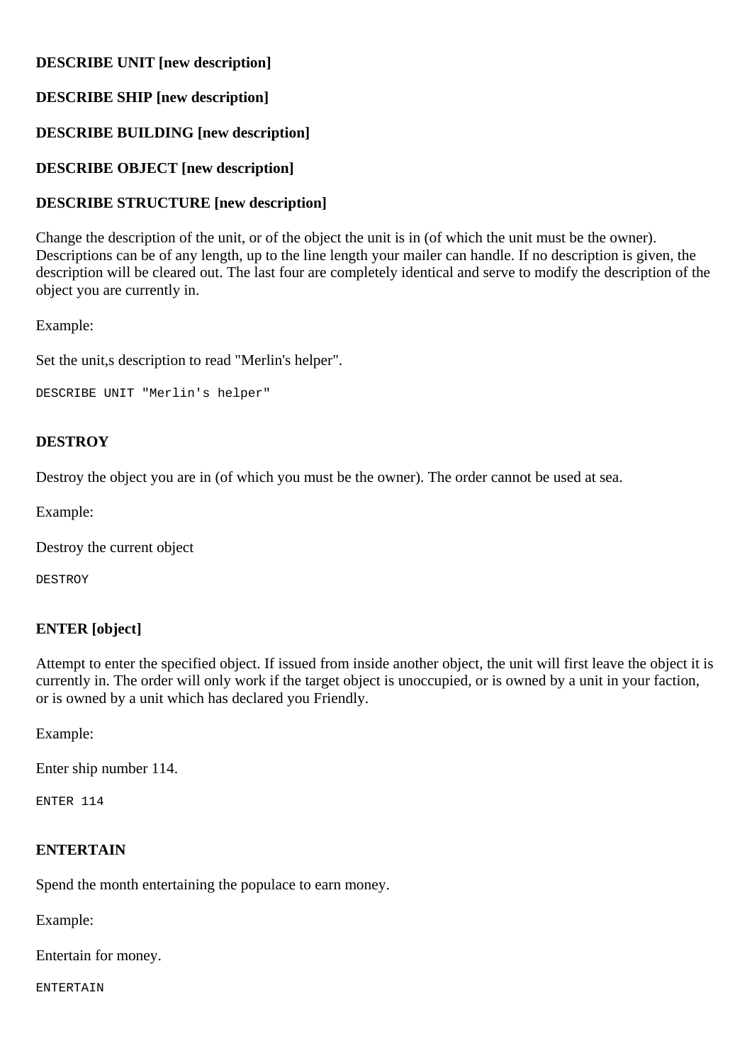**DESCRIBE UNIT [new description]**

**DESCRIBE SHIP [new description]**

**DESCRIBE BUILDING [new description]**

**DESCRIBE OBJECT [new description]**

**DESCRIBE STRUCTURE [new description]**

Change the description of the unit, or of the object the unit is in (of which the unit must be the owner). Descriptions can be of any length, up to the line length your mailer can handle. If no description is given, the description will be cleared out. The last four are completely identical and serve to modify the description of the object you are currently in.

Example:

Set the unit,s description to read "Merlin's helper".

```
DESCRIBE UNIT "Merlin's helper"
```

### DESTROY

Destroy the object you are in (of which you must be the owner). The order cannot be used at sea.

Example:

Destroy the current object

```
DESTROY
```

### ENTER [object]

Attempt to enter the specified object. If issued from inside another object, the unit will first leave the object it is currently in. The order will only work if the target object is unoccupied, or is owned by a unit in your faction, or is owned by a unit which has declared you Friendly.

Example:

Enter ship number 114.

```
ENTER 114
```

### ENTERTAIN

Spend the month entertaining the populace to earn money.

Example:

Entertain for money.

```
ENTERTAIN
```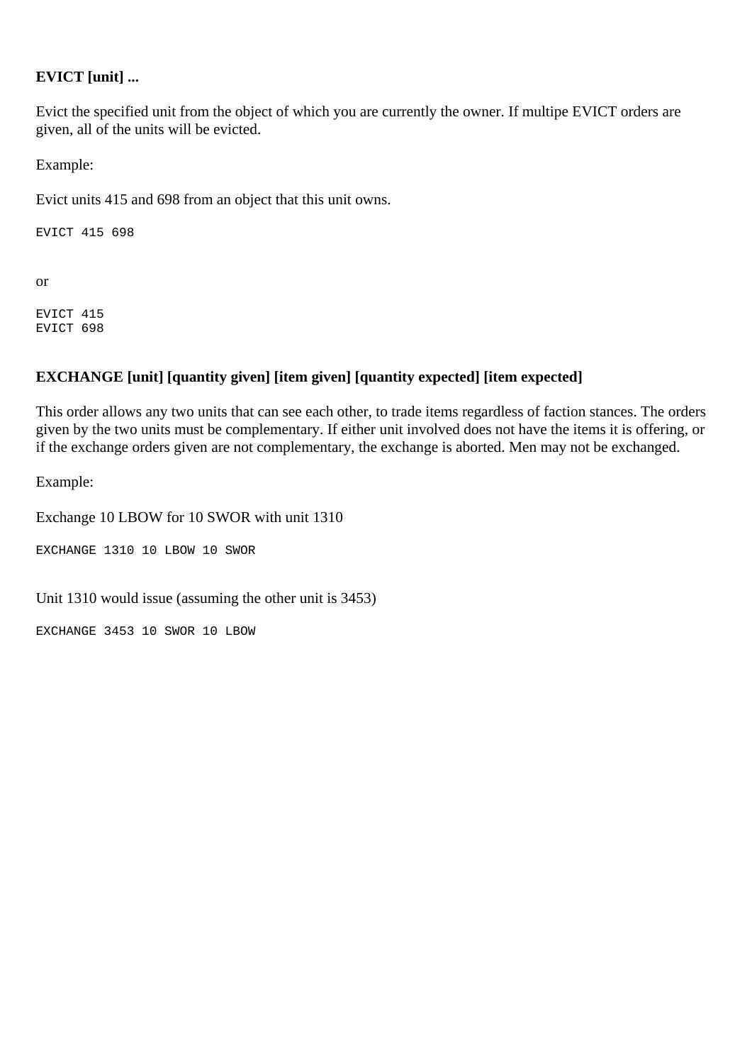**EVICT [unit] ...**

Evict the specified unit from the object of which you are currently the owner. If multipe EVICT orders are given, all of the units will be evicted.

Example:

Evict units 415 and 698 from an object that this unit owns.

```
EVICT 415 698
```

or

```
EVICT 415
EVICT 698
```

**EXCHANGE [unit] [quantity given] [item given] [quantity expected] [item expected]**

This order allows any two units that can see each other, to trade items regardless of faction stances. The orders given by the two units must be complementary. If either unit involved does not have the items it is offering, or if the exchange orders given are not complementary, the exchange is aborted. Men may not be exchanged.

Example:

Exchange 10 LBOW for 10 SWOR with unit 1310

```
EXCHANGE 1310 10 LBOW 10 SWOR
```

Unit 1310 would issue (assuming the other unit is 3453)

```
EXCHANGE 3453 10 SWOR 10 LBOW
```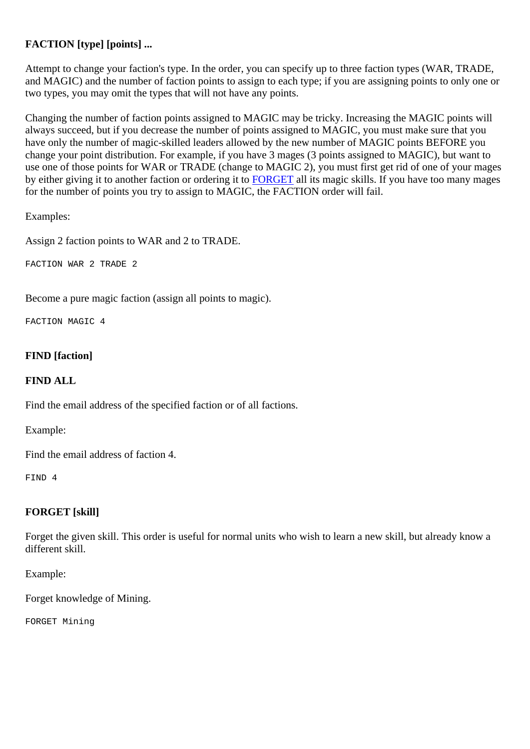**FACTION [type] [points] ...**

Attempt to change your faction's type. In the order, you can specify up to three faction types (WAR, TRADE, and MAGIC) and the number of faction points to assign to each type; if you are assigning points to only one or two types, you may omit the types that will not have any points.

Changing the number of faction points assigned to MAGIC may be tricky. Increasing the MAGIC points will always succeed, but if you decrease the number of points assigned to MAGIC, you must make sure that you have only the number of magic-skilled leaders allowed by the new number of MAGIC points BEFORE you change your point distribution. For example, if you have 3 mages (3 points assigned to MAGIC), but want to use one of those points for WAR or TRADE (change to MAGIC 2), you must first get rid of one of your mages by either giving it to another faction or ordering it to FORGET all its magic skills. If you have too many mages for the number of points you try to assign to MAGIC, the FACTION order will fail.

Examples:

Assign 2 faction points to WAR and 2 to TRADE.

```
FACTION WAR 2 TRADE 2
```

Become a pure magic faction (assign all points to magic).

```
FACTION MAGIC 4
```

**FIND [faction]**

**FIND ALL**

Find the email address of the specified faction or of all factions.

Example:

Find the email address of faction 4.

```
FIND 4
```

**FORGET [skill]**

Forget the given skill. This order is useful for normal units who wish to learn a new skill, but already know a different skill.

Example:

Forget knowledge of Mining.

```
FORGET Mining
```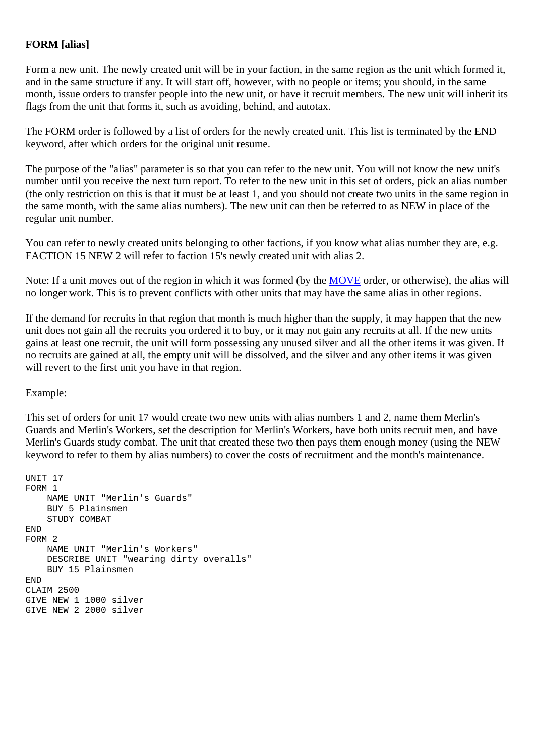**FORM [alias]**

Form a new unit. The newly created unit will be in your faction, in the same region as the unit which formed it, and in the same structure if any. It will start off, however, with no people or items; you should, in the same month, issue orders to transfer people into the new unit, or have it recruit members. The new unit will inherit its flags from the unit that forms it, such as avoiding, behind, and autotax.

The FORM order is followed by a list of orders for the newly created unit. This list is terminated by the END keyword, after which orders for the original unit resume.

The purpose of the "alias" parameter is so that you can refer to the new unit. You will not know the new unit's number until you receive the next turn report. To refer to the new unit in this set of orders, pick an alias number (the only restriction on this is that it must be at least 1, and you should not create two units in the same region in the same month, with the same alias numbers). The new unit can then be referred to as NEW in place of the regular unit number.

You can refer to newly created units belonging to other factions, if you know what alias number they are, e.g. FACTION 15 NEW 2 will refer to faction 15's newly created unit with alias 2.

Note: If a unit moves out of the region in which it was formed (by the MOVE order, or otherwise), the alias will no longer work. This is to prevent conflicts with other units that may have the same alias in other regions.

If the demand for recruits in that region that month is much higher than the supply, it may happen that the new unit does not gain all the recruits you ordered it to buy, or it may not gain any recruits at all. If the new units gains at least one recruit, the unit will form possessing any unused silver and all the other items it was given. If no recruits are gained at all, the empty unit will be dissolved, and the silver and any other items it was given will revert to the first unit you have in that region.

Example:

This set of orders for unit 17 would create two new units with alias numbers 1 and 2, name them Merlin's Guards and Merlin's Workers, set the description for Merlin's Workers, have both units recruit men, and have Merlin's Guards study combat. The unit that created these two then pays them enough money (using the NEW keyword to refer to them by alias numbers) to cover the costs of recruitment and the month's maintenance.

```
UNIT 17
FORM 1
    NAME UNIT "Merlin's Guards"
    BUY 5 Plainsmen
    STUDY COMBAT
END
FORM 2
    NAME UNIT "Merlin's Workers"
    DESCRIBE UNIT "wearing dirty overalls"
    BUY 15 Plainsmen
END
CLAIM 2500
GIVE NEW 1 1000 silver
GIVE NEW 2 2000 silver
```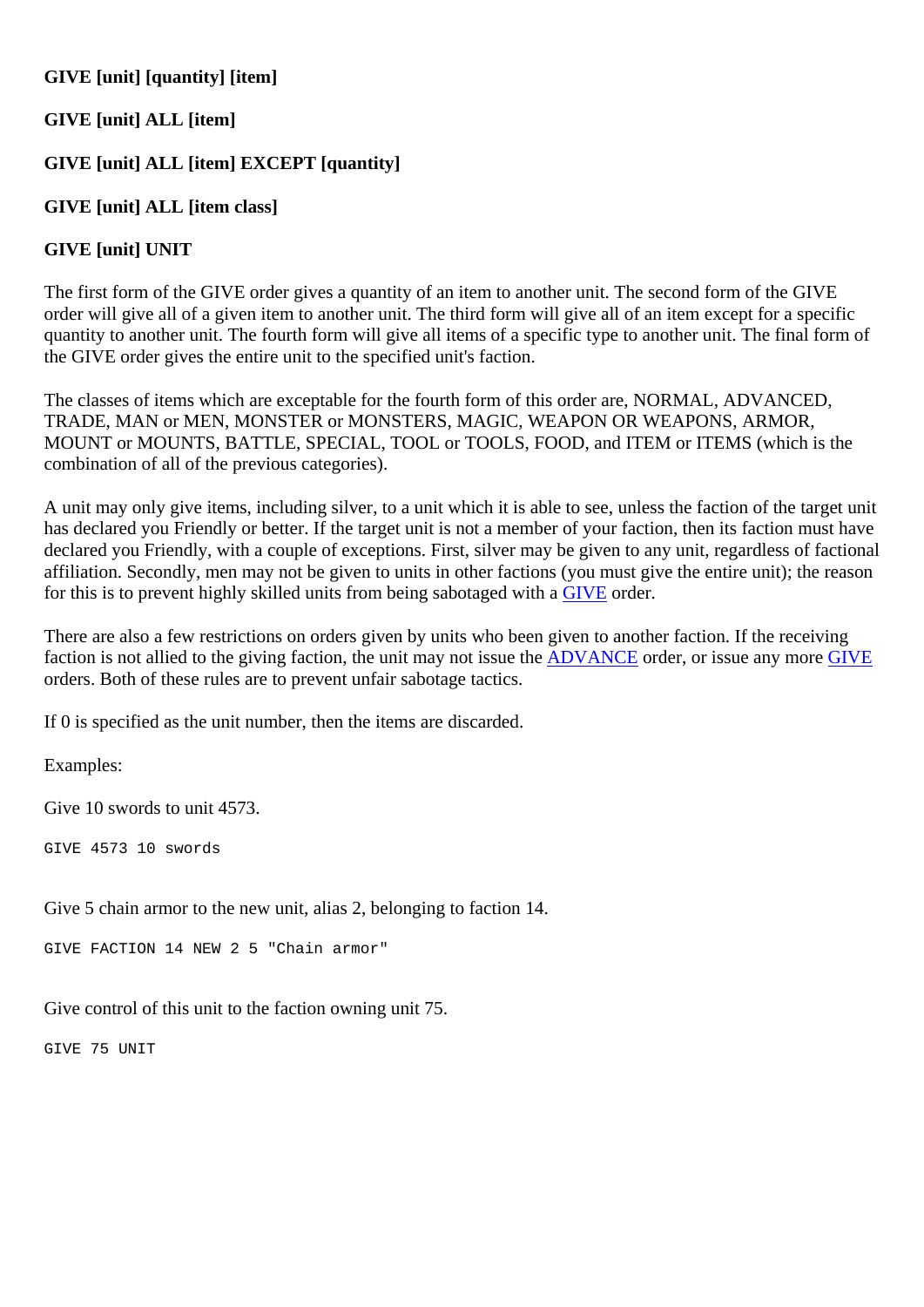**GIVE [unit] [quantity] [item]**

**GIVE [unit] ALL [item]**

**GIVE [unit] ALL [item] EXCEPT [quantity]**

**GIVE [unit] ALL [item class]**

**GIVE [unit] UNIT**

The first form of the GIVE order gives a quantity of an item to another unit. The second form of the GIVE order will give all of a given item to another unit. The third form will give all of an item except for a specific quantity to another unit. The fourth form will give all items of a specific type to another unit. The final form of the GIVE order gives the entire unit to the specified unit's faction.

The classes of items which are exceptable for the fourth form of this order are, NORMAL, ADVANCED, TRADE, MAN or MEN, MONSTER or MONSTERS, MAGIC, WEAPON OR WEAPONS, ARMOR, MOUNT or MOUNTS, BATTLE, SPECIAL, TOOL or TOOLS, FOOD, and ITEM or ITEMS (which is the combination of all of the previous categories).

A unit may only give items, including silver, to a unit which it is able to see, unless the faction of the target unit has declared you Friendly or better. If the target unit is not a member of your faction, then its faction must have declared you Friendly, with a couple of exceptions. First, silver may be given to any unit, regardless of factional affiliation. Secondly, men may not be given to units in other factions (you must give the entire unit); the reason for this is to prevent highly skilled units from being sabotaged with a GIVE order.

There are also a few restrictions on orders given by units who been given to another faction. If the receiving faction is not allied to the giving faction, the unit may not issue the ADVANCE order, or issue any more GIVE orders. Both of these rules are to prevent unfair sabotage tactics.

If 0 is specified as the unit number, then the items are discarded.

Examples:

Give 10 swords to unit 4573.

```
GIVE 4573 10 swords
```

Give 5 chain armor to the new unit, alias 2, belonging to faction 14.

```
GIVE FACTION 14 NEW 2 5 "Chain armor"
```

Give control of this unit to the faction owning unit 75.

```
GIVE 75 UNIT
```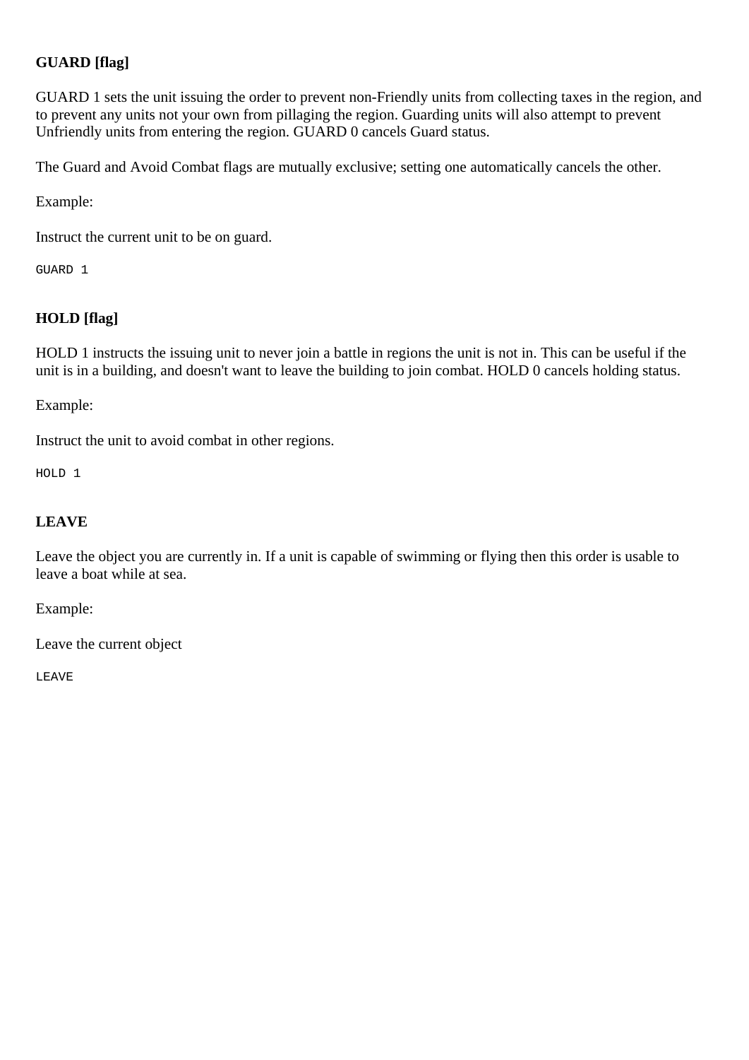**GUARD [flag]**

GUARD 1 sets the unit issuing the order to prevent non-Friendly units from collecting taxes in the region, and to prevent any units not your own from pillaging the region. Guarding units will also attempt to prevent Unfriendly units from entering the region. GUARD 0 cancels Guard status.

The Guard and Avoid Combat flags are mutually exclusive; setting one automatically cancels the other.

Example:

Instruct the current unit to be on guard.

```
GUARD 1
```

**HOLD [flag]**

HOLD 1 instructs the issuing unit to never join a battle in regions the unit is not in. This can be useful if the unit is in a building, and doesn't want to leave the building to join combat. HOLD 0 cancels holding status.

Example:

Instruct the unit to avoid combat in other regions.

```
HOLD 1
```

**LEAVE**

Leave the object you are currently in. If a unit is capable of swimming or flying then this order is usable to leave a boat while at sea.

Example:

Leave the current object

```
LEAVE
```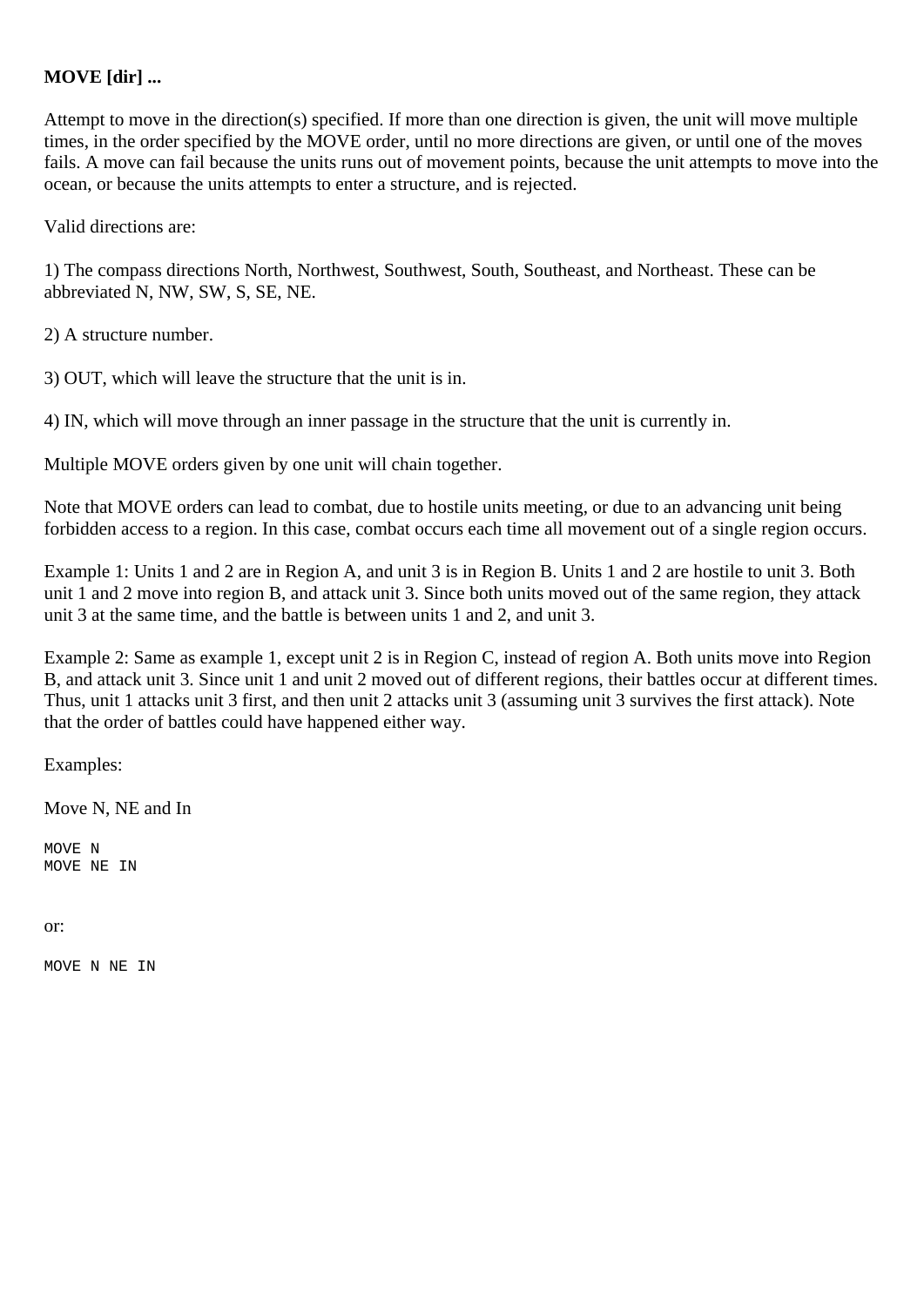**MOVE [dir] ...**

Attempt to move in the direction(s) specified. If more than one direction is given, the unit will move multiple times, in the order specified by the MOVE order, until no more directions are given, or until one of the moves fails. A move can fail because the units runs out of movement points, because the unit attempts to move into the ocean, or because the units attempts to enter a structure, and is rejected.

Valid directions are:

1) The compass directions North, Northwest, Southwest, South, Southeast, and Northeast. These can be abbreviated N, NW, SW, S, SE, NE.

2) A structure number.

3) OUT, which will leave the structure that the unit is in.

4) IN, which will move through an inner passage in the structure that the unit is currently in.

Multiple MOVE orders given by one unit will chain together.

Note that MOVE orders can lead to combat, due to hostile units meeting, or due to an advancing unit being forbidden access to a region. In this case, combat occurs each time all movement out of a single region occurs.

Example 1: Units 1 and 2 are in Region A, and unit 3 is in Region B. Units 1 and 2 are hostile to unit 3. Both unit 1 and 2 move into region B, and attack unit 3. Since both units moved out of the same region, they attack unit 3 at the same time, and the battle is between units 1 and 2, and unit 3.

Example 2: Same as example 1, except unit 2 is in Region C, instead of region A. Both units move into Region B, and attack unit 3. Since unit 1 and unit 2 moved out of different regions, their battles occur at different times. Thus, unit 1 attacks unit 3 first, and then unit 2 attacks unit 3 (assuming unit 3 survives the first attack). Note that the order of battles could have happened either way.

Examples:

Move N, NE and In

```
MOVE N
MOVE NE IN
```

or:

```
MOVE N NE IN
```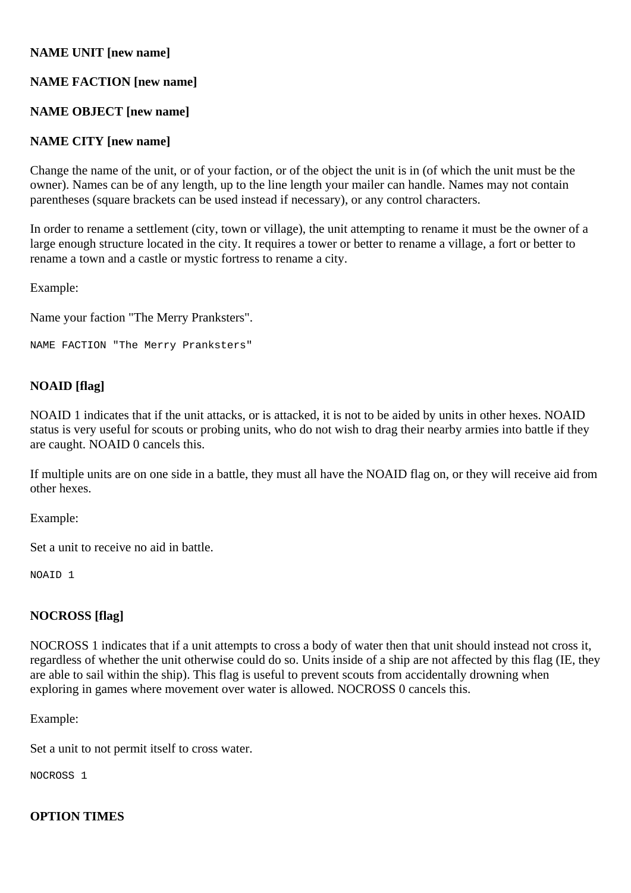**NAME UNIT [new name]**

**NAME FACTION [new name]**

**NAME OBJECT [new name]**

**NAME CITY [new name]**

Change the name of the unit, or of your faction, or of the object the unit is in (of which the unit must be the owner). Names can be of any length, up to the line length your mailer can handle. Names may not contain parentheses (square brackets can be used instead if necessary), or any control characters.

In order to rename a settlement (city, town or village), the unit attempting to rename it must be the owner of a large enough structure located in the city. It requires a tower or better to rename a village, a fort or better to rename a town and a castle or mystic fortress to rename a city.

Example:

Name your faction "The Merry Pranksters".

```
NAME FACTION "The Merry Pranksters"
```

**NOAID [flag]**

NOAID 1 indicates that if the unit attacks, or is attacked, it is not to be aided by units in other hexes. NOAID status is very useful for scouts or probing units, who do not wish to drag their nearby armies into battle if they are caught. NOAID 0 cancels this.

If multiple units are on one side in a battle, they must all have the NOAID flag on, or they will receive aid from other hexes.

Example:

Set a unit to receive no aid in battle.

```
NOAID 1
```

**NOCROSS [flag]**

NOCROSS 1 indicates that if a unit attempts to cross a body of water then that unit should instead not cross it, regardless of whether the unit otherwise could do so. Units inside of a ship are not affected by this flag (IE, they are able to sail within the ship). This flag is useful to prevent scouts from accidentally drowning when exploring in games where movement over water is allowed. NOCROSS 0 cancels this.

Example:

Set a unit to not permit itself to cross water.

```
NOCROSS 1
```

**OPTION TIMES**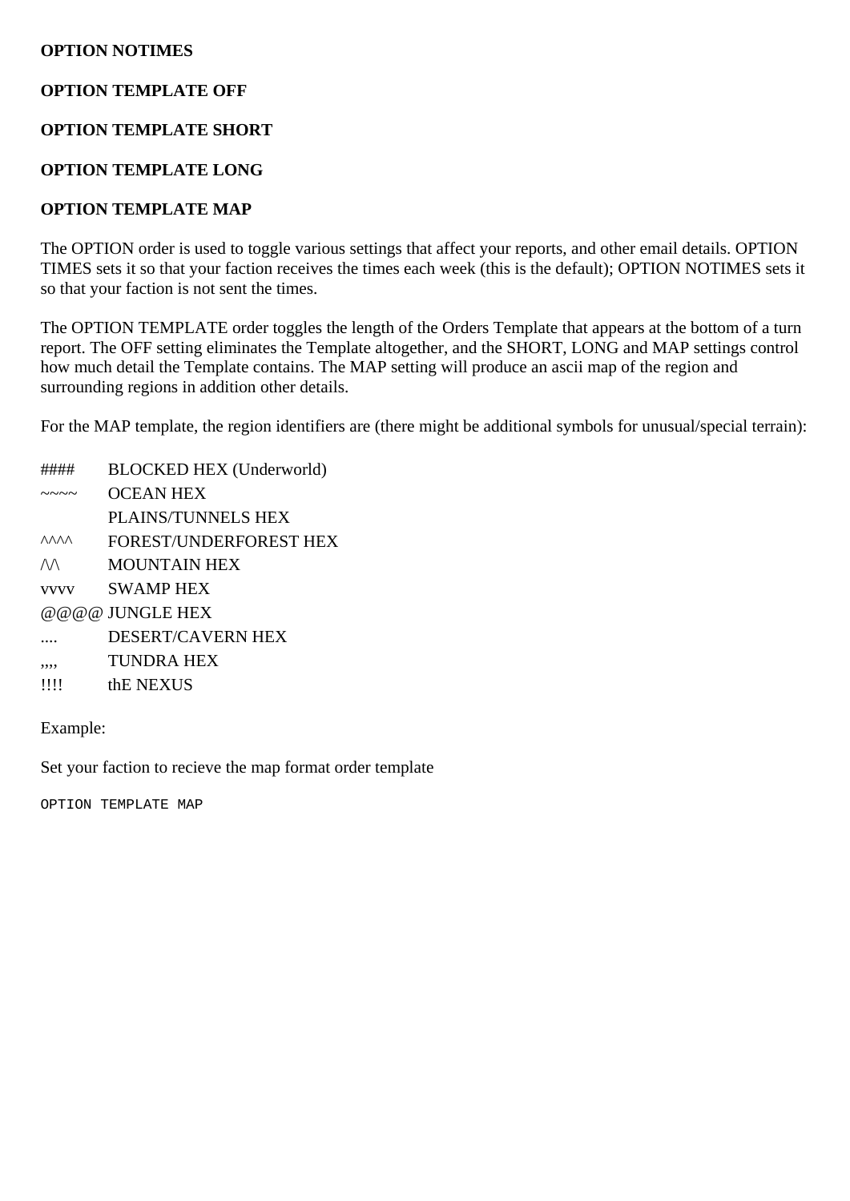**OPTION NOTIMES**

**OPTION TEMPLATE OFF**

**OPTION TEMPLATE SHORT**

**OPTION TEMPLATE LONG**

**OPTION TEMPLATE MAP**

The OPTION order is used to toggle various settings that affect your reports, and other email details. OPTION TIMES sets it so that your faction receives the times each week (this is the default); OPTION NOTIMES sets it so that your faction is not sent the times.

The OPTION TEMPLATE order toggles the length of the Orders Template that appears at the bottom of a turn report. The OFF setting eliminates the Template altogether, and the SHORT, LONG and MAP settings control how much detail the Template contains. The MAP setting will produce an ascii map of the region and surrounding regions in addition other details.

For the MAP template, the region identifiers are (there might be additional symbols for unusual/special terrain):

| | |
|---|---|
| #### | BLOCKED HEX (Underworld) |
| ~~~~ | OCEAN HEX |
| | PLAINS/TUNNELS HEX |
| ^^^^ | FOREST/UNDERFOREST HEX |
| /\/\ | MOUNTAIN HEX |
| vvvv | SWAMP HEX |
| @@@@ | JUNGLE HEX |
| .... | DESERT/CAVERN HEX |
| ,,,, | TUNDRA HEX |
| !!!! | thE NEXUS |

Example:

Set your faction to recieve the map format order template

```
OPTION TEMPLATE MAP
```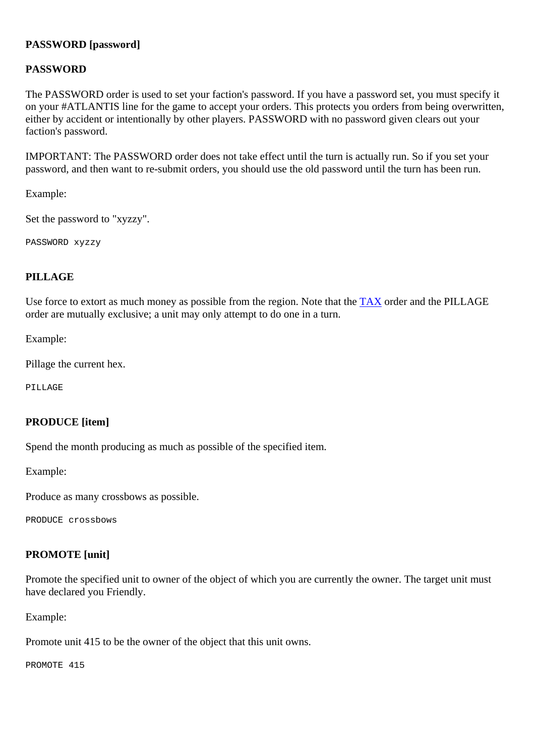**PASSWORD [password]**

**PASSWORD**

The PASSWORD order is used to set your faction's password. If you have a password set, you must specify it on your #ATLANTIS line for the game to accept your orders. This protects you orders from being overwritten, either by accident or intentionally by other players. PASSWORD with no password given clears out your faction's password.

IMPORTANT: The PASSWORD order does not take effect until the turn is actually run. So if you set your password, and then want to re-submit orders, you should use the old password until the turn has been run.

Example:

Set the password to "xyzzy".

```
PASSWORD xyzzy
```

**PILLAGE**

Use force to extort as much money as possible from the region. Note that the TAX order and the PILLAGE order are mutually exclusive; a unit may only attempt to do one in a turn.

Example:

Pillage the current hex.

```
PILLAGE
```

**PRODUCE [item]**

Spend the month producing as much as possible of the specified item.

Example:

Produce as many crossbows as possible.

```
PRODUCE crossbows
```

**PROMOTE [unit]**

Promote the specified unit to owner of the object of which you are currently the owner. The target unit must have declared you Friendly.

Example:

Promote unit 415 to be the owner of the object that this unit owns.

```
PROMOTE 415
```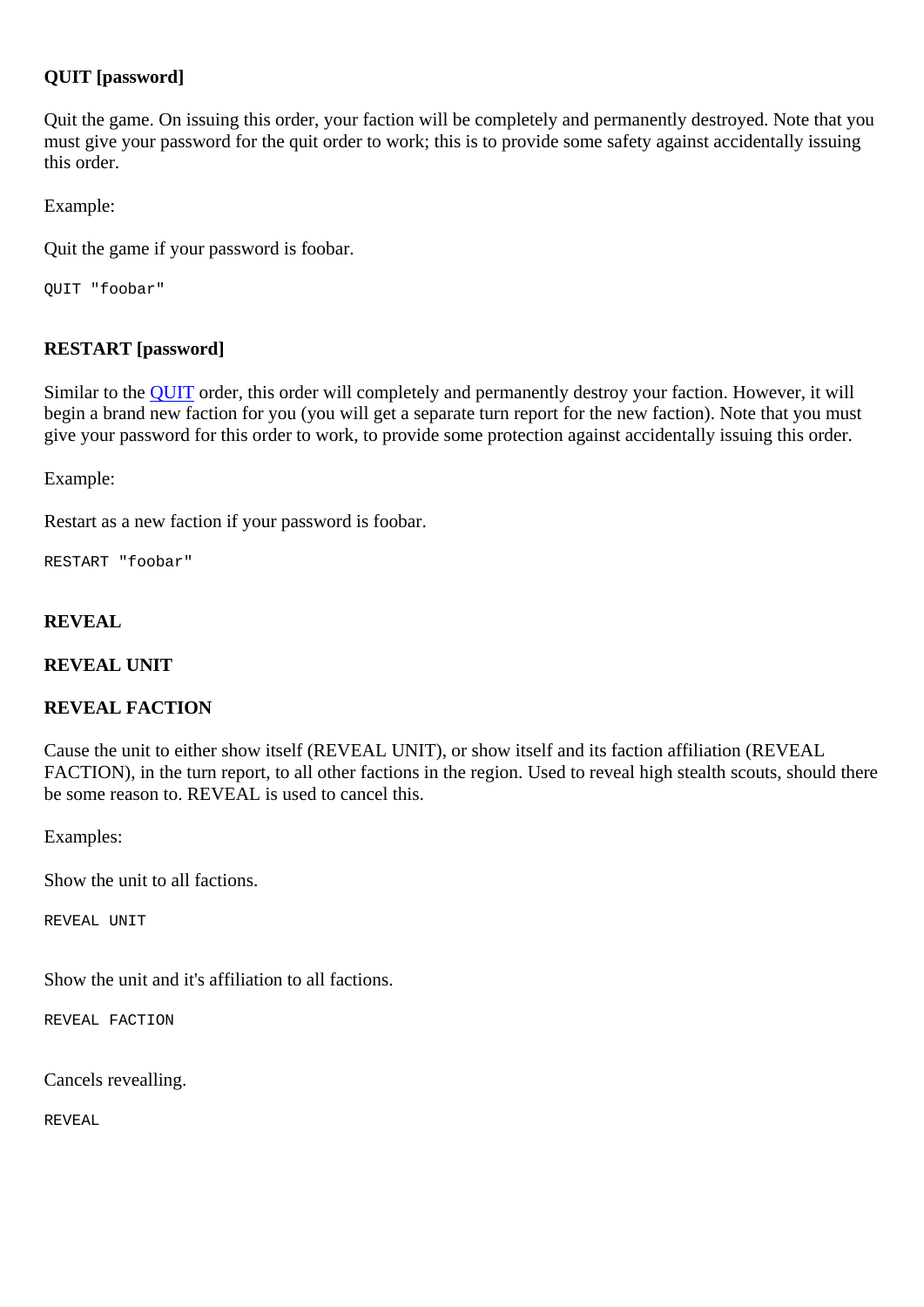**QUIT [password]**

Quit the game. On issuing this order, your faction will be completely and permanently destroyed. Note that you must give your password for the quit order to work; this is to provide some safety against accidentally issuing this order.

Example:

Quit the game if your password is foobar.

```
QUIT "foobar"
```

**RESTART [password]**

Similar to the QUIT order, this order will completely and permanently destroy your faction. However, it will begin a brand new faction for you (you will get a separate turn report for the new faction). Note that you must give your password for this order to work, to provide some protection against accidentally issuing this order.

Example:

Restart as a new faction if your password is foobar.

```
RESTART "foobar"
```

**REVEAL**

**REVEAL UNIT**

**REVEAL FACTION**

Cause the unit to either show itself (REVEAL UNIT), or show itself and its faction affiliation (REVEAL FACTION), in the turn report, to all other factions in the region. Used to reveal high stealth scouts, should there be some reason to. REVEAL is used to cancel this.

Examples:

Show the unit to all factions.

```
REVEAL UNIT
```

Show the unit and it's affiliation to all factions.

```
REVEAL FACTION
```

Cancels revealling.

```
REVEAL
```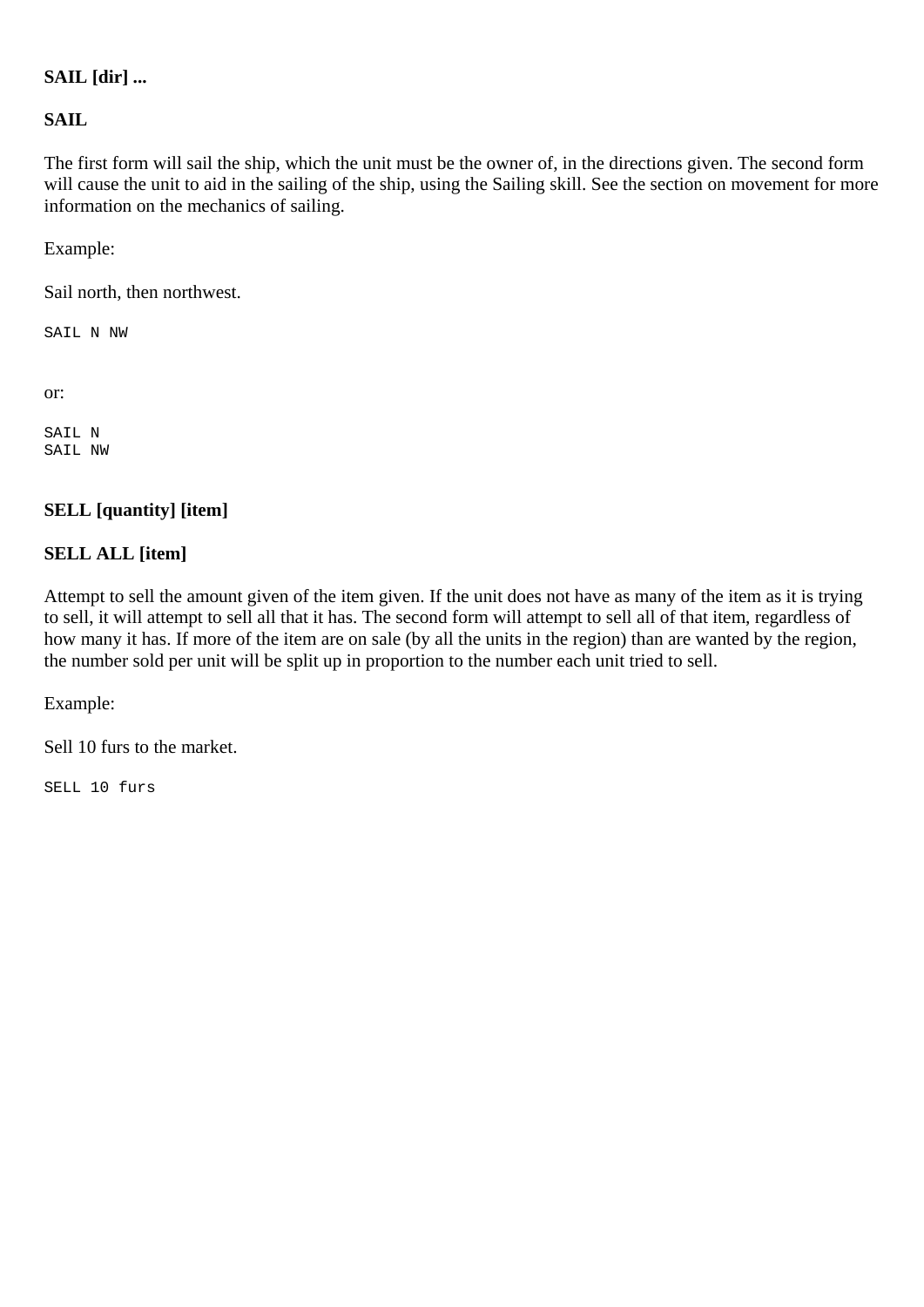**SAIL [dir] ...**

**SAIL**

The first form will sail the ship, which the unit must be the owner of, in the directions given. The second form will cause the unit to aid in the sailing of the ship, using the Sailing skill. See the section on movement for more information on the mechanics of sailing.

Example:

Sail north, then northwest.

```
SAIL N NW
```

or:

```
SAIL N
SAIL NW
```

**SELL [quantity] [item]**

**SELL ALL [item]**

Attempt to sell the amount given of the item given. If the unit does not have as many of the item as it is trying to sell, it will attempt to sell all that it has. The second form will attempt to sell all of that item, regardless of how many it has. If more of the item are on sale (by all the units in the region) than are wanted by the region, the number sold per unit will be split up in proportion to the number each unit tried to sell.

Example:

Sell 10 furs to the market.

```
SELL 10 furs
```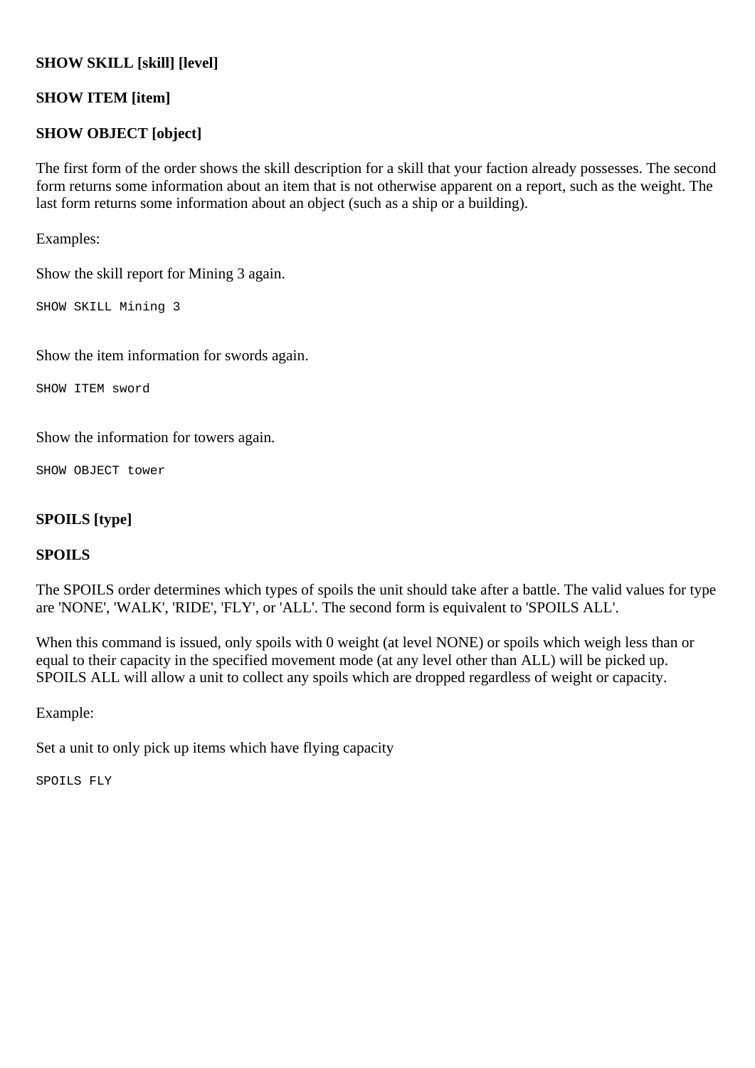**SHOW SKILL [skill] [level]**

**SHOW ITEM [item]**

**SHOW OBJECT [object]**

The first form of the order shows the skill description for a skill that your faction already possesses. The second form returns some information about an item that is not otherwise apparent on a report, such as the weight. The last form returns some information about an object (such as a ship or a building).

Examples:

Show the skill report for Mining 3 again.

```
SHOW SKILL Mining 3
```

Show the item information for swords again.

```
SHOW ITEM sword
```

Show the information for towers again.

```
SHOW OBJECT tower
```

**SPOILS [type]**

**SPOILS**

The SPOILS order determines which types of spoils the unit should take after a battle. The valid values for type are 'NONE', 'WALK', 'RIDE', 'FLY', or 'ALL'. The second form is equivalent to 'SPOILS ALL'.

When this command is issued, only spoils with 0 weight (at level NONE) or spoils which weigh less than or equal to their capacity in the specified movement mode (at any level other than ALL) will be picked up. SPOILS ALL will allow a unit to collect any spoils which are dropped regardless of weight or capacity.

Example:

Set a unit to only pick up items which have flying capacity

```
SPOILS FLY
```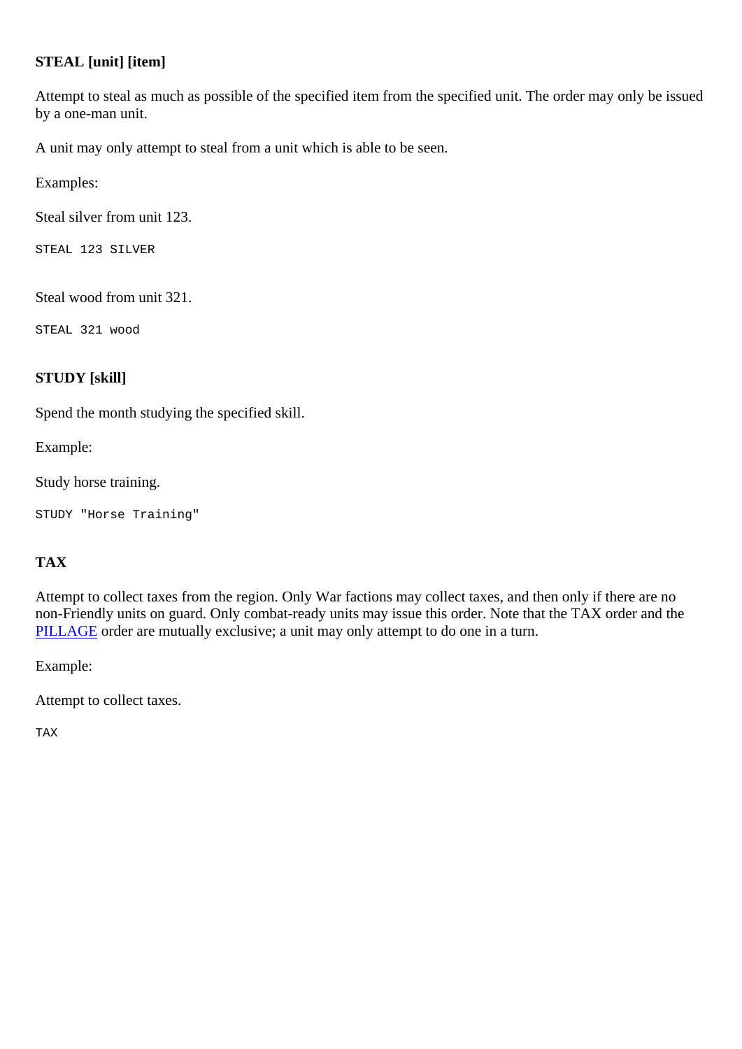**STEAL [unit] [item]**

Attempt to steal as much as possible of the specified item from the specified unit. The order may only be issued by a one-man unit.

A unit may only attempt to steal from a unit which is able to be seen.

Examples:

Steal silver from unit 123.

```
STEAL 123 SILVER
```

Steal wood from unit 321.

```
STEAL 321 wood
```

**STUDY [skill]**

Spend the month studying the specified skill.

Example:

Study horse training.

```
STUDY "Horse Training"
```

**TAX**

Attempt to collect taxes from the region. Only War factions may collect taxes, and then only if there are no non-Friendly units on guard. Only combat-ready units may issue this order. Note that the TAX order and the PILLAGE order are mutually exclusive; a unit may only attempt to do one in a turn.

Example:

Attempt to collect taxes.

```
TAX
```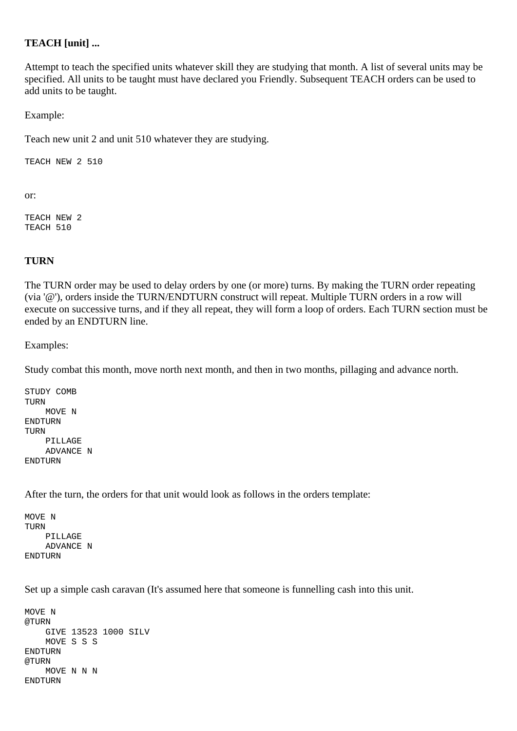**TEACH [unit] ...**

Attempt to teach the specified units whatever skill they are studying that month. A list of several units may be specified. All units to be taught must have declared you Friendly. Subsequent TEACH orders can be used to add units to be taught.

Example:

Teach new unit 2 and unit 510 whatever they are studying.

```
TEACH NEW 2 510
```

or:

```
TEACH NEW 2
TEACH 510
```

**TURN**

The TURN order may be used to delay orders by one (or more) turns. By making the TURN order repeating (via '@'), orders inside the TURN/ENDTURN construct will repeat. Multiple TURN orders in a row will execute on successive turns, and if they all repeat, they will form a loop of orders. Each TURN section must be ended by an ENDTURN line.

Examples:

Study combat this month, move north next month, and then in two months, pillaging and advance north.

```
STUDY COMB
TURN
    MOVE N
ENDTURN
TURN
    PILLAGE
    ADVANCE N
ENDTURN
```

After the turn, the orders for that unit would look as follows in the orders template:

```
MOVE N
TURN
    PILLAGE
    ADVANCE N
ENDTURN
```

Set up a simple cash caravan (It's assumed here that someone is funnelling cash into this unit.

```
MOVE N
@TURN
    GIVE 13523 1000 SILV
    MOVE S S S
ENDTURN
@TURN
    MOVE N N N
ENDTURN
```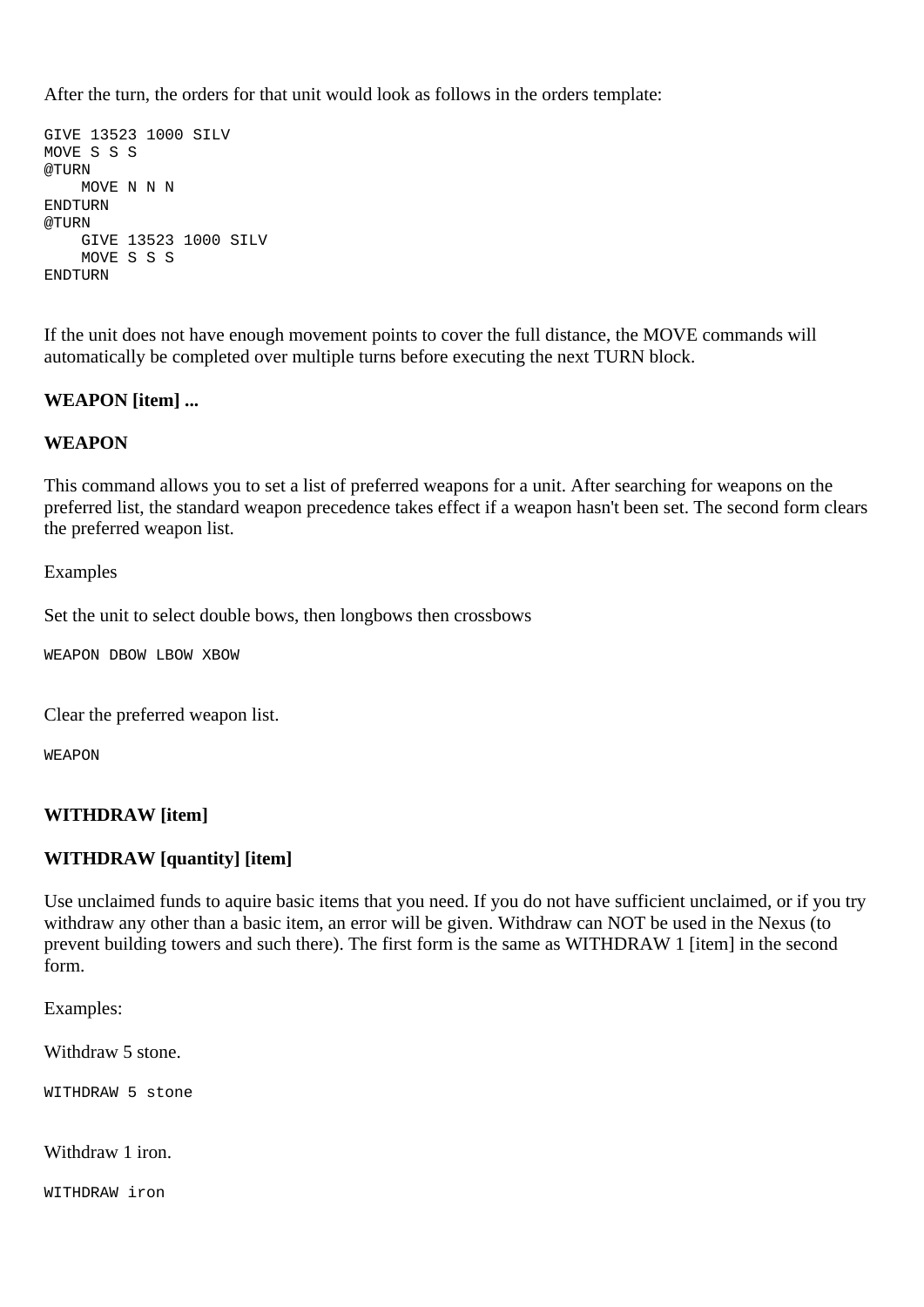After the turn, the orders for that unit would look as follows in the orders template:

```
GIVE 13523 1000 SILV
MOVE S S S
@TURN
    MOVE N N N
ENDTURN
@TURN
    GIVE 13523 1000 SILV
    MOVE S S S
ENDTURN
```

If the unit does not have enough movement points to cover the full distance, the MOVE commands will automatically be completed over multiple turns before executing the next TURN block.

**WEAPON [item] ...**

**WEAPON**

This command allows you to set a list of preferred weapons for a unit. After searching for weapons on the preferred list, the standard weapon precedence takes effect if a weapon hasn't been set. The second form clears the preferred weapon list.

Examples

Set the unit to select double bows, then longbows then crossbows

```
WEAPON DBOW LBOW XBOW
```

Clear the preferred weapon list.

```
WEAPON
```

**WITHDRAW [item]**

**WITHDRAW [quantity] [item]**

Use unclaimed funds to aquire basic items that you need. If you do not have sufficient unclaimed, or if you try withdraw any other than a basic item, an error will be given. Withdraw can NOT be used in the Nexus (to prevent building towers and such there). The first form is the same as WITHDRAW 1 [item] in the second form.

Examples:

Withdraw 5 stone.

```
WITHDRAW 5 stone
```

Withdraw 1 iron.

```
WITHDRAW iron
```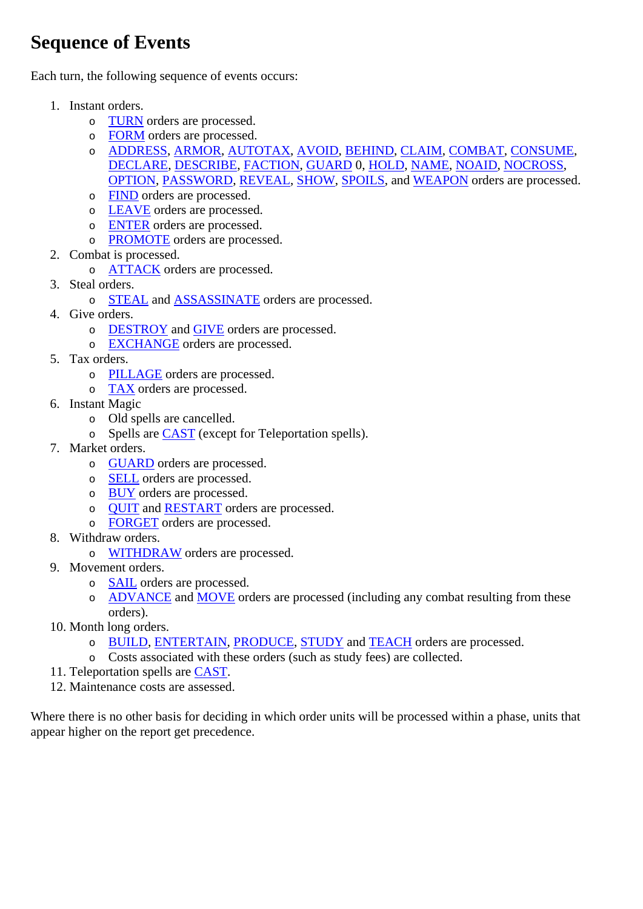# Sequence of Events

Each turn, the following sequence of events occurs:

1. Instant orders.
   - TURN orders are processed.
   - FORM orders are processed.
   - ADDRESS, ARMOR, AUTOTAX, AVOID, BEHIND, CLAIM, COMBAT, CONSUME, DECLARE, DESCRIBE, FACTION, GUARD 0, HOLD, NAME, NOAID, NOCROSS, OPTION, PASSWORD, REVEAL, SHOW, SPOILS, and WEAPON orders are processed.
   - FIND orders are processed.
   - LEAVE orders are processed.
   - ENTER orders are processed.
   - PROMOTE orders are processed.
2. Combat is processed.
   - ATTACK orders are processed.
3. Steal orders.
   - STEAL and ASSASSINATE orders are processed.
4. Give orders.
   - DESTROY and GIVE orders are processed.
   - EXCHANGE orders are processed.
5. Tax orders.
   - PILLAGE orders are processed.
   - TAX orders are processed.
6. Instant Magic
   - Old spells are cancelled.
   - Spells are CAST (except for Teleportation spells).
7. Market orders.
   - GUARD orders are processed.
   - SELL orders are processed.
   - BUY orders are processed.
   - QUIT and RESTART orders are processed.
   - FORGET orders are processed.
8. Withdraw orders.
   - WITHDRAW orders are processed.
9. Movement orders.
   - SAIL orders are processed.
   - ADVANCE and MOVE orders are processed (including any combat resulting from these orders).
10. Month long orders.
    - BUILD, ENTERTAIN, PRODUCE, STUDY and TEACH orders are processed.
    - Costs associated with these orders (such as study fees) are collected.
11. Teleportation spells are CAST.
12. Maintenance costs are assessed.

Where there is no other basis for deciding in which order units will be processed within a phase, units that appear higher on the report get precedence.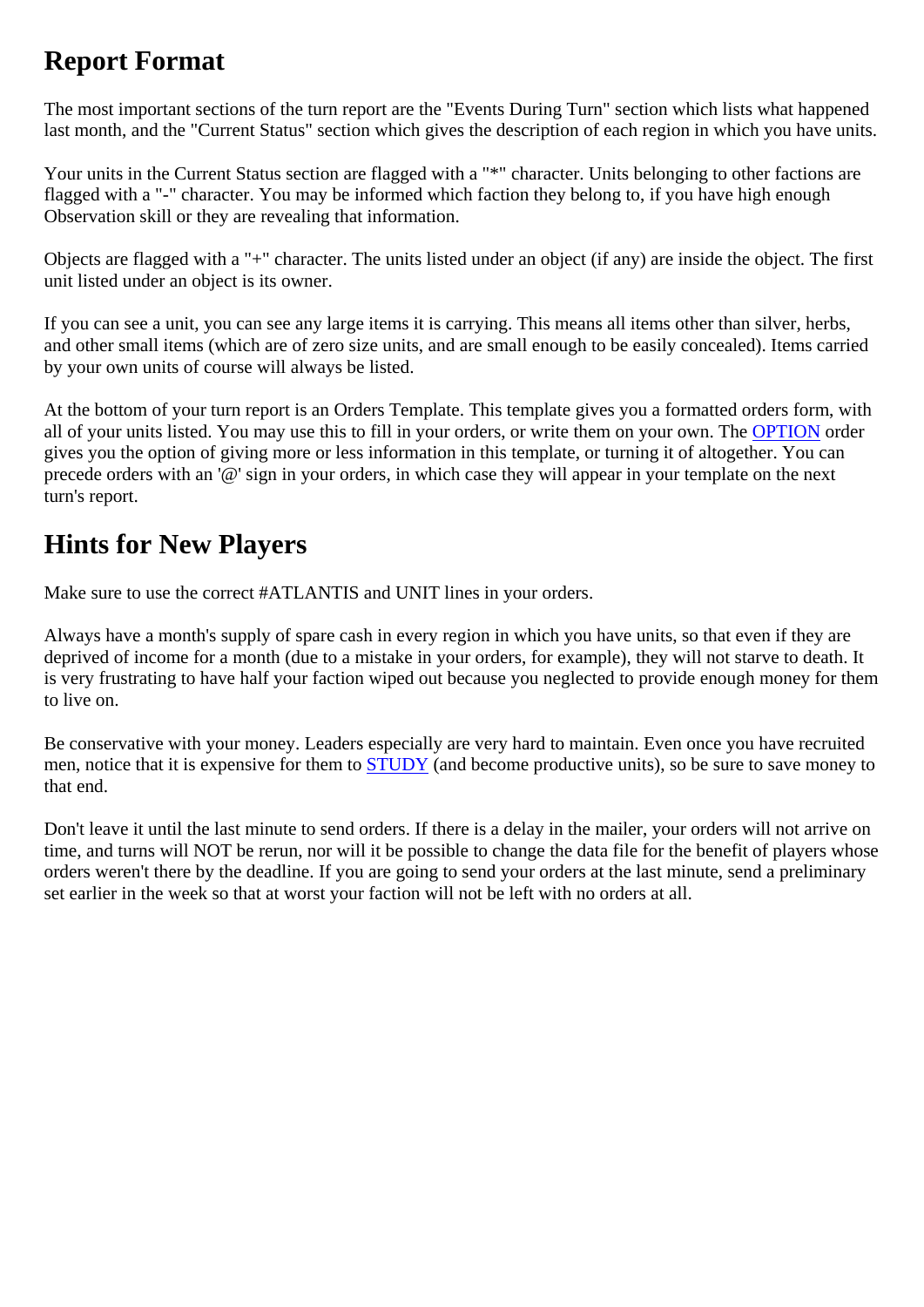## Report Format

The most important sections of the turn report are the "Events During Turn" section which lists what happened last month, and the "Current Status" section which gives the description of each region in which you have units.

Your units in the Current Status section are flagged with a "*" character. Units belonging to other factions are flagged with a "-" character. You may be informed which faction they belong to, if you have high enough Observation skill or they are revealing that information.

Objects are flagged with a "+" character. The units listed under an object (if any) are inside the object. The first unit listed under an object is its owner.

If you can see a unit, you can see any large items it is carrying. This means all items other than silver, herbs, and other small items (which are of zero size units, and are small enough to be easily concealed). Items carried by your own units of course will always be listed.

At the bottom of your turn report is an Orders Template. This template gives you a formatted orders form, with all of your units listed. You may use this to fill in your orders, or write them on your own. The OPTION order gives you the option of giving more or less information in this template, or turning it of altogether. You can precede orders with an '@' sign in your orders, in which case they will appear in your template on the next turn's report.

## Hints for New Players

Make sure to use the correct #ATLANTIS and UNIT lines in your orders.

Always have a month's supply of spare cash in every region in which you have units, so that even if they are deprived of income for a month (due to a mistake in your orders, for example), they will not starve to death. It is very frustrating to have half your faction wiped out because you neglected to provide enough money for them to live on.

Be conservative with your money. Leaders especially are very hard to maintain. Even once you have recruited men, notice that it is expensive for them to STUDY (and become productive units), so be sure to save money to that end.

Don't leave it until the last minute to send orders. If there is a delay in the mailer, your orders will not arrive on time, and turns will NOT be rerun, nor will it be possible to change the data file for the benefit of players whose orders weren't there by the deadline. If you are going to send your orders at the last minute, send a preliminary set earlier in the week so that at worst your faction will not be left with no orders at all.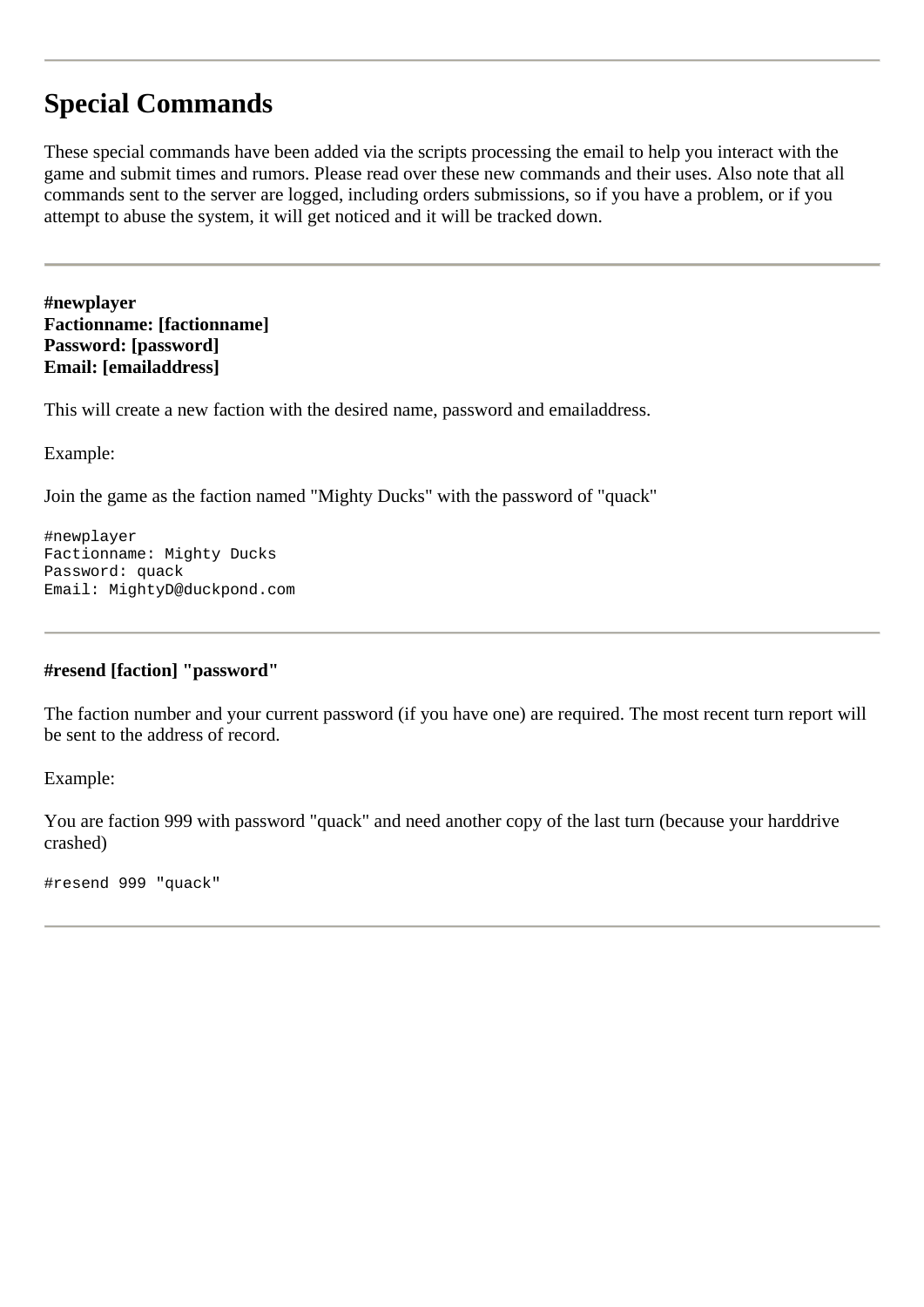---

## Special Commands

These special commands have been added via the scripts processing the email to help you interact with the game and submit times and rumors. Please read over these new commands and their uses. Also note that all commands sent to the server are logged, including orders submissions, so if you have a problem, or if you attempt to abuse the system, it will get noticed and it will be tracked down.

---

**#newplayer**
**Factionname: [factionname]**
**Password: [password]**
**Email: [emailaddress]**

This will create a new faction with the desired name, password and emailaddress.

Example:

Join the game as the faction named "Mighty Ducks" with the password of "quack"

```
#newplayer
Factionname: Mighty Ducks
Password: quack
Email: MightyD@duckpond.com
```

---

**#resend [faction] "password"**

The faction number and your current password (if you have one) are required. The most recent turn report will be sent to the address of record.

Example:

You are faction 999 with password "quack" and need another copy of the last turn (because your harddrive crashed)

```
#resend 999 "quack"
```

---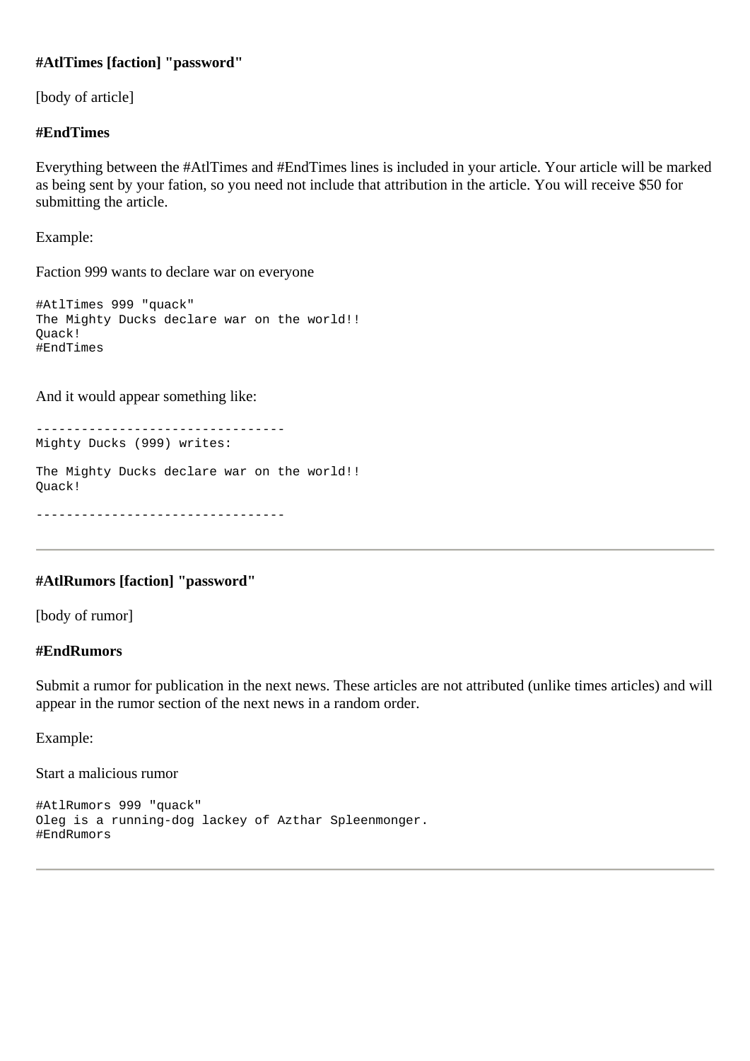**#AtlTimes [faction] "password"**

[body of article]

**#EndTimes**

Everything between the #AtlTimes and #EndTimes lines is included in your article. Your article will be marked as being sent by your fation, so you need not include that attribution in the article. You will receive $50 for submitting the article.

Example:

Faction 999 wants to declare war on everyone

```
#AtlTimes 999 "quack"
The Mighty Ducks declare war on the world!!
Quack!
#EndTimes
```

And it would appear something like:

```
---------------------------------
Mighty Ducks (999) writes:

The Mighty Ducks declare war on the world!!
Quack!

---------------------------------
```

---

**#AtlRumors [faction] "password"**

[body of rumor]

**#EndRumors**

Submit a rumor for publication in the next news. These articles are not attributed (unlike times articles) and will appear in the rumor section of the next news in a random order.

Example:

Start a malicious rumor

```
#AtlRumors 999 "quack"
Oleg is a running-dog lackey of Azthar Spleenmonger.
#EndRumors
```

---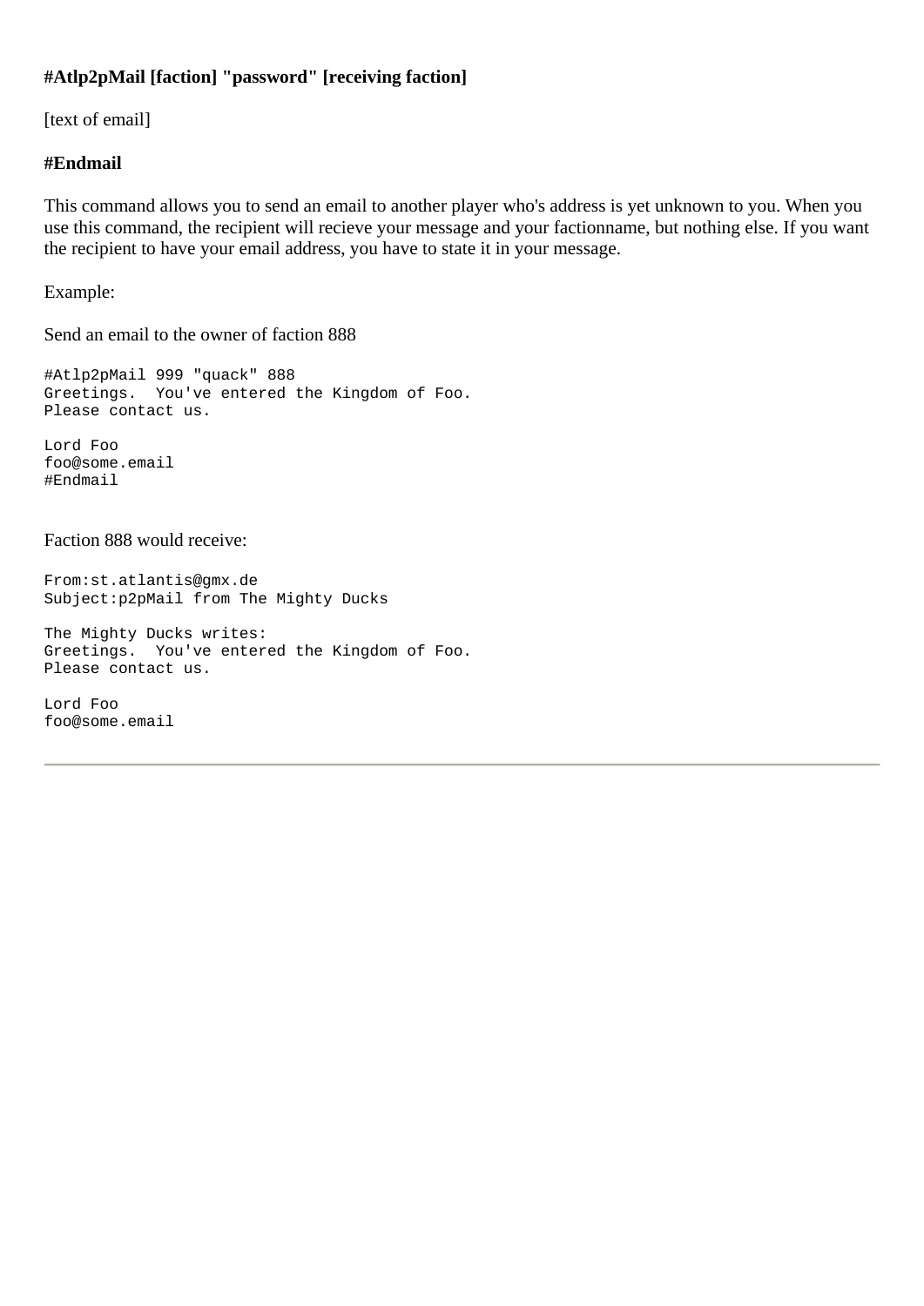**#Atlp2pMail [faction] "password" [receiving faction]**

[text of email]

**#Endmail**

This command allows you to send an email to another player who's address is yet unknown to you. When you use this command, the recipient will recieve your message and your factionname, but nothing else. If you want the recipient to have your email address, you have to state it in your message.

Example:

Send an email to the owner of faction 888

```
#Atlp2pMail 999 "quack" 888
Greetings.  You've entered the Kingdom of Foo.
Please contact us.

Lord Foo
foo@some.email
#Endmail
```

Faction 888 would receive:

```
From:st.atlantis@gmx.de
Subject:p2pMail from The Mighty Ducks

The Mighty Ducks writes:
Greetings.  You've entered the Kingdom of Foo.
Please contact us.

Lord Foo
foo@some.email
```

---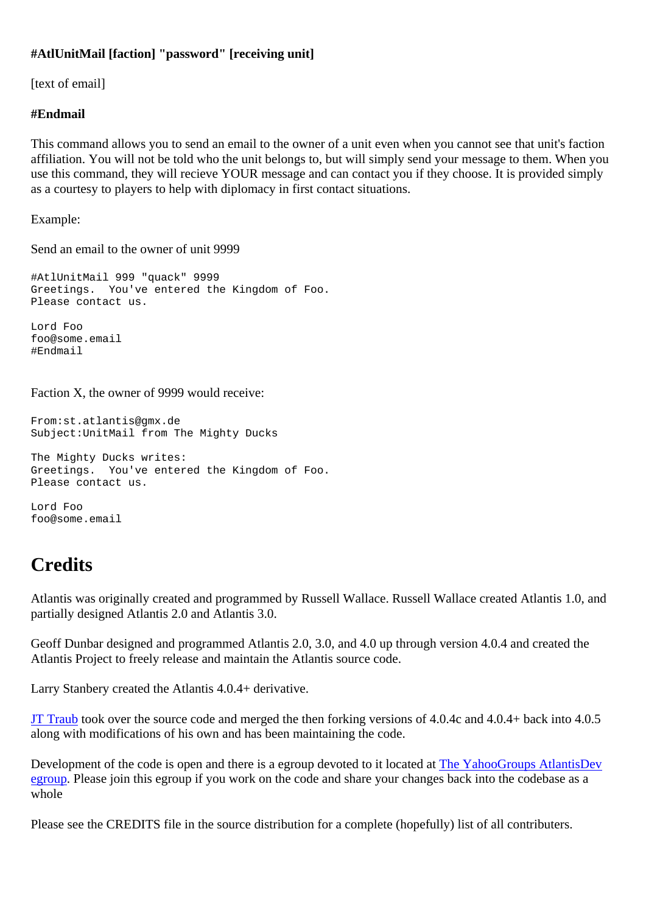**#AtlUnitMail [faction] "password" [receiving unit]**

[text of email]

**#Endmail**

This command allows you to send an email to the owner of a unit even when you cannot see that unit's faction affiliation. You will not be told who the unit belongs to, but will simply send your message to them. When you use this command, they will recieve YOUR message and can contact you if they choose. It is provided simply as a courtesy to players to help with diplomacy in first contact situations.

Example:

Send an email to the owner of unit 9999

```
#AtlUnitMail 999 "quack" 9999
Greetings.  You've entered the Kingdom of Foo.
Please contact us.

Lord Foo
foo@some.email
#Endmail
```

Faction X, the owner of 9999 would receive:

```
From:st.atlantis@gmx.de
Subject:UnitMail from The Mighty Ducks

The Mighty Ducks writes:
Greetings.  You've entered the Kingdom of Foo.
Please contact us.

Lord Foo
foo@some.email
```

## Credits

Atlantis was originally created and programmed by Russell Wallace. Russell Wallace created Atlantis 1.0, and partially designed Atlantis 2.0 and Atlantis 3.0.

Geoff Dunbar designed and programmed Atlantis 2.0, 3.0, and 4.0 up through version 4.0.4 and created the Atlantis Project to freely release and maintain the Atlantis source code.

Larry Stanbery created the Atlantis 4.0.4+ derivative.

JT Traub took over the source code and merged the then forking versions of 4.0.4c and 4.0.4+ back into 4.0.5 along with modifications of his own and has been maintaining the code.

Development of the code is open and there is a egroup devoted to it located at The YahooGroups AtlantisDev egroup. Please join this egroup if you work on the code and share your changes back into the codebase as a whole

Please see the CREDITS file in the source distribution for a complete (hopefully) list of all contributers.